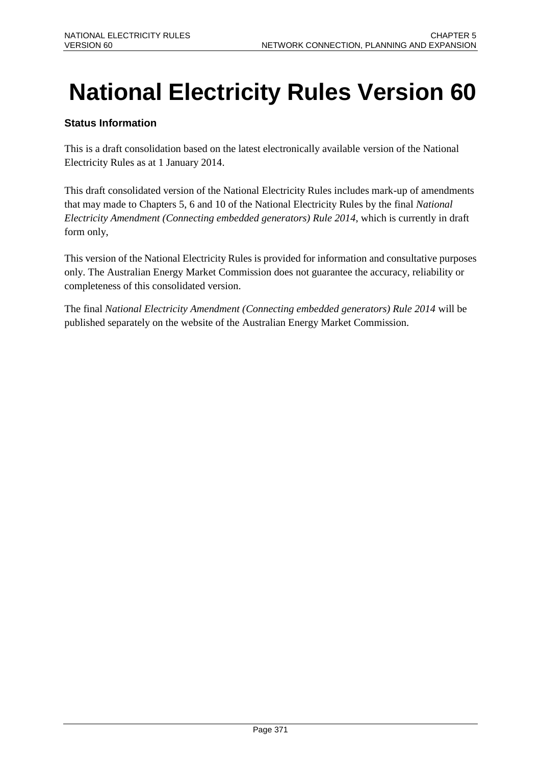# National Electricity Rules Version 60

### Status Information

This is a draft consolidation based on the latest electronically available version of the National Electricity Rules as at 1 January 2014.

This draft consolidated version of the National Electricity Rules includes mark-up of amendments that may made to Chapters 5, 6 and 10 of the National Electricity Rules by the final *National Electricity Amendment (Connecting embedded generators) Rule 2014*, which is currently in draft form only,

This version of the National Electricity Rules is provided for information and consultative purposes only. The Australian Energy Market Commission does not guarantee the accuracy, reliability or completeness of this consolidated version.

The final *National Electricity Amendment (Connecting embedded generators) Rule 2014* will be published separately on the website of the Australian Energy Market Commission.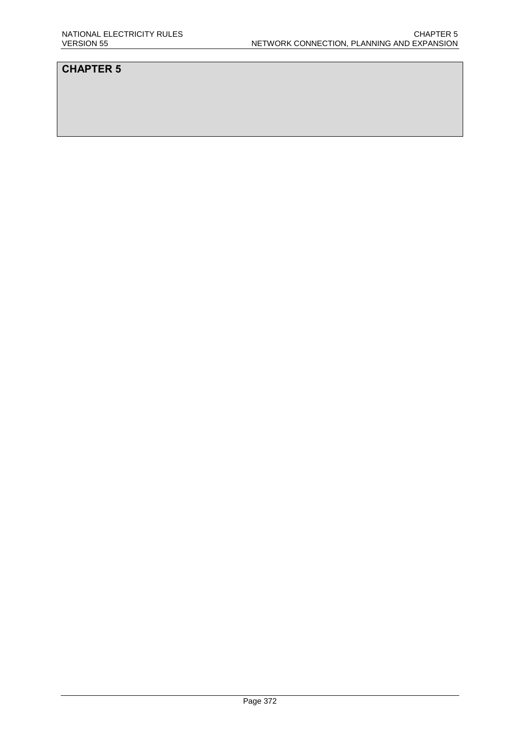# CHAPTER 5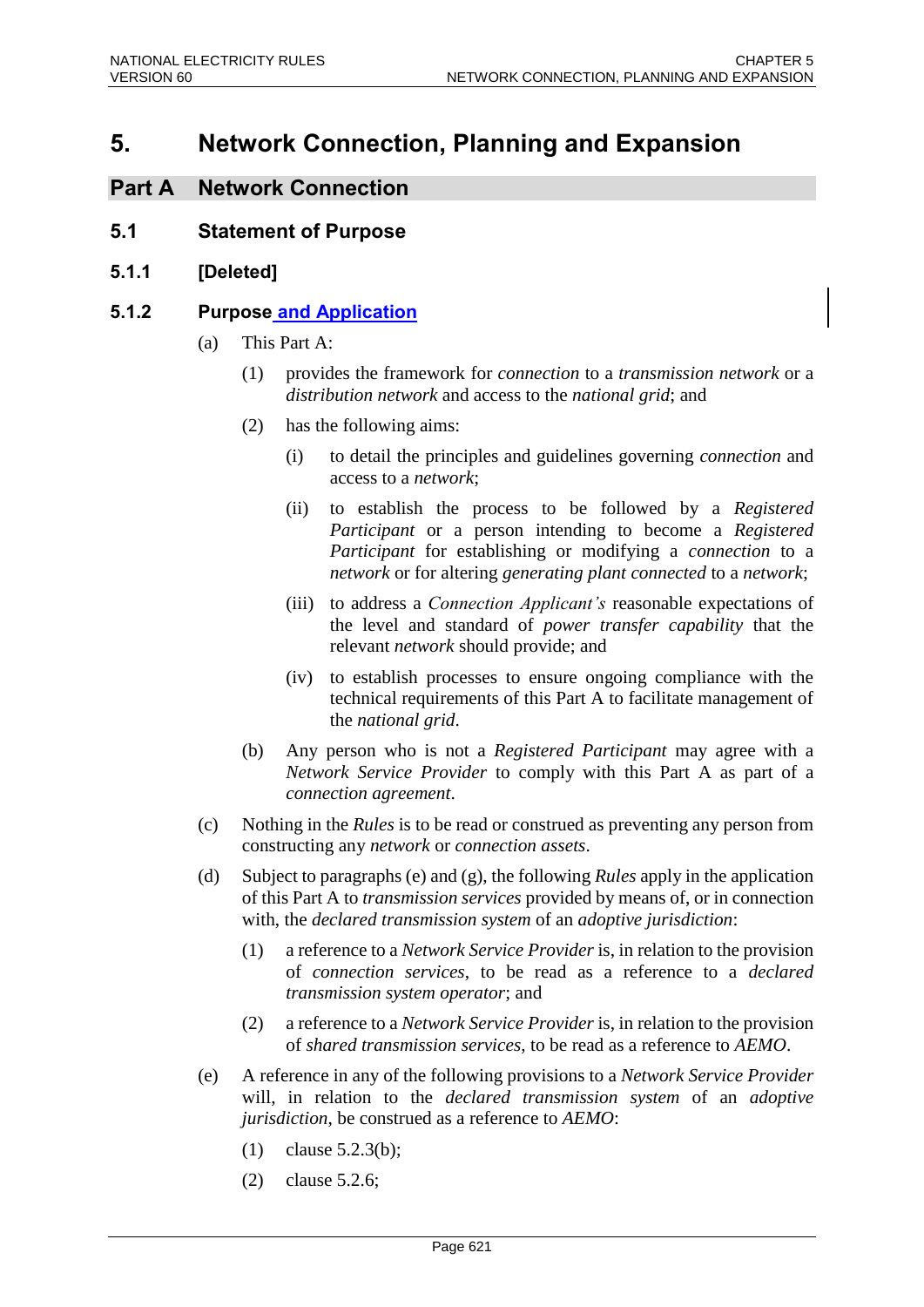# 5. Network Connection, Planning and Expansion

## Part A Network Connection

### 5.1 Statement of Purpose

#### 5.1.1 [Deleted]

#### 5.1.2 Purpose and Application

(a) This Part A:

(1) provides the framework for *connection* to a *transmission network* or a *distribution network* and access to the *national grid*; and

(2) has the following aims:

(i) to detail the principles and guidelines governing *connection* and access to a *network*;

(ii) to establish the process to be followed by a *Registered Participant* or a person intending to become a *Registered Participant* for establishing or modifying a *connection* to a *network* or for altering *generating plant connected* to a *network*;

(iii) to address a *Connection Applicant's* reasonable expectations of the level and standard of *power transfer capability* that the relevant *network* should provide; and

(iv) to establish processes to ensure ongoing compliance with the technical requirements of this Part A to facilitate management of the *national grid*.

(b) Any person who is not a *Registered Participant* may agree with a *Network Service Provider* to comply with this Part A as part of a *connection agreement*.

(c) Nothing in the *Rules* is to be read or construed as preventing any person from constructing any *network* or *connection assets*.

(d) Subject to paragraphs (e) and (g), the following *Rules* apply in the application of this Part A to *transmission services* provided by means of, or in connection with, the *declared transmission system* of an *adoptive jurisdiction*:

(1) a reference to a *Network Service Provider* is, in relation to the provision of *connection services*, to be read as a reference to a *declared transmission system operator*; and

(2) a reference to a *Network Service Provider* is, in relation to the provision of *shared transmission services*, to be read as a reference to *AEMO*.

(e) A reference in any of the following provisions to a *Network Service Provider* will, in relation to the *declared transmission system* of an *adoptive jurisdiction*, be construed as a reference to *AEMO*:

(1) clause 5.2.3(b);

(2) clause 5.2.6;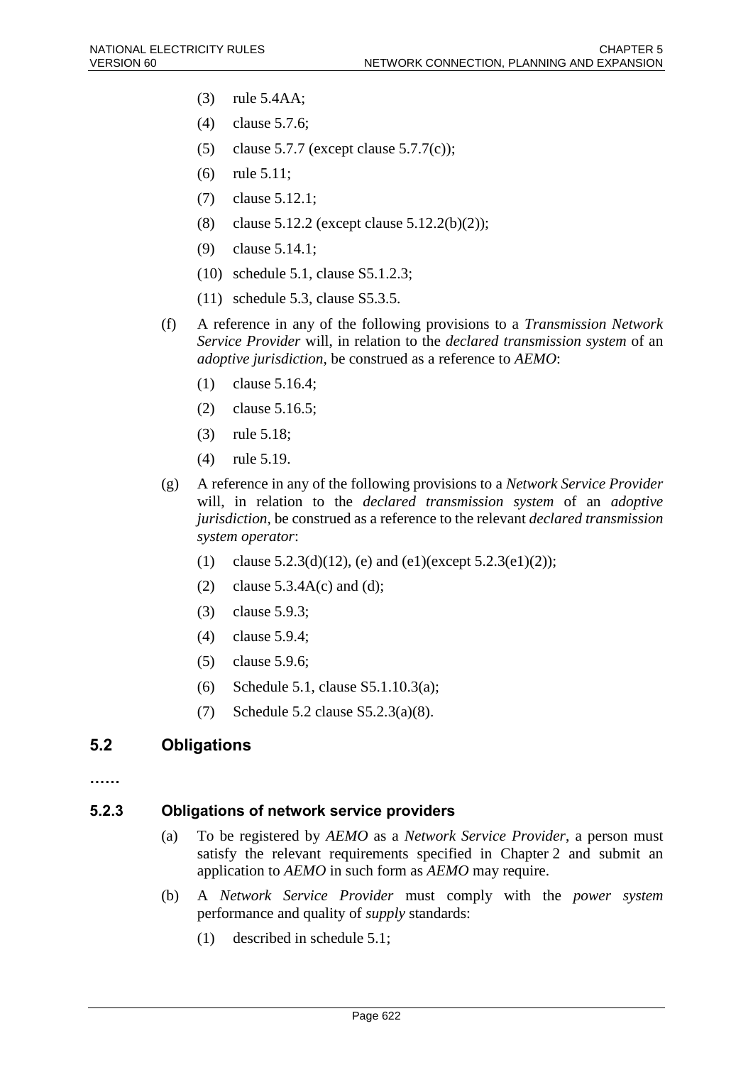(3) rule 5.4AA;

(4) clause 5.7.6;

(5) clause 5.7.7 (except clause 5.7.7(c));

(6) rule 5.11;

(7) clause 5.12.1;

(8) clause 5.12.2 (except clause 5.12.2(b)(2));

(9) clause 5.14.1;

(10) schedule 5.1, clause S5.1.2.3;

(11) schedule 5.3, clause S5.3.5.

(f) A reference in any of the following provisions to a *Transmission Network Service Provider* will, in relation to the *declared transmission system* of an *adoptive jurisdiction*, be construed as a reference to *AEMO*:

(1) clause 5.16.4;

(2) clause 5.16.5;

(3) rule 5.18;

(4) rule 5.19.

(g) A reference in any of the following provisions to a *Network Service Provider* will, in relation to the *declared transmission system* of an *adoptive jurisdiction*, be construed as a reference to the relevant *declared transmission system operator*:

(1) clause 5.2.3(d)(12), (e) and (e1)(except 5.2.3(e1)(2));

(2) clause 5.3.4A(c) and (d);

(3) clause 5.9.3;

(4) clause 5.9.4;

(5) clause 5.9.6;

(6) Schedule 5.1, clause S5.1.10.3(a);

(7) Schedule 5.2 clause S5.2.3(a)(8).

## 5.2 Obligations

**……**

### 5.2.3 Obligations of network service providers

(a) To be registered by *AEMO* as a *Network Service Provider*, a person must satisfy the relevant requirements specified in Chapter 2 and submit an application to *AEMO* in such form as *AEMO* may require.

(b) A *Network Service Provider* must comply with the *power system* performance and quality of *supply* standards:

(1) described in schedule 5.1;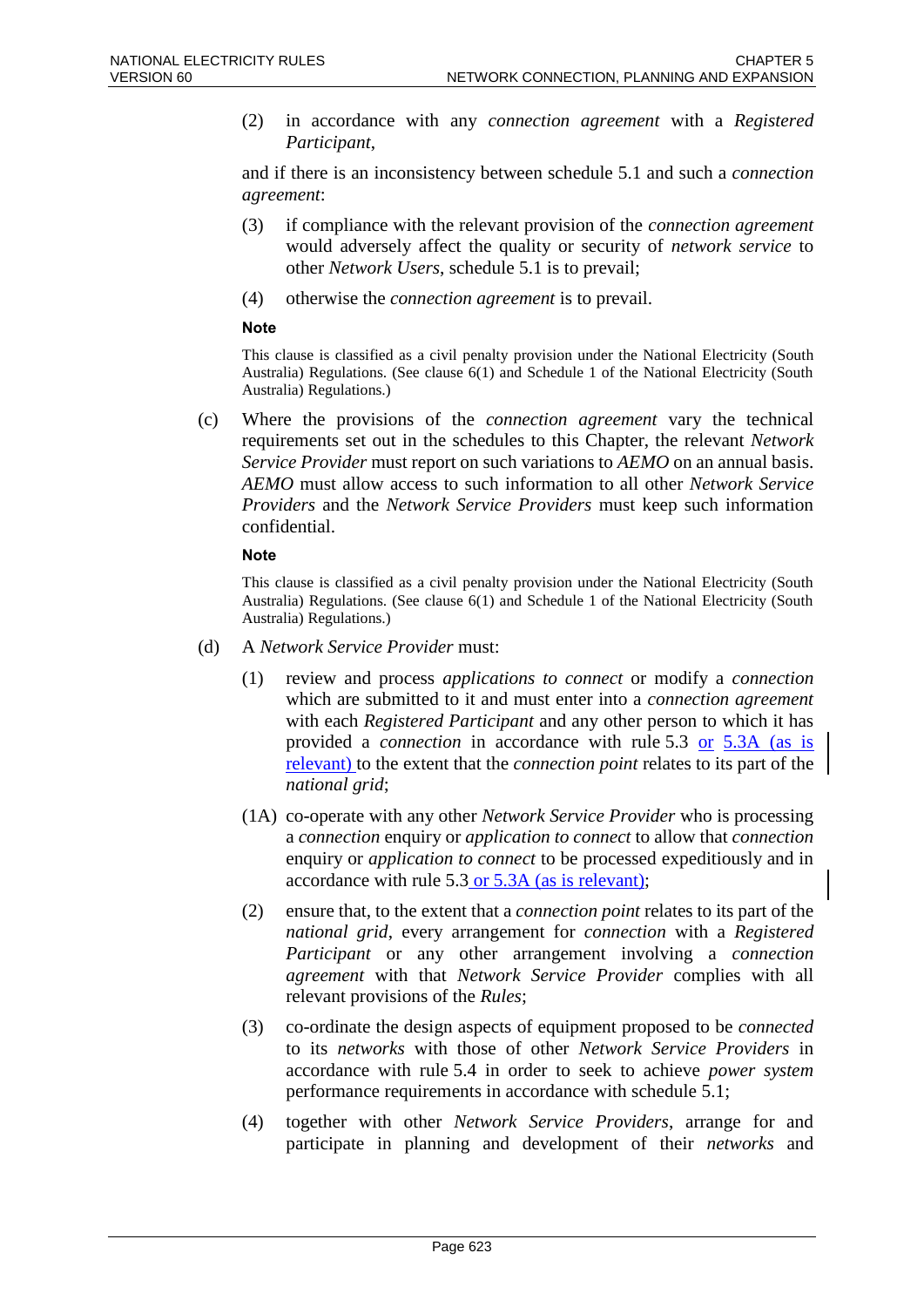(2) in accordance with any *connection agreement* with a *Registered Participant*,

and if there is an inconsistency between schedule 5.1 and such a *connection agreement*:

(3) if compliance with the relevant provision of the *connection agreement* would adversely affect the quality or security of *network service* to other *Network Users*, schedule 5.1 is to prevail;

(4) otherwise the *connection agreement* is to prevail.

**Note**

This clause is classified as a civil penalty provision under the National Electricity (South Australia) Regulations. (See clause 6(1) and Schedule 1 of the National Electricity (South Australia) Regulations.)

(c) Where the provisions of the *connection agreement* vary the technical requirements set out in the schedules to this Chapter, the relevant *Network Service Provider* must report on such variations to *AEMO* on an annual basis. *AEMO* must allow access to such information to all other *Network Service Providers* and the *Network Service Providers* must keep such information confidential.

**Note**

This clause is classified as a civil penalty provision under the National Electricity (South Australia) Regulations. (See clause 6(1) and Schedule 1 of the National Electricity (South Australia) Regulations.)

(d) A *Network Service Provider* must:

(1) review and process *applications to connect* or modify a *connection* which are submitted to it and must enter into a *connection agreement* with each *Registered Participant* and any other person to which it has provided a *connection* in accordance with rule 5.3 or 5.3A (as is relevant) to the extent that the *connection point* relates to its part of the *national grid*;

(1A) co-operate with any other *Network Service Provider* who is processing a *connection* enquiry or *application to connect* to allow that *connection* enquiry or *application to connect* to be processed expeditiously and in accordance with rule 5.3 or 5.3A (as is relevant);

(2) ensure that, to the extent that a *connection point* relates to its part of the *national grid*, every arrangement for *connection* with a *Registered Participant* or any other arrangement involving a *connection agreement* with that *Network Service Provider* complies with all relevant provisions of the *Rules*;

(3) co-ordinate the design aspects of equipment proposed to be *connected* to its *networks* with those of other *Network Service Providers* in accordance with rule 5.4 in order to seek to achieve *power system* performance requirements in accordance with schedule 5.1;

(4) together with other *Network Service Providers*, arrange for and participate in planning and development of their *networks* and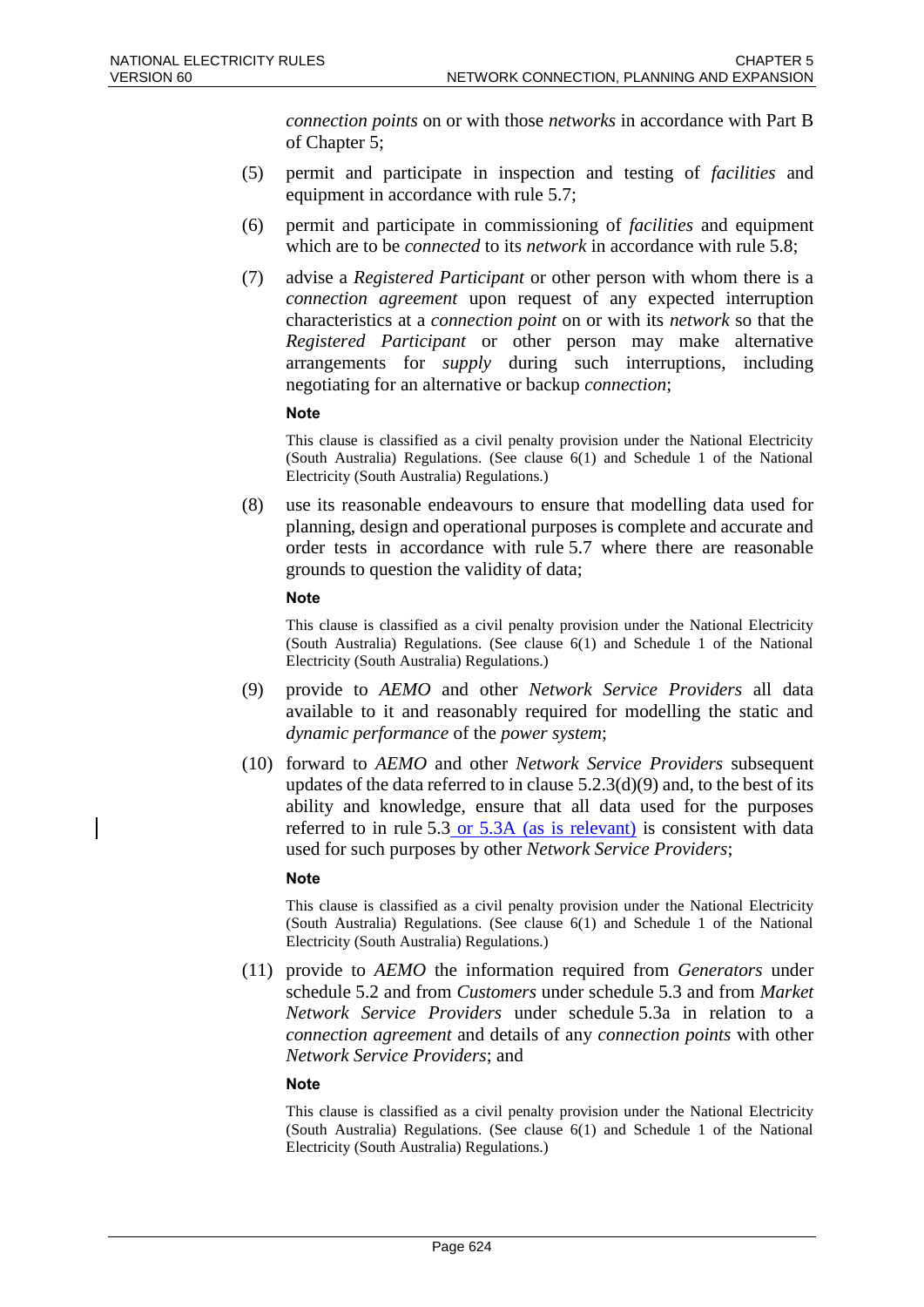*connection points* on or with those *networks* in accordance with Part B of Chapter 5;

(5) permit and participate in inspection and testing of *facilities* and equipment in accordance with rule 5.7;

(6) permit and participate in commissioning of *facilities* and equipment which are to be *connected* to its *network* in accordance with rule 5.8;

(7) advise a *Registered Participant* or other person with whom there is a *connection agreement* upon request of any expected interruption characteristics at a *connection point* on or with its *network* so that the *Registered Participant* or other person may make alternative arrangements for *supply* during such interruptions, including negotiating for an alternative or backup *connection*;

**Note**

This clause is classified as a civil penalty provision under the National Electricity (South Australia) Regulations. (See clause 6(1) and Schedule 1 of the National Electricity (South Australia) Regulations.)

(8) use its reasonable endeavours to ensure that modelling data used for planning, design and operational purposes is complete and accurate and order tests in accordance with rule 5.7 where there are reasonable grounds to question the validity of data;

**Note**

This clause is classified as a civil penalty provision under the National Electricity (South Australia) Regulations. (See clause 6(1) and Schedule 1 of the National Electricity (South Australia) Regulations.)

(9) provide to *AEMO* and other *Network Service Providers* all data available to it and reasonably required for modelling the static and *dynamic performance* of the *power system*;

(10) forward to *AEMO* and other *Network Service Providers* subsequent updates of the data referred to in clause 5.2.3(d)(9) and, to the best of its ability and knowledge, ensure that all data used for the purposes referred to in rule 5.3 or 5.3A (as is relevant) is consistent with data used for such purposes by other *Network Service Providers*;

**Note**

This clause is classified as a civil penalty provision under the National Electricity (South Australia) Regulations. (See clause 6(1) and Schedule 1 of the National Electricity (South Australia) Regulations.)

(11) provide to *AEMO* the information required from *Generators* under schedule 5.2 and from *Customers* under schedule 5.3 and from *Market Network Service Providers* under schedule 5.3a in relation to a *connection agreement* and details of any *connection points* with other *Network Service Providers*; and

**Note**

This clause is classified as a civil penalty provision under the National Electricity (South Australia) Regulations. (See clause 6(1) and Schedule 1 of the National Electricity (South Australia) Regulations.)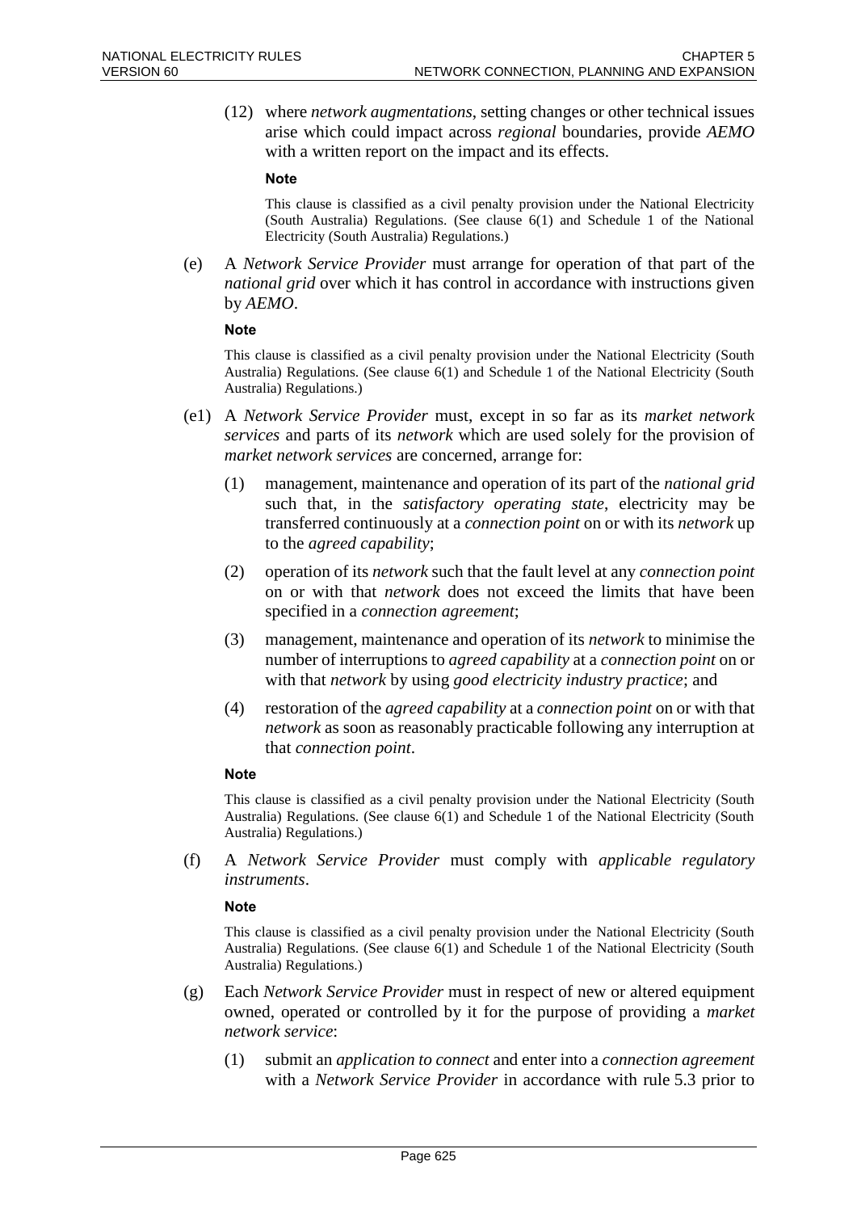(12) where *network augmentations*, setting changes or other technical issues arise which could impact across *regional* boundaries, provide *AEMO* with a written report on the impact and its effects.

**Note**

This clause is classified as a civil penalty provision under the National Electricity (South Australia) Regulations. (See clause 6(1) and Schedule 1 of the National Electricity (South Australia) Regulations.)

(e) A *Network Service Provider* must arrange for operation of that part of the *national grid* over which it has control in accordance with instructions given by *AEMO*.

**Note**

This clause is classified as a civil penalty provision under the National Electricity (South Australia) Regulations. (See clause 6(1) and Schedule 1 of the National Electricity (South Australia) Regulations.)

(e1) A *Network Service Provider* must, except in so far as its *market network services* and parts of its *network* which are used solely for the provision of *market network services* are concerned, arrange for:

(1) management, maintenance and operation of its part of the *national grid* such that, in the *satisfactory operating state*, electricity may be transferred continuously at a *connection point* on or with its *network* up to the *agreed capability*;

(2) operation of its *network* such that the fault level at any *connection point* on or with that *network* does not exceed the limits that have been specified in a *connection agreement*;

(3) management, maintenance and operation of its *network* to minimise the number of interruptions to *agreed capability* at a *connection point* on or with that *network* by using *good electricity industry practice*; and

(4) restoration of the *agreed capability* at a *connection point* on or with that *network* as soon as reasonably practicable following any interruption at that *connection point*.

**Note**

This clause is classified as a civil penalty provision under the National Electricity (South Australia) Regulations. (See clause 6(1) and Schedule 1 of the National Electricity (South Australia) Regulations.)

(f) A *Network Service Provider* must comply with *applicable regulatory instruments*.

**Note**

This clause is classified as a civil penalty provision under the National Electricity (South Australia) Regulations. (See clause 6(1) and Schedule 1 of the National Electricity (South Australia) Regulations.)

(g) Each *Network Service Provider* must in respect of new or altered equipment owned, operated or controlled by it for the purpose of providing a *market network service*:

(1) submit an *application to connect* and enter into a *connection agreement* with a *Network Service Provider* in accordance with rule 5.3 prior to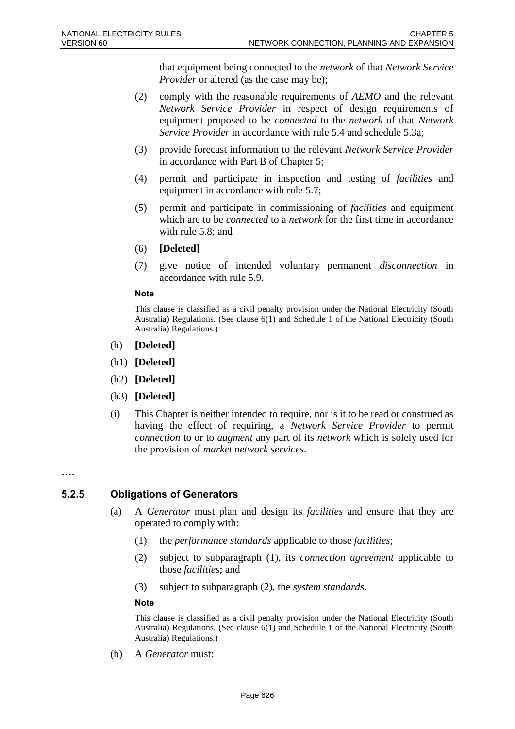that equipment being connected to the *network* of that *Network Service Provider* or altered (as the case may be);

(2) comply with the reasonable requirements of *AEMO* and the relevant *Network Service Provider* in respect of design requirements of equipment proposed to be *connected* to the *network* of that *Network Service Provider* in accordance with rule 5.4 and schedule 5.3a;

(3) provide forecast information to the relevant *Network Service Provider* in accordance with Part B of Chapter 5;

(4) permit and participate in inspection and testing of *facilities* and equipment in accordance with rule 5.7;

(5) permit and participate in commissioning of *facilities* and equipment which are to be *connected* to a *network* for the first time in accordance with rule 5.8; and

(6) **[Deleted]**

(7) give notice of intended voluntary permanent *disconnection* in accordance with rule 5.9.

**Note**

This clause is classified as a civil penalty provision under the National Electricity (South Australia) Regulations. (See clause 6(1) and Schedule 1 of the National Electricity (South Australia) Regulations.)

(h) **[Deleted]**

(h1) **[Deleted]**

(h2) **[Deleted]**

(h3) **[Deleted]**

(i) This Chapter is neither intended to require, nor is it to be read or construed as having the effect of requiring, a *Network Service Provider* to permit *connection* to or to *augment* any part of its *network* which is solely used for the provision of *market network services*.

**….**

### 5.2.5 Obligations of Generators

(a) A *Generator* must plan and design its *facilities* and ensure that they are operated to comply with:

(1) the *performance standards* applicable to those *facilities*;

(2) subject to subparagraph (1), its *connection agreement* applicable to those *facilities*; and

(3) subject to subparagraph (2), the *system standards*.

**Note**

This clause is classified as a civil penalty provision under the National Electricity (South Australia) Regulations. (See clause 6(1) and Schedule 1 of the National Electricity (South Australia) Regulations.)

(b) A *Generator* must: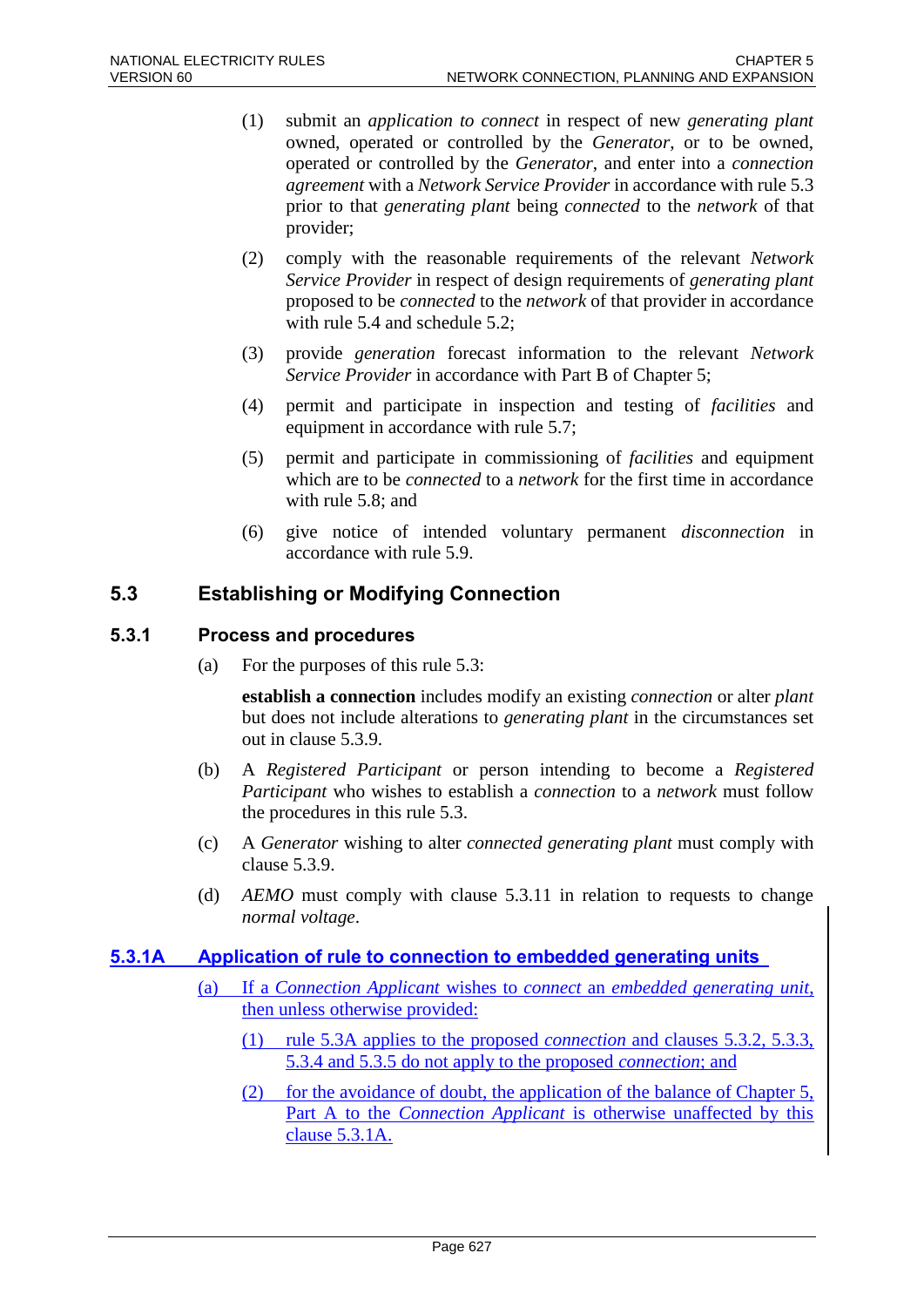(1) submit an *application to connect* in respect of new *generating plant* owned, operated or controlled by the *Generator*, or to be owned, operated or controlled by the *Generator*, and enter into a *connection agreement* with a *Network Service Provider* in accordance with rule 5.3 prior to that *generating plant* being *connected* to the *network* of that provider;

(2) comply with the reasonable requirements of the relevant *Network Service Provider* in respect of design requirements of *generating plant* proposed to be *connected* to the *network* of that provider in accordance with rule 5.4 and schedule 5.2;

(3) provide *generation* forecast information to the relevant *Network Service Provider* in accordance with Part B of Chapter 5;

(4) permit and participate in inspection and testing of *facilities* and equipment in accordance with rule 5.7;

(5) permit and participate in commissioning of *facilities* and equipment which are to be *connected* to a *network* for the first time in accordance with rule 5.8; and

(6) give notice of intended voluntary permanent *disconnection* in accordance with rule 5.9.

## 5.3 Establishing or Modifying Connection

### 5.3.1 Process and procedures

(a) For the purposes of this rule 5.3:

**establish a connection** includes modify an existing *connection* or alter *plant* but does not include alterations to *generating plant* in the circumstances set out in clause 5.3.9.

(b) A *Registered Participant* or person intending to become a *Registered Participant* who wishes to establish a *connection* to a *network* must follow the procedures in this rule 5.3.

(c) A *Generator* wishing to alter *connected generating plant* must comply with clause 5.3.9.

(d) *AEMO* must comply with clause 5.3.11 in relation to requests to change *normal voltage*.

### 5.3.1A Application of rule to connection to embedded generating units

(a) If a *Connection Applicant* wishes to *connect* an *embedded generating unit*, then unless otherwise provided:

(1) rule 5.3A applies to the proposed *connection* and clauses 5.3.2, 5.3.3, 5.3.4 and 5.3.5 do not apply to the proposed *connection*; and

(2) for the avoidance of doubt, the application of the balance of Chapter 5, Part A to the *Connection Applicant* is otherwise unaffected by this clause 5.3.1A.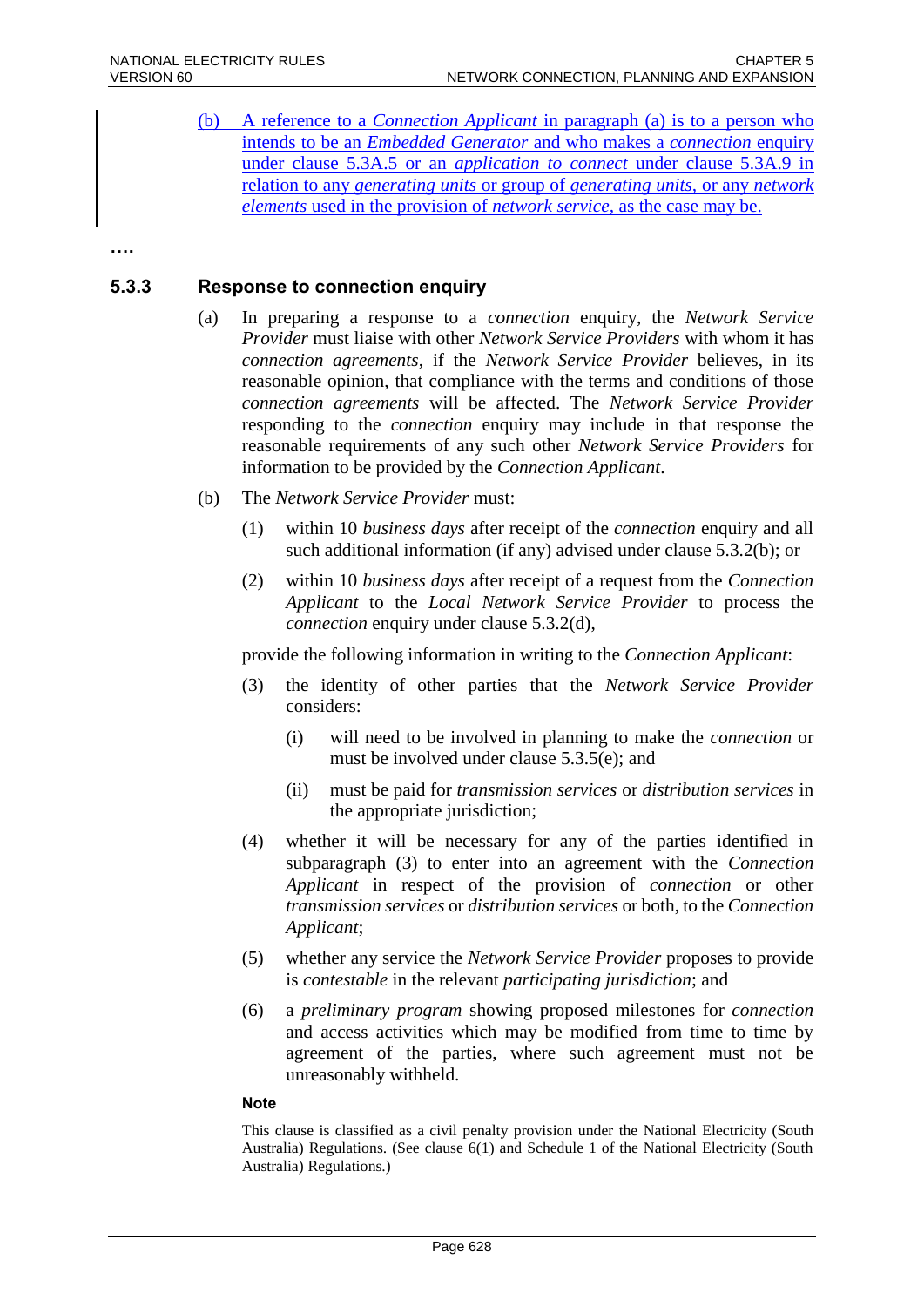(b) A reference to a *Connection Applicant* in paragraph (a) is to a person who intends to be an *Embedded Generator* and who makes a *connection* enquiry under clause 5.3A.5 or an *application to connect* under clause 5.3A.9 in relation to any *generating units* or group of *generating units*, or any *network elements* used in the provision of *network service*, as the case may be.

**….**

### 5.3.3 Response to connection enquiry

(a) In preparing a response to a *connection* enquiry, the *Network Service Provider* must liaise with other *Network Service Providers* with whom it has *connection agreements*, if the *Network Service Provider* believes, in its reasonable opinion, that compliance with the terms and conditions of those *connection agreements* will be affected. The *Network Service Provider* responding to the *connection* enquiry may include in that response the reasonable requirements of any such other *Network Service Providers* for information to be provided by the *Connection Applicant*.

(b) The *Network Service Provider* must:

(1) within 10 *business days* after receipt of the *connection* enquiry and all such additional information (if any) advised under clause 5.3.2(b); or

(2) within 10 *business days* after receipt of a request from the *Connection Applicant* to the *Local Network Service Provider* to process the *connection* enquiry under clause 5.3.2(d),

provide the following information in writing to the *Connection Applicant*:

(3) the identity of other parties that the *Network Service Provider* considers:

(i) will need to be involved in planning to make the *connection* or must be involved under clause 5.3.5(e); and

(ii) must be paid for *transmission services* or *distribution services* in the appropriate jurisdiction;

(4) whether it will be necessary for any of the parties identified in subparagraph (3) to enter into an agreement with the *Connection Applicant* in respect of the provision of *connection* or other *transmission services* or *distribution services* or both, to the *Connection Applicant*;

(5) whether any service the *Network Service Provider* proposes to provide is *contestable* in the relevant *participating jurisdiction*; and

(6) a *preliminary program* showing proposed milestones for *connection* and access activities which may be modified from time to time by agreement of the parties, where such agreement must not be unreasonably withheld.

**Note**

This clause is classified as a civil penalty provision under the National Electricity (South Australia) Regulations. (See clause 6(1) and Schedule 1 of the National Electricity (South Australia) Regulations.)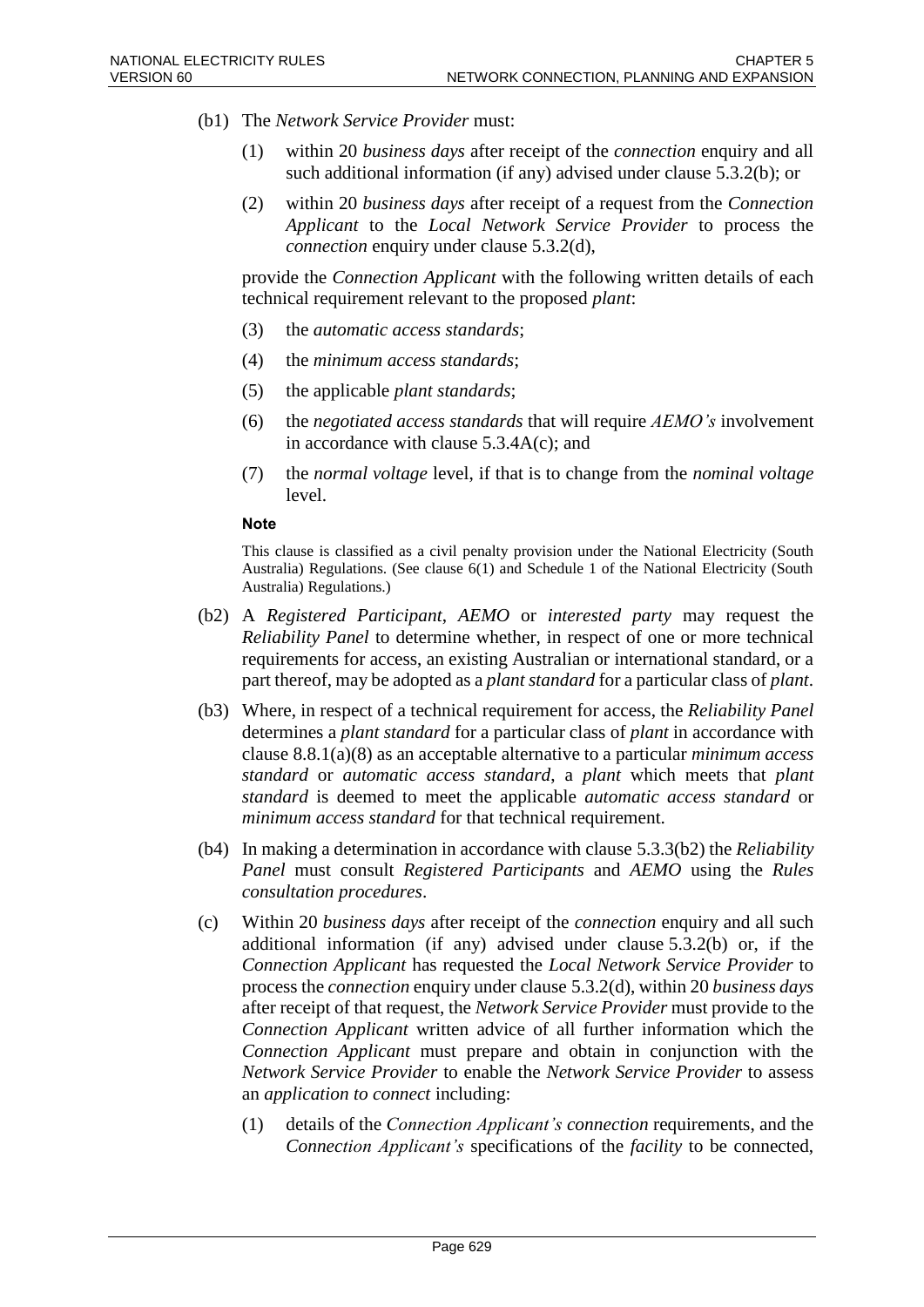(b1) The *Network Service Provider* must:

(1) within 20 *business days* after receipt of the *connection* enquiry and all such additional information (if any) advised under clause 5.3.2(b); or

(2) within 20 *business days* after receipt of a request from the *Connection Applicant* to the *Local Network Service Provider* to process the *connection* enquiry under clause 5.3.2(d),

provide the *Connection Applicant* with the following written details of each technical requirement relevant to the proposed *plant*:

(3) the *automatic access standards*;

(4) the *minimum access standards*;

(5) the applicable *plant standards*;

(6) the *negotiated access standards* that will require *AEMO's* involvement in accordance with clause 5.3.4A(c); and

(7) the *normal voltage* level, if that is to change from the *nominal voltage* level.

**Note**

This clause is classified as a civil penalty provision under the National Electricity (South Australia) Regulations. (See clause 6(1) and Schedule 1 of the National Electricity (South Australia) Regulations.)

(b2) A *Registered Participant*, *AEMO* or *interested party* may request the *Reliability Panel* to determine whether, in respect of one or more technical requirements for access, an existing Australian or international standard, or a part thereof, may be adopted as a *plant standard* for a particular class of *plant*.

(b3) Where, in respect of a technical requirement for access, the *Reliability Panel* determines a *plant standard* for a particular class of *plant* in accordance with clause 8.8.1(a)(8) as an acceptable alternative to a particular *minimum access standard* or *automatic access standard*, a *plant* which meets that *plant standard* is deemed to meet the applicable *automatic access standard* or *minimum access standard* for that technical requirement.

(b4) In making a determination in accordance with clause 5.3.3(b2) the *Reliability Panel* must consult *Registered Participants* and *AEMO* using the *Rules consultation procedures*.

(c) Within 20 *business days* after receipt of the *connection* enquiry and all such additional information (if any) advised under clause 5.3.2(b) or, if the *Connection Applicant* has requested the *Local Network Service Provider* to process the *connection* enquiry under clause 5.3.2(d), within 20 *business days* after receipt of that request, the *Network Service Provider* must provide to the *Connection Applicant* written advice of all further information which the *Connection Applicant* must prepare and obtain in conjunction with the *Network Service Provider* to enable the *Network Service Provider* to assess an *application to connect* including:

(1) details of the *Connection Applicant's connection* requirements, and the *Connection Applicant's* specifications of the *facility* to be connected,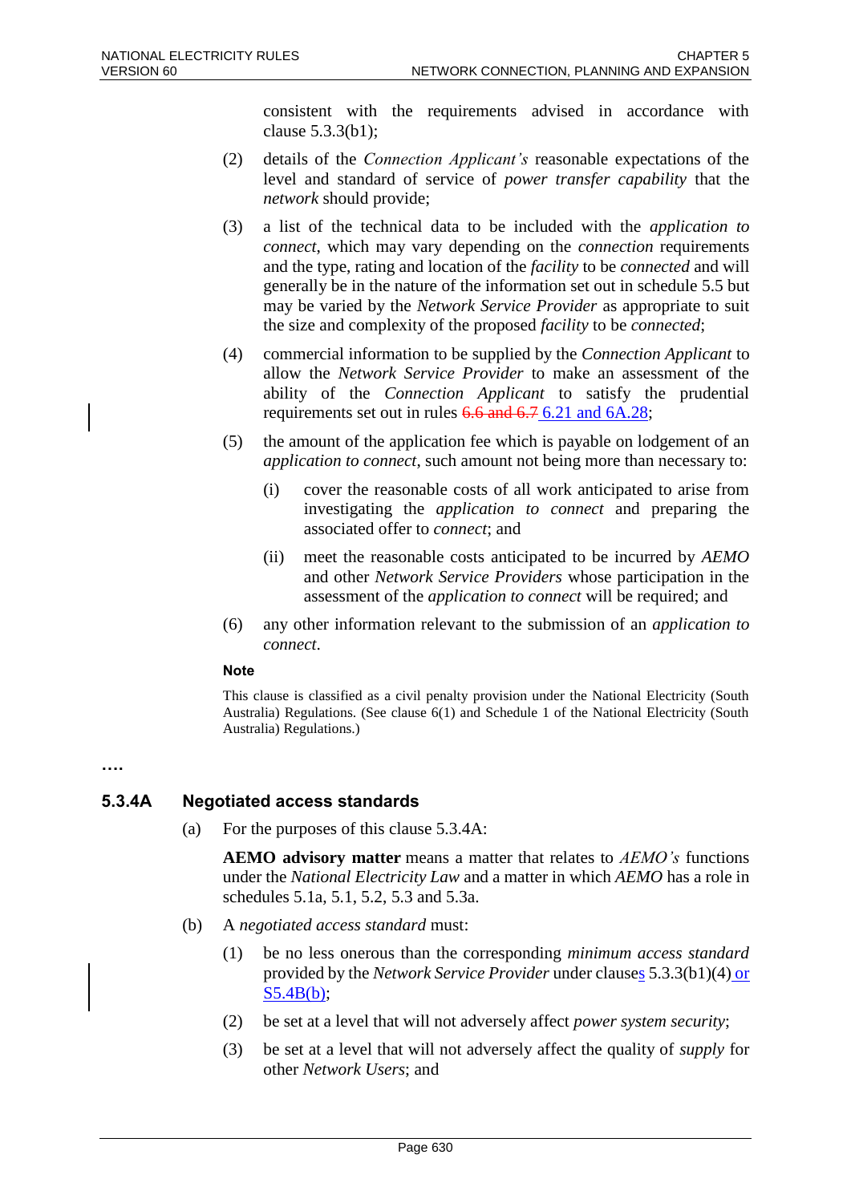consistent with the requirements advised in accordance with clause 5.3.3(b1);

(2) details of the *Connection Applicant's* reasonable expectations of the level and standard of service of *power transfer capability* that the *network* should provide;

(3) a list of the technical data to be included with the *application to connect*, which may vary depending on the *connection* requirements and the type, rating and location of the *facility* to be *connected* and will generally be in the nature of the information set out in schedule 5.5 but may be varied by the *Network Service Provider* as appropriate to suit the size and complexity of the proposed *facility* to be *connected*;

(4) commercial information to be supplied by the *Connection Applicant* to allow the *Network Service Provider* to make an assessment of the ability of the *Connection Applicant* to satisfy the prudential requirements set out in rules ~~6.6 and 6.7~~ 6.21 and 6A.28;

(5) the amount of the application fee which is payable on lodgement of an *application to connect*, such amount not being more than necessary to:

   (i) cover the reasonable costs of all work anticipated to arise from investigating the *application to connect* and preparing the associated offer to *connect*; and

   (ii) meet the reasonable costs anticipated to be incurred by *AEMO* and other *Network Service Providers* whose participation in the assessment of the *application to connect* will be required; and

(6) any other information relevant to the submission of an *application to connect*.

**Note**

This clause is classified as a civil penalty provision under the National Electricity (South Australia) Regulations. (See clause 6(1) and Schedule 1 of the National Electricity (South Australia) Regulations.)

**….**

## 5.3.4A Negotiated access standards

(a) For the purposes of this clause 5.3.4A:

**AEMO advisory matter** means a matter that relates to *AEMO's* functions under the *National Electricity Law* and a matter in which *AEMO* has a role in schedules 5.1a, 5.1, 5.2, 5.3 and 5.3a.

(b) A *negotiated access standard* must:

(1) be no less onerous than the corresponding *minimum access standard* provided by the *Network Service Provider* under clauses 5.3.3(b1)(4) or S5.4B(b);

(2) be set at a level that will not adversely affect *power system security*;

(3) be set at a level that will not adversely affect the quality of *supply* for other *Network Users*; and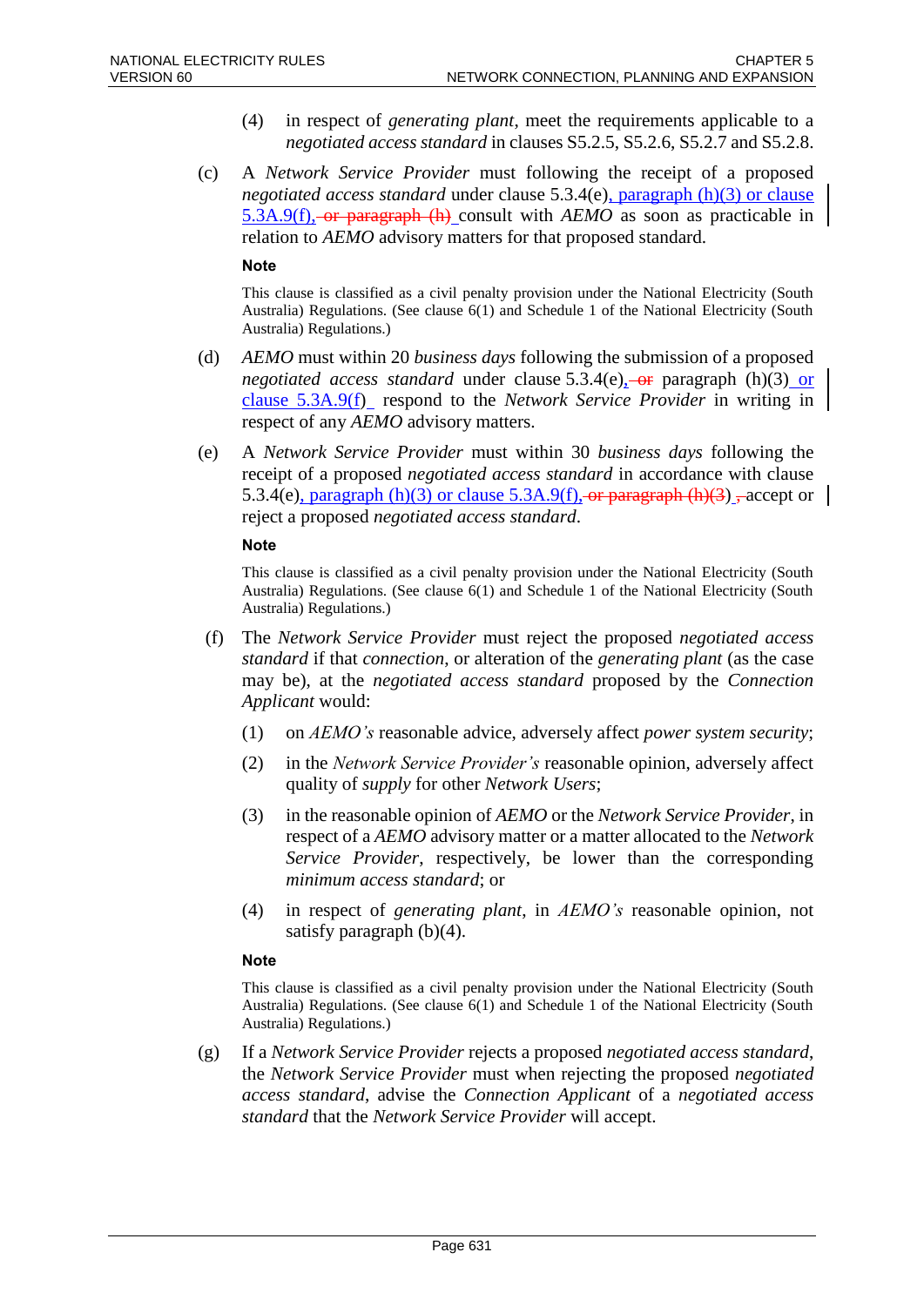(4) in respect of *generating plant*, meet the requirements applicable to a *negotiated access standard* in clauses S5.2.5, S5.2.6, S5.2.7 and S5.2.8.

(c) A *Network Service Provider* must following the receipt of a proposed *negotiated access standard* under clause 5.3.4(e), paragraph (h)(3) or clause 5.3A.9(f), ~~or paragraph (h)~~ consult with *AEMO* as soon as practicable in relation to *AEMO* advisory matters for that proposed standard.

**Note**

This clause is classified as a civil penalty provision under the National Electricity (South Australia) Regulations. (See clause 6(1) and Schedule 1 of the National Electricity (South Australia) Regulations.)

(d) *AEMO* must within 20 *business days* following the submission of a proposed *negotiated access standard* under clause 5.3.4(e), ~~or~~ paragraph (h)(3) or clause 5.3A.9(f) respond to the *Network Service Provider* in writing in respect of any *AEMO* advisory matters.

(e) A *Network Service Provider* must within 30 *business days* following the receipt of a proposed *negotiated access standard* in accordance with clause 5.3.4(e), paragraph (h)(3) or clause 5.3A.9(f), ~~or paragraph (h)(3)~~ ~~,~~ accept or reject a proposed *negotiated access standard*.

**Note**

This clause is classified as a civil penalty provision under the National Electricity (South Australia) Regulations. (See clause 6(1) and Schedule 1 of the National Electricity (South Australia) Regulations.)

(f) The *Network Service Provider* must reject the proposed *negotiated access standard* if that *connection*, or alteration of the *generating plant* (as the case may be), at the *negotiated access standard* proposed by the *Connection Applicant* would:

(1) on *AEMO's* reasonable advice, adversely affect *power system security*;

(2) in the *Network Service Provider's* reasonable opinion, adversely affect quality of *supply* for other *Network Users*;

(3) in the reasonable opinion of *AEMO* or the *Network Service Provider*, in respect of a *AEMO* advisory matter or a matter allocated to the *Network Service Provider*, respectively, be lower than the corresponding *minimum access standard*; or

(4) in respect of *generating plant*, in *AEMO's* reasonable opinion, not satisfy paragraph (b)(4).

**Note**

This clause is classified as a civil penalty provision under the National Electricity (South Australia) Regulations. (See clause 6(1) and Schedule 1 of the National Electricity (South Australia) Regulations.)

(g) If a *Network Service Provider* rejects a proposed *negotiated access standard*, the *Network Service Provider* must when rejecting the proposed *negotiated access standard*, advise the *Connection Applicant* of a *negotiated access standard* that the *Network Service Provider* will accept.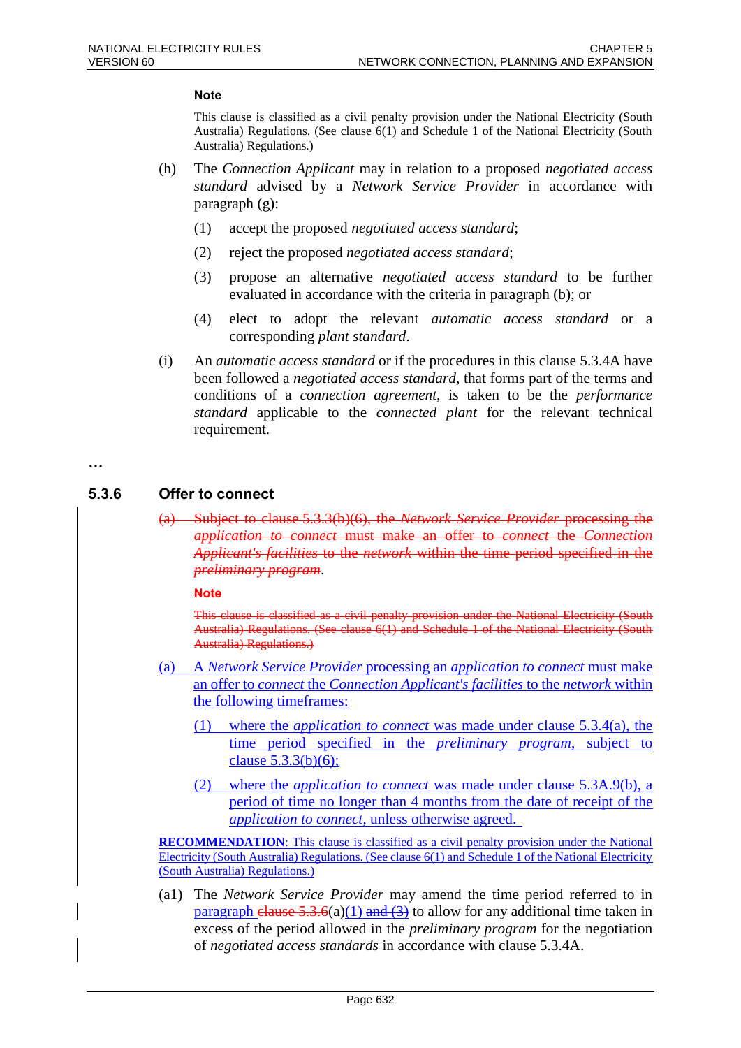**Note**

This clause is classified as a civil penalty provision under the National Electricity (South Australia) Regulations. (See clause 6(1) and Schedule 1 of the National Electricity (South Australia) Regulations.)

(h) The *Connection Applicant* may in relation to a proposed *negotiated access standard* advised by a *Network Service Provider* in accordance with paragraph (g):

(1) accept the proposed *negotiated access standard*;

(2) reject the proposed *negotiated access standard*;

(3) propose an alternative *negotiated access standard* to be further evaluated in accordance with the criteria in paragraph (b); or

(4) elect to adopt the relevant *automatic access standard* or a corresponding *plant standard*.

(i) An *automatic access standard* or if the procedures in this clause 5.3.4A have been followed a *negotiated access standard*, that forms part of the terms and conditions of a *connection agreement*, is taken to be the *performance standard* applicable to the *connected plant* for the relevant technical requirement.

…

### 5.3.6 Offer to connect

~~(a) Subject to clause 5.3.3(b)(6), the *Network Service Provider* processing the *application to connect* must make an offer to *connect* the *Connection Applicant's facilities* to the *network* within the time period specified in the *preliminary program*.~~

~~**Note**~~

~~This clause is classified as a civil penalty provision under the National Electricity (South Australia) Regulations. (See clause 6(1) and Schedule 1 of the National Electricity (South Australia) Regulations.)~~

<u>(a) A *Network Service Provider* processing an *application to connect* must make an offer to *connect* the *Connection Applicant's facilities* to the *network* within the following timeframes:</u>

<u>(1) where the *application to connect* was made under clause 5.3.4(a), the time period specified in the *preliminary program*, subject to clause 5.3.3(b)(6);</u>

<u>(2) where the *application to connect* was made under clause 5.3A.9(b), a period of time no longer than 4 months from the date of receipt of the *application to connect*, unless otherwise agreed.</u>

<u>**RECOMMENDATION**: This clause is classified as a civil penalty provision under the National Electricity (South Australia) Regulations. (See clause 6(1) and Schedule 1 of the National Electricity (South Australia) Regulations.)</u>

(a1) The *Network Service Provider* may amend the time period referred to in <u>paragraph</u> ~~clause 5.3.6~~(a)<u>(1)</u> ~~and (3)~~ to allow for any additional time taken in excess of the period allowed in the *preliminary program* for the negotiation of *negotiated access standards* in accordance with clause 5.3.4A.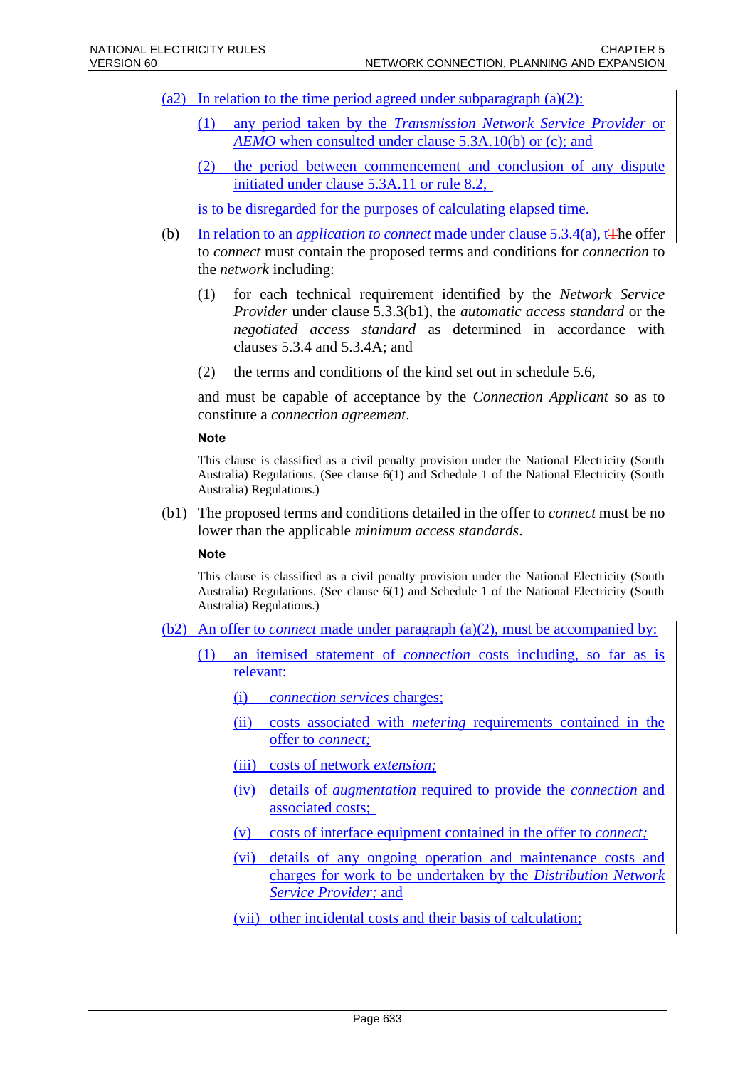(a2) In relation to the time period agreed under subparagraph (a)(2):

(1) any period taken by the *Transmission Network Service Provider* or *AEMO* when consulted under clause 5.3A.10(b) or (c); and

(2) the period between commencement and conclusion of any dispute initiated under clause 5.3A.11 or rule 8.2,

is to be disregarded for the purposes of calculating elapsed time.

(b) In relation to an *application to connect* made under clause 5.3.4(a), tThe offer to *connect* must contain the proposed terms and conditions for *connection* to the *network* including:

(1) for each technical requirement identified by the *Network Service Provider* under clause 5.3.3(b1), the *automatic access standard* or the *negotiated access standard* as determined in accordance with clauses 5.3.4 and 5.3.4A; and

(2) the terms and conditions of the kind set out in schedule 5.6,

and must be capable of acceptance by the *Connection Applicant* so as to constitute a *connection agreement*.

**Note**

This clause is classified as a civil penalty provision under the National Electricity (South Australia) Regulations. (See clause 6(1) and Schedule 1 of the National Electricity (South Australia) Regulations.)

(b1) The proposed terms and conditions detailed in the offer to *connect* must be no lower than the applicable *minimum access standards*.

**Note**

This clause is classified as a civil penalty provision under the National Electricity (South Australia) Regulations. (See clause 6(1) and Schedule 1 of the National Electricity (South Australia) Regulations.)

(b2) An offer to *connect* made under paragraph (a)(2), must be accompanied by:

(1) an itemised statement of *connection* costs including, so far as is relevant:

(i) *connection services* charges;

(ii) costs associated with *metering* requirements contained in the offer to *connect;*

(iii) costs of network *extension;*

(iv) details of *augmentation* required to provide the *connection* and associated costs;

(v) costs of interface equipment contained in the offer to *connect;*

(vi) details of any ongoing operation and maintenance costs and charges for work to be undertaken by the *Distribution Network Service Provider;* and

(vii) other incidental costs and their basis of calculation;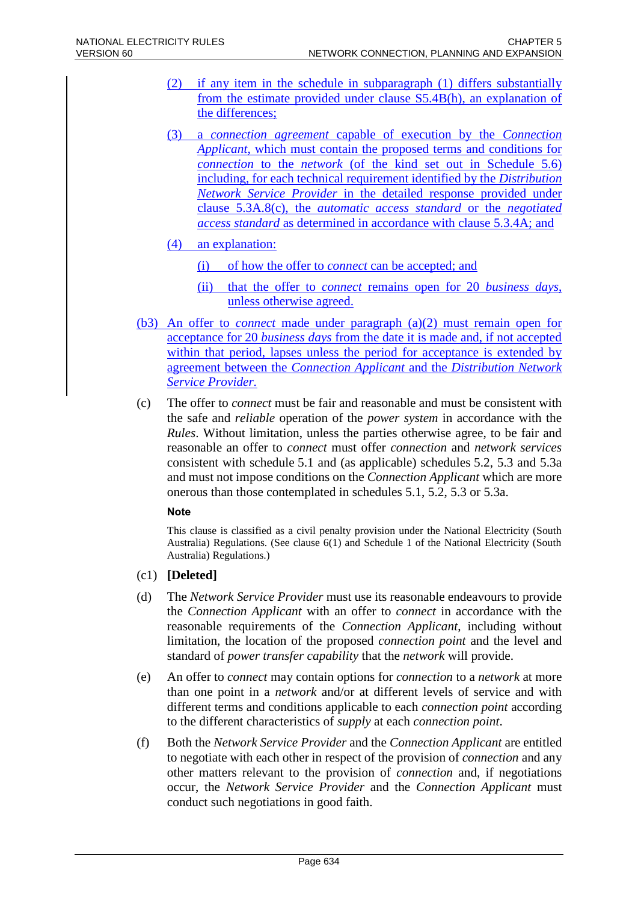(2) if any item in the schedule in subparagraph (1) differs substantially from the estimate provided under clause S5.4B(h), an explanation of the differences;

(3) a *connection agreement* capable of execution by the *Connection Applicant*, which must contain the proposed terms and conditions for *connection* to the *network* (of the kind set out in Schedule 5.6) including, for each technical requirement identified by the *Distribution Network Service Provider* in the detailed response provided under clause 5.3A.8(c), the *automatic access standard* or the *negotiated access standard* as determined in accordance with clause 5.3.4A; and

(4) an explanation:

(i) of how the offer to *connect* can be accepted; and

(ii) that the offer to *connect* remains open for 20 *business days*, unless otherwise agreed.

(b3) An offer to *connect* made under paragraph (a)(2) must remain open for acceptance for 20 *business days* from the date it is made and, if not accepted within that period, lapses unless the period for acceptance is extended by agreement between the *Connection Applicant* and the *Distribution Network Service Provider.*

(c) The offer to *connect* must be fair and reasonable and must be consistent with the safe and *reliable* operation of the *power system* in accordance with the *Rules*. Without limitation, unless the parties otherwise agree, to be fair and reasonable an offer to *connect* must offer *connection* and *network services* consistent with schedule 5.1 and (as applicable) schedules 5.2, 5.3 and 5.3a and must not impose conditions on the *Connection Applicant* which are more onerous than those contemplated in schedules 5.1, 5.2, 5.3 or 5.3a.

**Note**

This clause is classified as a civil penalty provision under the National Electricity (South Australia) Regulations. (See clause 6(1) and Schedule 1 of the National Electricity (South Australia) Regulations.)

(c1) **[Deleted]**

(d) The *Network Service Provider* must use its reasonable endeavours to provide the *Connection Applicant* with an offer to *connect* in accordance with the reasonable requirements of the *Connection Applicant*, including without limitation, the location of the proposed *connection point* and the level and standard of *power transfer capability* that the *network* will provide.

(e) An offer to *connect* may contain options for *connection* to a *network* at more than one point in a *network* and/or at different levels of service and with different terms and conditions applicable to each *connection point* according to the different characteristics of *supply* at each *connection point*.

(f) Both the *Network Service Provider* and the *Connection Applicant* are entitled to negotiate with each other in respect of the provision of *connection* and any other matters relevant to the provision of *connection* and, if negotiations occur, the *Network Service Provider* and the *Connection Applicant* must conduct such negotiations in good faith.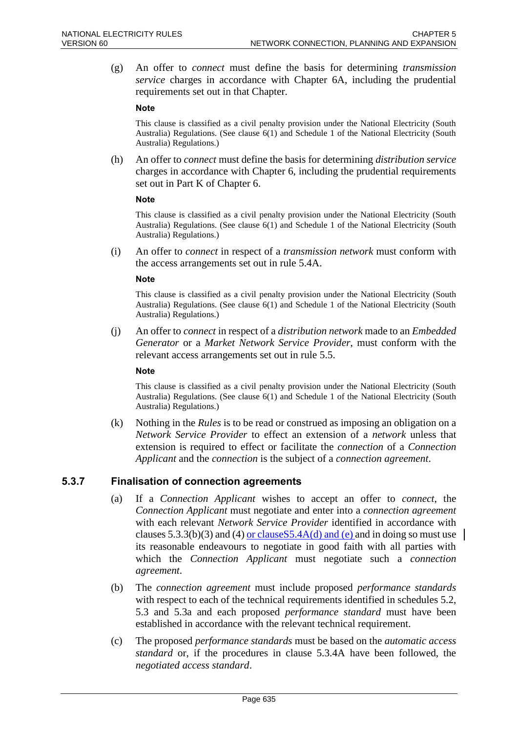(g) An offer to *connect* must define the basis for determining *transmission service* charges in accordance with Chapter 6A, including the prudential requirements set out in that Chapter.

**Note**

This clause is classified as a civil penalty provision under the National Electricity (South Australia) Regulations. (See clause 6(1) and Schedule 1 of the National Electricity (South Australia) Regulations.)

(h) An offer to *connect* must define the basis for determining *distribution service* charges in accordance with Chapter 6, including the prudential requirements set out in Part K of Chapter 6.

**Note**

This clause is classified as a civil penalty provision under the National Electricity (South Australia) Regulations. (See clause 6(1) and Schedule 1 of the National Electricity (South Australia) Regulations.)

(i) An offer to *connect* in respect of a *transmission network* must conform with the access arrangements set out in rule 5.4A.

**Note**

This clause is classified as a civil penalty provision under the National Electricity (South Australia) Regulations. (See clause 6(1) and Schedule 1 of the National Electricity (South Australia) Regulations.)

(j) An offer to *connect* in respect of a *distribution network* made to an *Embedded Generator* or a *Market Network Service Provider*, must conform with the relevant access arrangements set out in rule 5.5.

**Note**

This clause is classified as a civil penalty provision under the National Electricity (South Australia) Regulations. (See clause 6(1) and Schedule 1 of the National Electricity (South Australia) Regulations.)

(k) Nothing in the *Rules* is to be read or construed as imposing an obligation on a *Network Service Provider* to effect an extension of a *network* unless that extension is required to effect or facilitate the *connection* of a *Connection Applicant* and the *connection* is the subject of a *connection agreement*.

## 5.3.7 Finalisation of connection agreements

(a) If a *Connection Applicant* wishes to accept an offer to *connect*, the *Connection Applicant* must negotiate and enter into a *connection agreement* with each relevant *Network Service Provider* identified in accordance with clauses 5.3.3(b)(3) and (4) or clauseS5.4A(d) and (e) and in doing so must use its reasonable endeavours to negotiate in good faith with all parties with which the *Connection Applicant* must negotiate such a *connection agreement*.

(b) The *connection agreement* must include proposed *performance standards* with respect to each of the technical requirements identified in schedules 5.2, 5.3 and 5.3a and each proposed *performance standard* must have been established in accordance with the relevant technical requirement.

(c) The proposed *performance standards* must be based on the *automatic access standard* or, if the procedures in clause 5.3.4A have been followed, the *negotiated access standard*.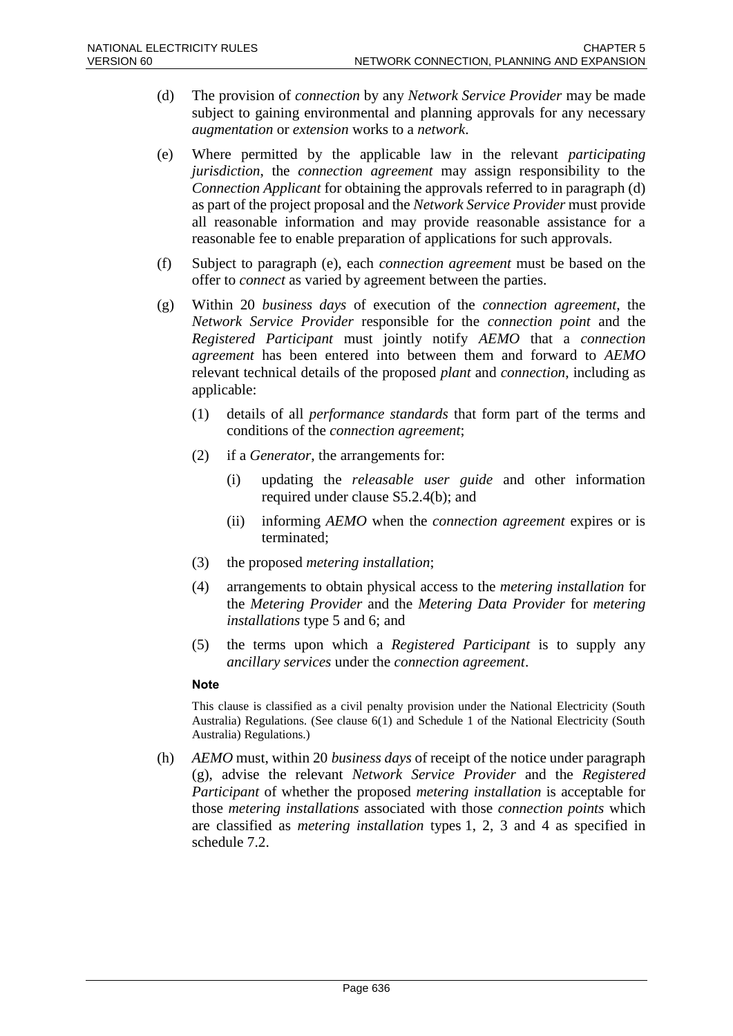(d) The provision of *connection* by any *Network Service Provider* may be made subject to gaining environmental and planning approvals for any necessary *augmentation* or *extension* works to a *network*.

(e) Where permitted by the applicable law in the relevant *participating jurisdiction*, the *connection agreement* may assign responsibility to the *Connection Applicant* for obtaining the approvals referred to in paragraph (d) as part of the project proposal and the *Network Service Provider* must provide all reasonable information and may provide reasonable assistance for a reasonable fee to enable preparation of applications for such approvals.

(f) Subject to paragraph (e), each *connection agreement* must be based on the offer to *connect* as varied by agreement between the parties.

(g) Within 20 *business days* of execution of the *connection agreement*, the *Network Service Provider* responsible for the *connection point* and the *Registered Participant* must jointly notify *AEMO* that a *connection agreement* has been entered into between them and forward to *AEMO* relevant technical details of the proposed *plant* and *connection*, including as applicable:

    (1) details of all *performance standards* that form part of the terms and conditions of the *connection agreement*;

    (2) if a *Generator*, the arrangements for:

        (i) updating the *releasable user guide* and other information required under clause S5.2.4(b); and

        (ii) informing *AEMO* when the *connection agreement* expires or is terminated;

    (3) the proposed *metering installation*;

    (4) arrangements to obtain physical access to the *metering installation* for the *Metering Provider* and the *Metering Data Provider* for *metering installations* type 5 and 6; and

    (5) the terms upon which a *Registered Participant* is to supply any *ancillary services* under the *connection agreement*.

**Note**

This clause is classified as a civil penalty provision under the National Electricity (South Australia) Regulations. (See clause 6(1) and Schedule 1 of the National Electricity (South Australia) Regulations.)

(h) *AEMO* must, within 20 *business days* of receipt of the notice under paragraph (g), advise the relevant *Network Service Provider* and the *Registered Participant* of whether the proposed *metering installation* is acceptable for those *metering installations* associated with those *connection points* which are classified as *metering installation* types 1, 2, 3 and 4 as specified in schedule 7.2.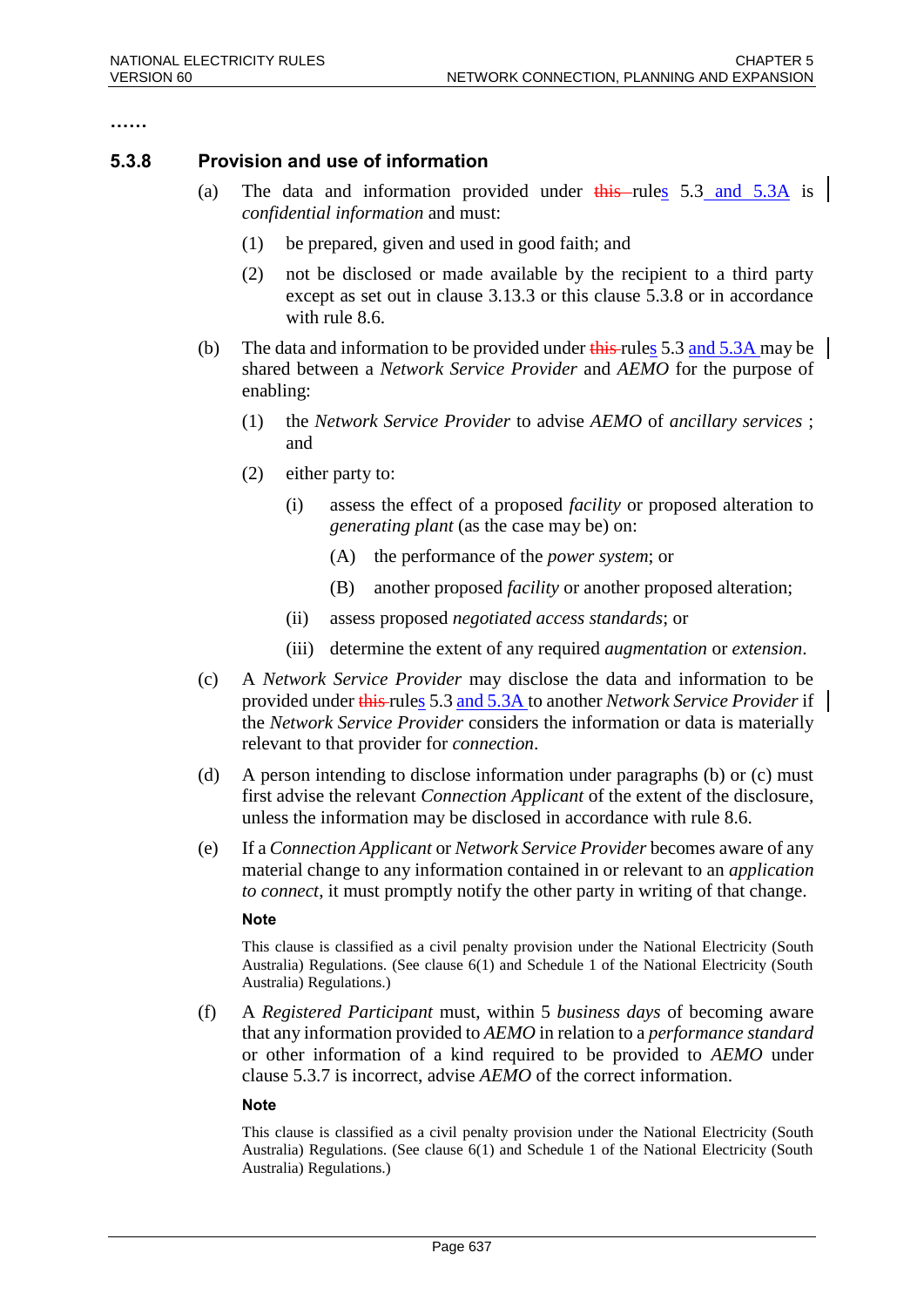……

### 5.3.8 Provision and use of information

(a) The data and information provided under ~~this~~ rules 5.3 and 5.3A is *confidential information* and must:

(1) be prepared, given and used in good faith; and

(2) not be disclosed or made available by the recipient to a third party except as set out in clause 3.13.3 or this clause 5.3.8 or in accordance with rule 8.6.

(b) The data and information to be provided under ~~this~~ rules 5.3 and 5.3A may be shared between a *Network Service Provider* and *AEMO* for the purpose of enabling:

(1) the *Network Service Provider* to advise *AEMO* of *ancillary services* ; and

(2) either party to:

(i) assess the effect of a proposed *facility* or proposed alteration to *generating plant* (as the case may be) on:

(A) the performance of the *power system*; or

(B) another proposed *facility* or another proposed alteration;

(ii) assess proposed *negotiated access standards*; or

(iii) determine the extent of any required *augmentation* or *extension*.

(c) A *Network Service Provider* may disclose the data and information to be provided under ~~this~~ rules 5.3 and 5.3A to another *Network Service Provider* if the *Network Service Provider* considers the information or data is materially relevant to that provider for *connection*.

(d) A person intending to disclose information under paragraphs (b) or (c) must first advise the relevant *Connection Applicant* of the extent of the disclosure, unless the information may be disclosed in accordance with rule 8.6.

(e) If a *Connection Applicant* or *Network Service Provider* becomes aware of any material change to any information contained in or relevant to an *application to connect*, it must promptly notify the other party in writing of that change.

**Note**

This clause is classified as a civil penalty provision under the National Electricity (South Australia) Regulations. (See clause 6(1) and Schedule 1 of the National Electricity (South Australia) Regulations.)

(f) A *Registered Participant* must, within 5 *business days* of becoming aware that any information provided to *AEMO* in relation to a *performance standard* or other information of a kind required to be provided to *AEMO* under clause 5.3.7 is incorrect, advise *AEMO* of the correct information.

**Note**

This clause is classified as a civil penalty provision under the National Electricity (South Australia) Regulations. (See clause 6(1) and Schedule 1 of the National Electricity (South Australia) Regulations.)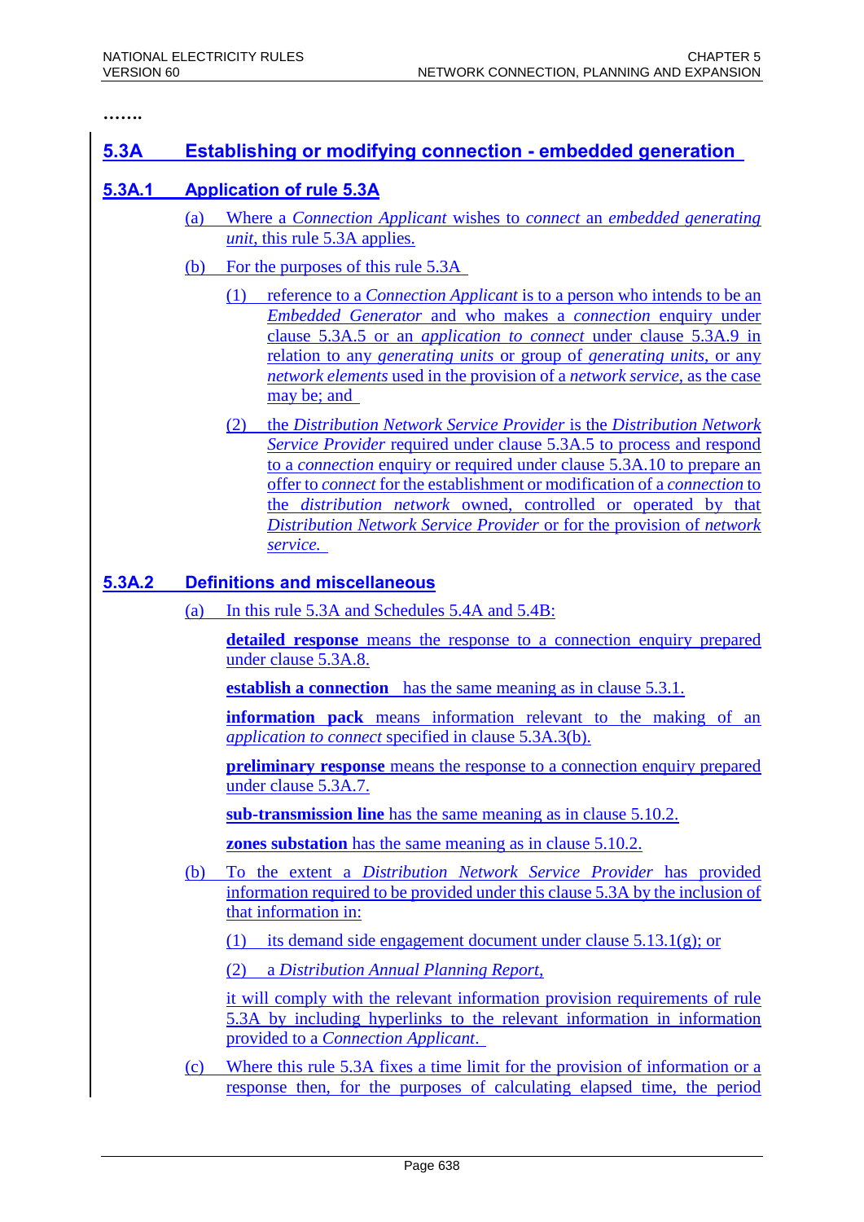…….

## 5.3A Establishing or modifying connection - embedded generation

### 5.3A.1 Application of rule 5.3A

(a) Where a *Connection Applicant* wishes to *connect* an *embedded generating unit*, this rule 5.3A applies.

(b) For the purposes of this rule 5.3A

(1) reference to a *Connection Applicant* is to a person who intends to be an *Embedded Generator* and who makes a *connection* enquiry under clause 5.3A.5 or an *application to connect* under clause 5.3A.9 in relation to any *generating units* or group of *generating units*, or any *network elements* used in the provision of a *network service*, as the case may be; and

(2) the *Distribution Network Service Provider* is the *Distribution Network Service Provider* required under clause 5.3A.5 to process and respond to a *connection* enquiry or required under clause 5.3A.10 to prepare an offer to *connect* for the establishment or modification of a *connection* to the *distribution network* owned, controlled or operated by that *Distribution Network Service Provider* or for the provision of *network service*.

### 5.3A.2 Definitions and miscellaneous

(a) In this rule 5.3A and Schedules 5.4A and 5.4B:

**detailed response** means the response to a connection enquiry prepared under clause 5.3A.8.

**establish a connection** has the same meaning as in clause 5.3.1.

**information pack** means information relevant to the making of an *application to connect* specified in clause 5.3A.3(b).

**preliminary response** means the response to a connection enquiry prepared under clause 5.3A.7.

**sub-transmission line** has the same meaning as in clause 5.10.2.

**zones substation** has the same meaning as in clause 5.10.2.

(b) To the extent a *Distribution Network Service Provider* has provided information required to be provided under this clause 5.3A by the inclusion of that information in:

(1) its demand side engagement document under clause 5.13.1(g); or

(2) a *Distribution Annual Planning Report*,

it will comply with the relevant information provision requirements of rule 5.3A by including hyperlinks to the relevant information in information provided to a *Connection Applicant*.

(c) Where this rule 5.3A fixes a time limit for the provision of information or a response then, for the purposes of calculating elapsed time, the period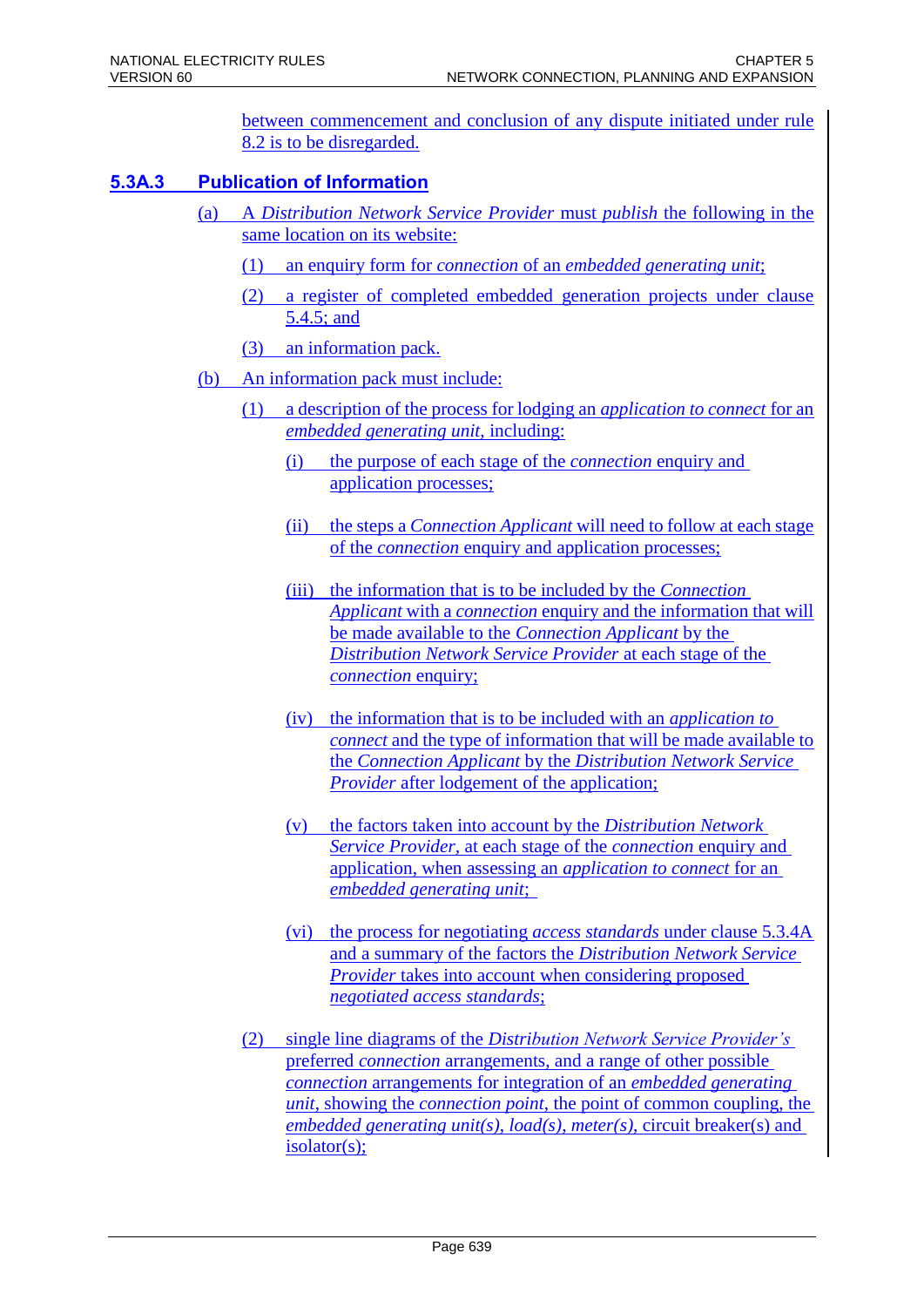between commencement and conclusion of any dispute initiated under rule 8.2 is to be disregarded.

## 5.3A.3 Publication of Information

(a) A *Distribution Network Service Provider* must *publish* the following in the same location on its website:

(1) an enquiry form for *connection* of an *embedded generating unit*;

(2) a register of completed embedded generation projects under clause 5.4.5; and

(3) an information pack.

(b) An information pack must include:

(1) a description of the process for lodging an *application to connect* for an *embedded generating unit*, including:

(i) the purpose of each stage of the *connection* enquiry and application processes;

(ii) the steps a *Connection Applicant* will need to follow at each stage of the *connection* enquiry and application processes;

(iii) the information that is to be included by the *Connection Applicant* with a *connection* enquiry and the information that will be made available to the *Connection Applicant* by the *Distribution Network Service Provider* at each stage of the *connection* enquiry;

(iv) the information that is to be included with an *application to connect* and the type of information that will be made available to the *Connection Applicant* by the *Distribution Network Service Provider* after lodgement of the application;

(v) the factors taken into account by the *Distribution Network Service Provider*, at each stage of the *connection* enquiry and application, when assessing an *application to connect* for an *embedded generating unit*;

(vi) the process for negotiating *access standards* under clause 5.3.4A and a summary of the factors the *Distribution Network Service Provider* takes into account when considering proposed *negotiated access standards*;

(2) single line diagrams of the *Distribution Network Service Provider's* preferred *connection* arrangements, and a range of other possible *connection* arrangements for integration of an *embedded generating unit*, showing the *connection point*, the point of common coupling, the *embedded generating unit(s)*, *load(s)*, *meter(s)*, circuit breaker(s) and isolator(s);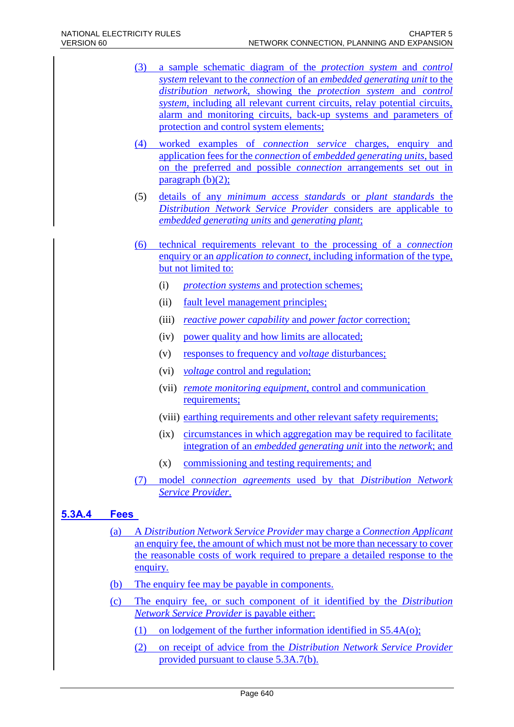(3) a sample schematic diagram of the *protection system* and *control system* relevant to the *connection* of an *embedded generating unit* to the *distribution network*, showing the *protection system* and *control system*, including all relevant current circuits, relay potential circuits, alarm and monitoring circuits, back-up systems and parameters of protection and control system elements;

(4) worked examples of *connection service* charges, enquiry and application fees for the *connection* of *embedded generating units*, based on the preferred and possible *connection* arrangements set out in paragraph (b)(2);

(5) details of any *minimum access standards* or *plant standards* the *Distribution Network Service Provider* considers are applicable to *embedded generating units* and *generating plant*;

(6) technical requirements relevant to the processing of a *connection* enquiry or an *application to connect*, including information of the type, but not limited to:

  (i) *protection systems* and protection schemes;

  (ii) fault level management principles;

  (iii) *reactive power capability* and *power factor* correction;

  (iv) power quality and how limits are allocated;

  (v) responses to frequency and *voltage* disturbances;

  (vi) *voltage* control and regulation;

  (vii) *remote monitoring equipment*, control and communication requirements;

  (viii) earthing requirements and other relevant safety requirements;

  (ix) circumstances in which aggregation may be required to facilitate integration of an *embedded generating unit* into the *network*; and

  (x) commissioning and testing requirements; and

(7) model *connection agreements* used by that *Distribution Network Service Provider*.

## 5.3A.4 Fees

(a) A *Distribution Network Service Provider* may charge a *Connection Applicant* an enquiry fee, the amount of which must not be more than necessary to cover the reasonable costs of work required to prepare a detailed response to the enquiry.

(b) The enquiry fee may be payable in components.

(c) The enquiry fee, or such component of it identified by the *Distribution Network Service Provider* is payable either:

  (1) on lodgement of the further information identified in S5.4A(o);

  (2) on receipt of advice from the *Distribution Network Service Provider* provided pursuant to clause 5.3A.7(b).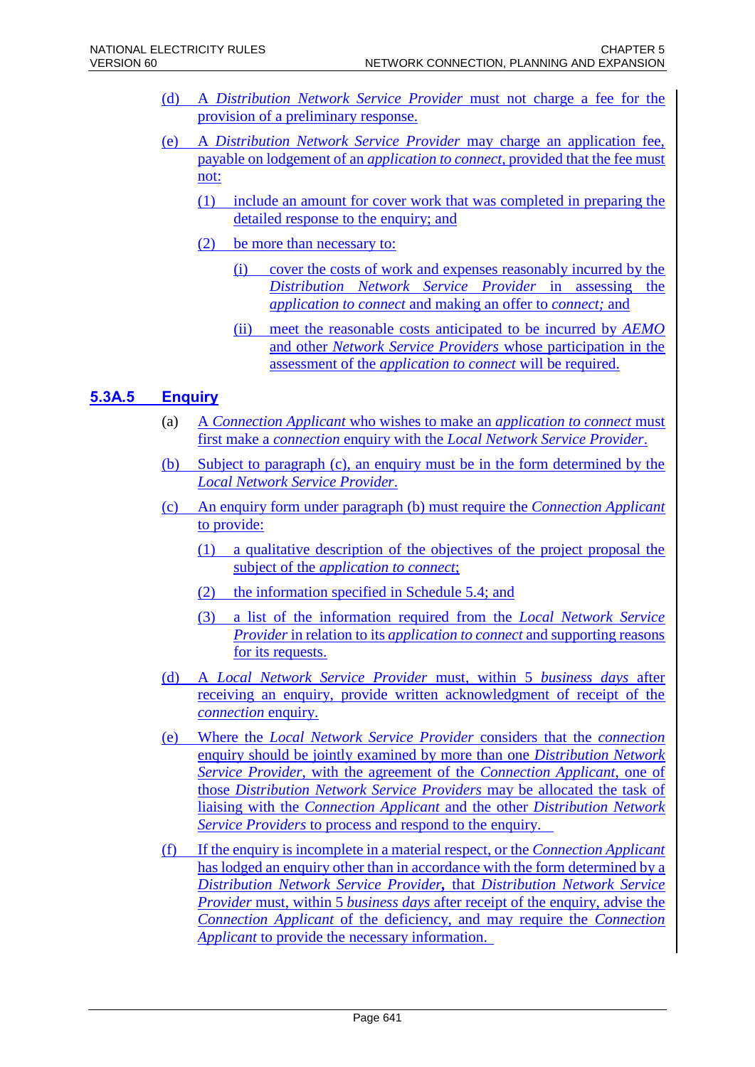(d) A *Distribution Network Service Provider* must not charge a fee for the provision of a preliminary response.

(e) A *Distribution Network Service Provider* may charge an application fee, payable on lodgement of an *application to connect*, provided that the fee must not:

(1) include an amount for cover work that was completed in preparing the detailed response to the enquiry; and

(2) be more than necessary to:

(i) cover the costs of work and expenses reasonably incurred by the *Distribution Network Service Provider* in assessing the *application to connect* and making an offer to *connect;* and

(ii) meet the reasonable costs anticipated to be incurred by *AEMO* and other *Network Service Providers* whose participation in the assessment of the *application to connect* will be required.

## 5.3A.5 Enquiry

(a) A *Connection Applicant* who wishes to make an *application to connect* must first make a *connection* enquiry with the *Local Network Service Provider*.

(b) Subject to paragraph (c), an enquiry must be in the form determined by the *Local Network Service Provider*.

(c) An enquiry form under paragraph (b) must require the *Connection Applicant* to provide:

(1) a qualitative description of the objectives of the project proposal the subject of the *application to connect*;

(2) the information specified in Schedule 5.4; and

(3) a list of the information required from the *Local Network Service Provider* in relation to its *application to connect* and supporting reasons for its requests.

(d) A *Local Network Service Provider* must, within 5 *business days* after receiving an enquiry, provide written acknowledgment of receipt of the *connection* enquiry.

(e) Where the *Local Network Service Provider* considers that the *connection* enquiry should be jointly examined by more than one *Distribution Network Service Provider*, with the agreement of the *Connection Applicant*, one of those *Distribution Network Service Providers* may be allocated the task of liaising with the *Connection Applicant* and the other *Distribution Network Service Providers* to process and respond to the enquiry.

(f) If the enquiry is incomplete in a material respect, or the *Connection Applicant* has lodged an enquiry other than in accordance with the form determined by a *Distribution Network Service Provider*, that *Distribution Network Service Provider* must, within 5 *business days* after receipt of the enquiry, advise the *Connection Applicant* of the deficiency, and may require the *Connection Applicant* to provide the necessary information.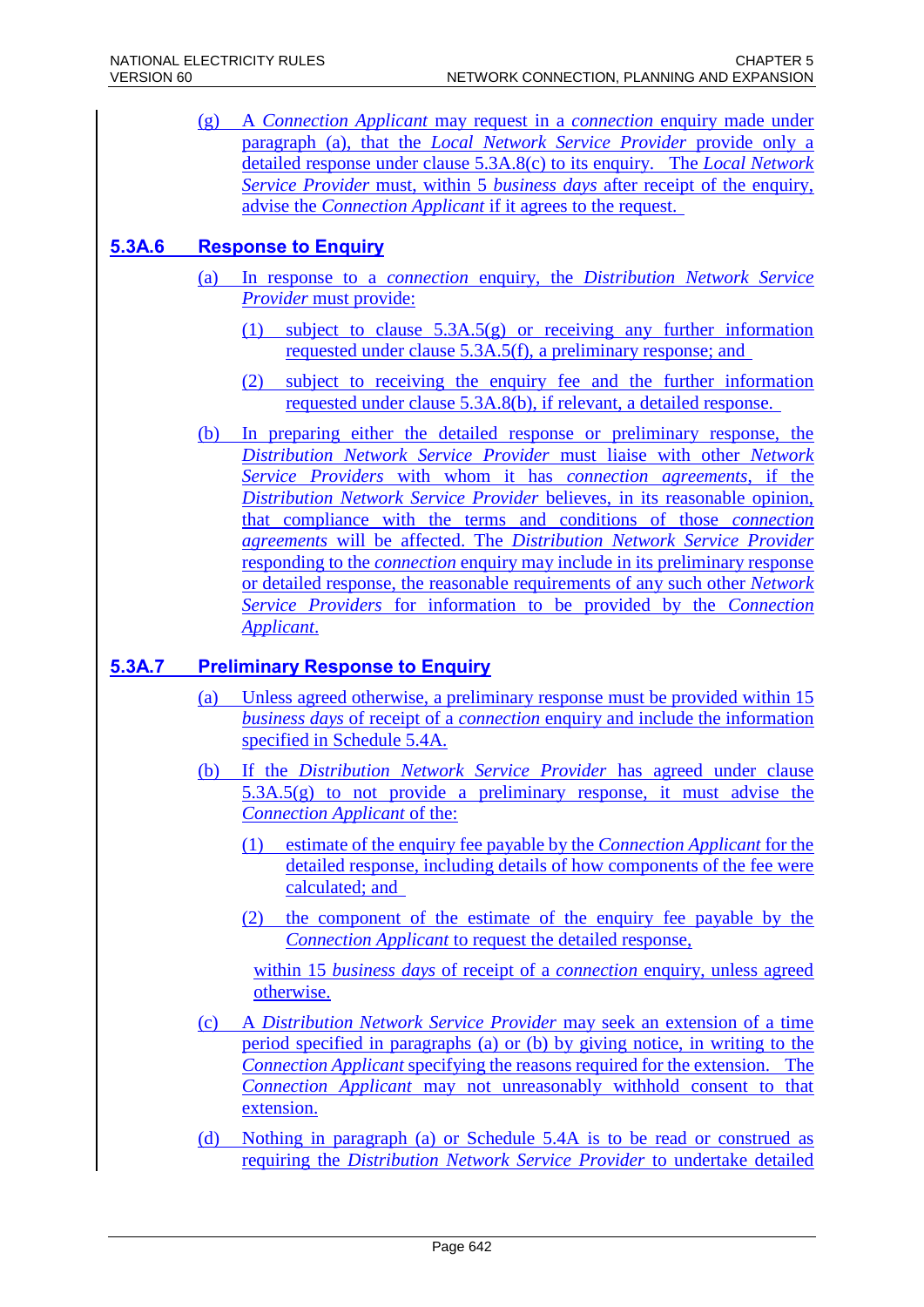(g) A *Connection Applicant* may request in a *connection* enquiry made under paragraph (a), that the *Local Network Service Provider* provide only a detailed response under clause 5.3A.8(c) to its enquiry. The *Local Network Service Provider* must, within 5 *business days* after receipt of the enquiry, advise the *Connection Applicant* if it agrees to the request.

## 5.3A.6 Response to Enquiry

(a) In response to a *connection* enquiry, the *Distribution Network Service Provider* must provide:

(1) subject to clause 5.3A.5(g) or receiving any further information requested under clause 5.3A.5(f), a preliminary response; and

(2) subject to receiving the enquiry fee and the further information requested under clause 5.3A.8(b), if relevant, a detailed response.

(b) In preparing either the detailed response or preliminary response, the *Distribution Network Service Provider* must liaise with other *Network Service Providers* with whom it has *connection agreements*, if the *Distribution Network Service Provider* believes, in its reasonable opinion, that compliance with the terms and conditions of those *connection agreements* will be affected. The *Distribution Network Service Provider* responding to the *connection* enquiry may include in its preliminary response or detailed response, the reasonable requirements of any such other *Network Service Providers* for information to be provided by the *Connection Applicant*.

## 5.3A.7 Preliminary Response to Enquiry

(a) Unless agreed otherwise, a preliminary response must be provided within 15 *business days* of receipt of a *connection* enquiry and include the information specified in Schedule 5.4A.

(b) If the *Distribution Network Service Provider* has agreed under clause 5.3A.5(g) to not provide a preliminary response, it must advise the *Connection Applicant* of the:

(1) estimate of the enquiry fee payable by the *Connection Applicant* for the detailed response, including details of how components of the fee were calculated; and

(2) the component of the estimate of the enquiry fee payable by the *Connection Applicant* to request the detailed response,

within 15 *business days* of receipt of a *connection* enquiry, unless agreed otherwise.

(c) A *Distribution Network Service Provider* may seek an extension of a time period specified in paragraphs (a) or (b) by giving notice, in writing to the *Connection Applicant* specifying the reasons required for the extension. The *Connection Applicant* may not unreasonably withhold consent to that extension.

(d) Nothing in paragraph (a) or Schedule 5.4A is to be read or construed as requiring the *Distribution Network Service Provider* to undertake detailed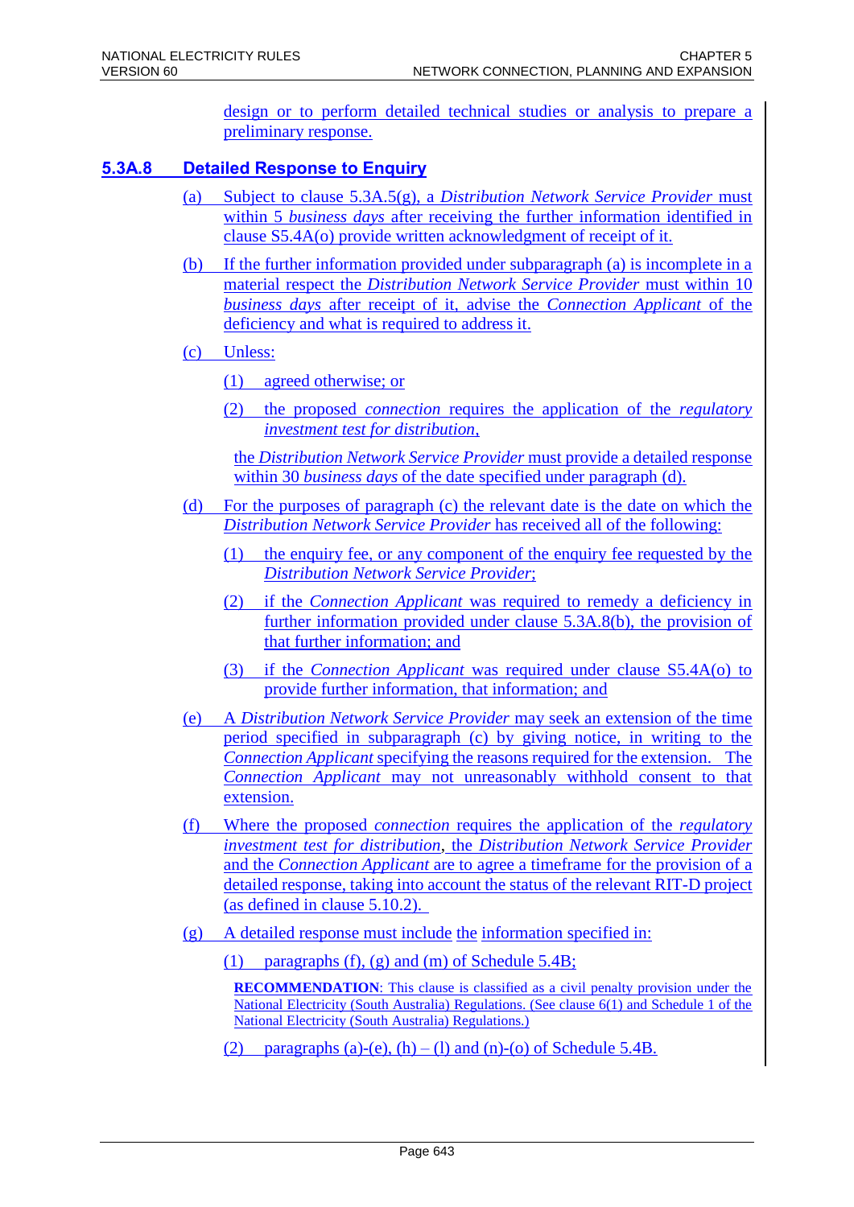design or to perform detailed technical studies or analysis to prepare a preliminary response.

### 5.3A.8 Detailed Response to Enquiry

(a) Subject to clause 5.3A.5(g), a *Distribution Network Service Provider* must within 5 *business days* after receiving the further information identified in clause S5.4A(o) provide written acknowledgment of receipt of it.

(b) If the further information provided under subparagraph (a) is incomplete in a material respect the *Distribution Network Service Provider* must within 10 *business days* after receipt of it, advise the *Connection Applicant* of the deficiency and what is required to address it.

(c) Unless:

(1) agreed otherwise; or

(2) the proposed *connection* requires the application of the *regulatory investment test for distribution*,

the *Distribution Network Service Provider* must provide a detailed response within 30 *business days* of the date specified under paragraph (d).

(d) For the purposes of paragraph (c) the relevant date is the date on which the *Distribution Network Service Provider* has received all of the following:

(1) the enquiry fee, or any component of the enquiry fee requested by the *Distribution Network Service Provider*;

(2) if the *Connection Applicant* was required to remedy a deficiency in further information provided under clause 5.3A.8(b), the provision of that further information; and

(3) if the *Connection Applicant* was required under clause S5.4A(o) to provide further information, that information; and

(e) A *Distribution Network Service Provider* may seek an extension of the time period specified in subparagraph (c) by giving notice, in writing to the *Connection Applicant* specifying the reasons required for the extension. The *Connection Applicant* may not unreasonably withhold consent to that extension.

(f) Where the proposed *connection* requires the application of the *regulatory investment test for distribution*, the *Distribution Network Service Provider* and the *Connection Applicant* are to agree a timeframe for the provision of a detailed response, taking into account the status of the relevant RIT-D project (as defined in clause 5.10.2).

(g) A detailed response must include the information specified in:

(1) paragraphs (f), (g) and (m) of Schedule 5.4B;

**RECOMMENDATION**: This clause is classified as a civil penalty provision under the National Electricity (South Australia) Regulations. (See clause 6(1) and Schedule 1 of the National Electricity (South Australia) Regulations.)

(2) paragraphs (a)-(e), (h) – (l) and (n)-(o) of Schedule 5.4B.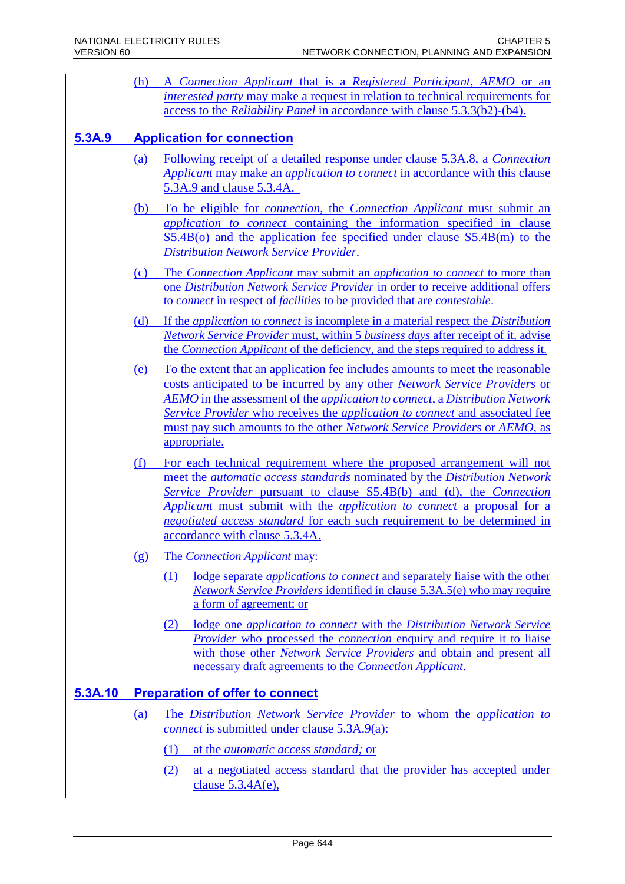(h) A *Connection Applicant* that is a *Registered Participant*, *AEMO* or an *interested party* may make a request in relation to technical requirements for access to the *Reliability Panel* in accordance with clause 5.3.3(b2)-(b4).

## 5.3A.9 Application for connection

(a) Following receipt of a detailed response under clause 5.3A.8, a *Connection Applicant* may make an *application to connect* in accordance with this clause 5.3A.9 and clause 5.3.4A.

(b) To be eligible for *connection*, the *Connection Applicant* must submit an *application to connect* containing the information specified in clause S5.4B(o) and the application fee specified under clause S5.4B(m) to the *Distribution Network Service Provider*.

(c) The *Connection Applicant* may submit an *application to connect* to more than one *Distribution Network Service Provider* in order to receive additional offers to *connect* in respect of *facilities* to be provided that are *contestable*.

(d) If the *application to connect* is incomplete in a material respect the *Distribution Network Service Provider* must, within 5 *business days* after receipt of it, advise the *Connection Applicant* of the deficiency, and the steps required to address it.

(e) To the extent that an application fee includes amounts to meet the reasonable costs anticipated to be incurred by any other *Network Service Providers* or *AEMO* in the assessment of the *application to connect*, a *Distribution Network Service Provider* who receives the *application to connect* and associated fee must pay such amounts to the other *Network Service Providers* or *AEMO*, as appropriate.

(f) For each technical requirement where the proposed arrangement will not meet the *automatic access standards* nominated by the *Distribution Network Service Provider* pursuant to clause S5.4B(b) and (d), the *Connection Applicant* must submit with the *application to connect* a proposal for a *negotiated access standard* for each such requirement to be determined in accordance with clause 5.3.4A.

(g) The *Connection Applicant* may:

(1) lodge separate *applications to connect* and separately liaise with the other *Network Service Providers* identified in clause 5.3A.5(e) who may require a form of agreement; or

(2) lodge one *application to connect* with the *Distribution Network Service Provider* who processed the *connection* enquiry and require it to liaise with those other *Network Service Providers* and obtain and present all necessary draft agreements to the *Connection Applicant*.

## 5.3A.10 Preparation of offer to connect

(a) The *Distribution Network Service Provider* to whom the *application to connect* is submitted under clause 5.3A.9(a):

(1) at the *automatic access standard;* or

(2) at a negotiated access standard that the provider has accepted under clause 5.3.4A(e),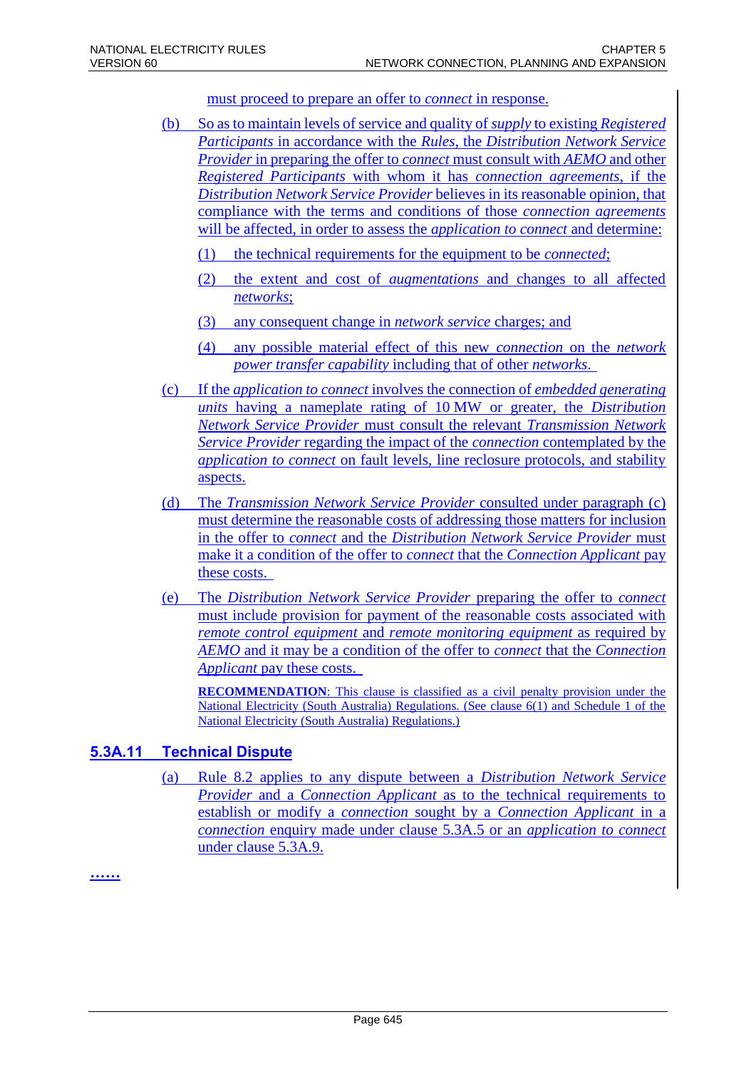must proceed to prepare an offer to *connect* in response.

(b) So as to maintain levels of service and quality of *supply* to existing *Registered Participants* in accordance with the *Rules*, the *Distribution Network Service Provider* in preparing the offer to *connect* must consult with *AEMO* and other *Registered Participants* with whom it has *connection agreements*, if the *Distribution Network Service Provider* believes in its reasonable opinion, that compliance with the terms and conditions of those *connection agreements* will be affected, in order to assess the *application to connect* and determine:

(1) the technical requirements for the equipment to be *connected*;

(2) the extent and cost of *augmentations* and changes to all affected *networks*;

(3) any consequent change in *network service* charges; and

(4) any possible material effect of this new *connection* on the *network power transfer capability* including that of other *networks*.

(c) If the *application to connect* involves the connection of *embedded generating units* having a nameplate rating of 10 MW or greater, the *Distribution Network Service Provider* must consult the relevant *Transmission Network Service Provider* regarding the impact of the *connection* contemplated by the *application to connect* on fault levels, line reclosure protocols, and stability aspects.

(d) The *Transmission Network Service Provider* consulted under paragraph (c) must determine the reasonable costs of addressing those matters for inclusion in the offer to *connect* and the *Distribution Network Service Provider* must make it a condition of the offer to *connect* that the *Connection Applicant* pay these costs.

(e) The *Distribution Network Service Provider* preparing the offer to *connect* must include provision for payment of the reasonable costs associated with *remote control equipment* and *remote monitoring equipment* as required by *AEMO* and it may be a condition of the offer to *connect* that the *Connection Applicant* pay these costs.

**RECOMMENDATION**: This clause is classified as a civil penalty provision under the National Electricity (South Australia) Regulations. (See clause 6(1) and Schedule 1 of the National Electricity (South Australia) Regulations.)

## 5.3A.11 Technical Dispute

(a) Rule 8.2 applies to any dispute between a *Distribution Network Service Provider* and a *Connection Applicant* as to the technical requirements to establish or modify a *connection* sought by a *Connection Applicant* in a *connection* enquiry made under clause 5.3A.5 or an *application to connect* under clause 5.3A.9.

……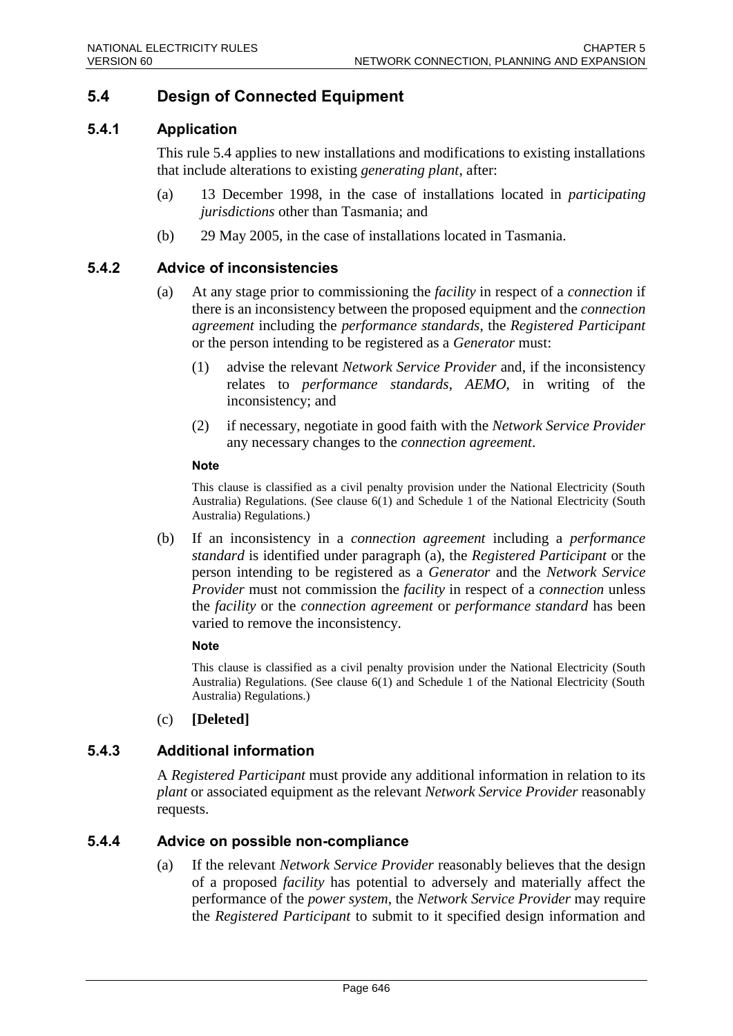## 5.4 Design of Connected Equipment

### 5.4.1 Application

This rule 5.4 applies to new installations and modifications to existing installations that include alterations to existing *generating plant*, after:

(a) 13 December 1998, in the case of installations located in *participating jurisdictions* other than Tasmania; and

(b) 29 May 2005, in the case of installations located in Tasmania.

### 5.4.2 Advice of inconsistencies

(a) At any stage prior to commissioning the *facility* in respect of a *connection* if there is an inconsistency between the proposed equipment and the *connection agreement* including the *performance standards*, the *Registered Participant* or the person intending to be registered as a *Generator* must:

(1) advise the relevant *Network Service Provider* and, if the inconsistency relates to *performance standards*, *AEMO*, in writing of the inconsistency; and

(2) if necessary, negotiate in good faith with the *Network Service Provider* any necessary changes to the *connection agreement*.

**Note**

This clause is classified as a civil penalty provision under the National Electricity (South Australia) Regulations. (See clause 6(1) and Schedule 1 of the National Electricity (South Australia) Regulations.)

(b) If an inconsistency in a *connection agreement* including a *performance standard* is identified under paragraph (a), the *Registered Participant* or the person intending to be registered as a *Generator* and the *Network Service Provider* must not commission the *facility* in respect of a *connection* unless the *facility* or the *connection agreement* or *performance standard* has been varied to remove the inconsistency.

**Note**

This clause is classified as a civil penalty provision under the National Electricity (South Australia) Regulations. (See clause 6(1) and Schedule 1 of the National Electricity (South Australia) Regulations.)

(c) **[Deleted]**

### 5.4.3 Additional information

A *Registered Participant* must provide any additional information in relation to its *plant* or associated equipment as the relevant *Network Service Provider* reasonably requests.

### 5.4.4 Advice on possible non-compliance

(a) If the relevant *Network Service Provider* reasonably believes that the design of a proposed *facility* has potential to adversely and materially affect the performance of the *power system*, the *Network Service Provider* may require the *Registered Participant* to submit to it specified design information and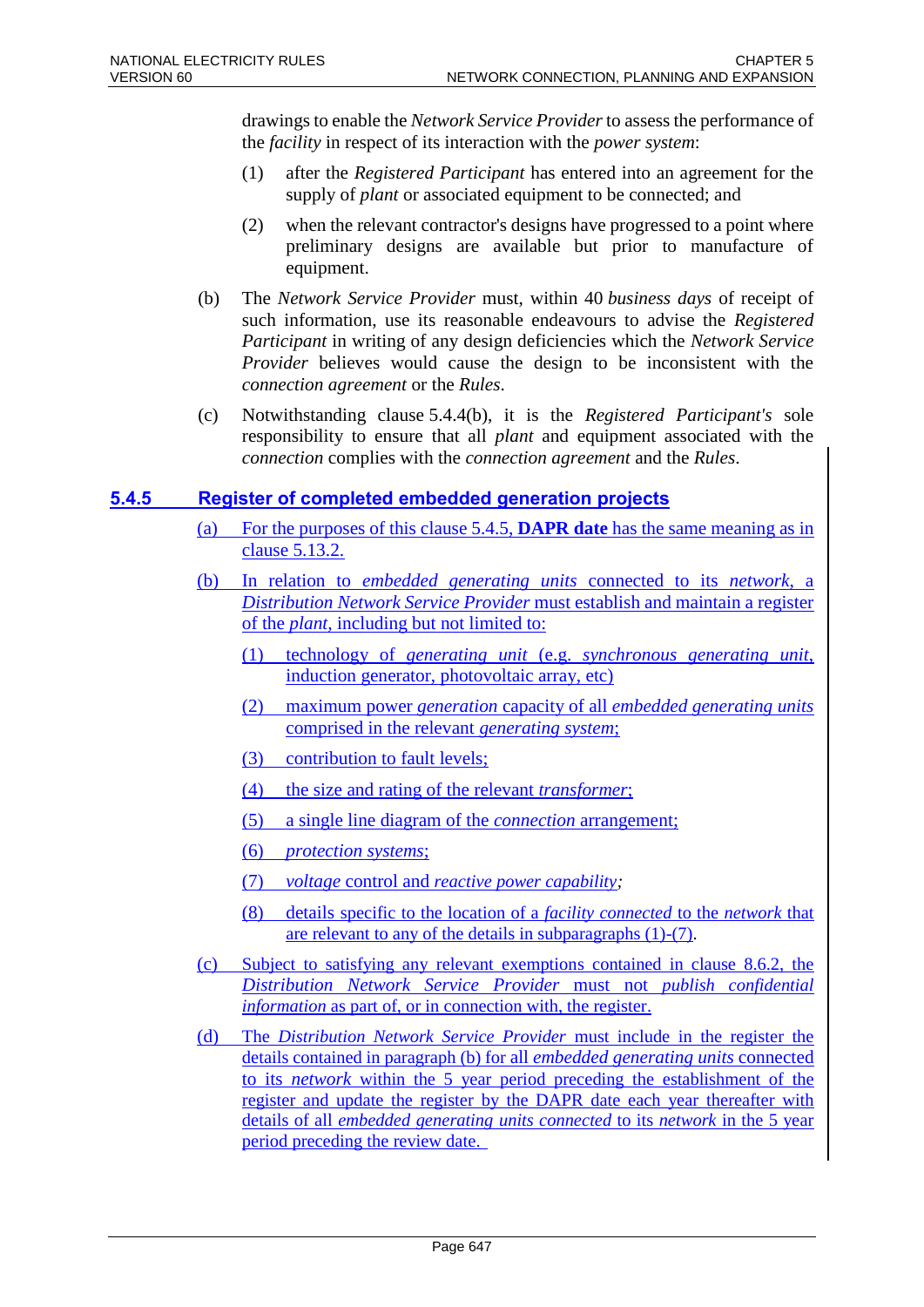drawings to enable the *Network Service Provider* to assess the performance of the *facility* in respect of its interaction with the *power system*:

(1) after the *Registered Participant* has entered into an agreement for the supply of *plant* or associated equipment to be connected; and

(2) when the relevant contractor's designs have progressed to a point where preliminary designs are available but prior to manufacture of equipment.

(b) The *Network Service Provider* must, within 40 *business days* of receipt of such information, use its reasonable endeavours to advise the *Registered Participant* in writing of any design deficiencies which the *Network Service Provider* believes would cause the design to be inconsistent with the *connection agreement* or the *Rules*.

(c) Notwithstanding clause 5.4.4(b), it is the *Registered Participant's* sole responsibility to ensure that all *plant* and equipment associated with the *connection* complies with the *connection agreement* and the *Rules*.

### 5.4.5 Register of completed embedded generation projects

(a) For the purposes of this clause 5.4.5, **DAPR date** has the same meaning as in clause 5.13.2.

(b) In relation to *embedded generating units* connected to its *network*, a *Distribution Network Service Provider* must establish and maintain a register of the *plant*, including but not limited to:

(1) technology of *generating unit* (e.g. *synchronous generating unit*, induction generator, photovoltaic array, etc)

(2) maximum power *generation* capacity of all *embedded generating units* comprised in the relevant *generating system*;

(3) contribution to fault levels;

(4) the size and rating of the relevant *transformer*;

(5) a single line diagram of the *connection* arrangement;

(6) *protection systems*;

(7) *voltage* control and *reactive power capability*;

(8) details specific to the location of a *facility connected* to the *network* that are relevant to any of the details in subparagraphs (1)-(7).

(c) Subject to satisfying any relevant exemptions contained in clause 8.6.2, the *Distribution Network Service Provider* must not *publish confidential information* as part of, or in connection with, the register.

(d) The *Distribution Network Service Provider* must include in the register the details contained in paragraph (b) for all *embedded generating units* connected to its *network* within the 5 year period preceding the establishment of the register and update the register by the DAPR date each year thereafter with details of all *embedded generating units connected* to its *network* in the 5 year period preceding the review date.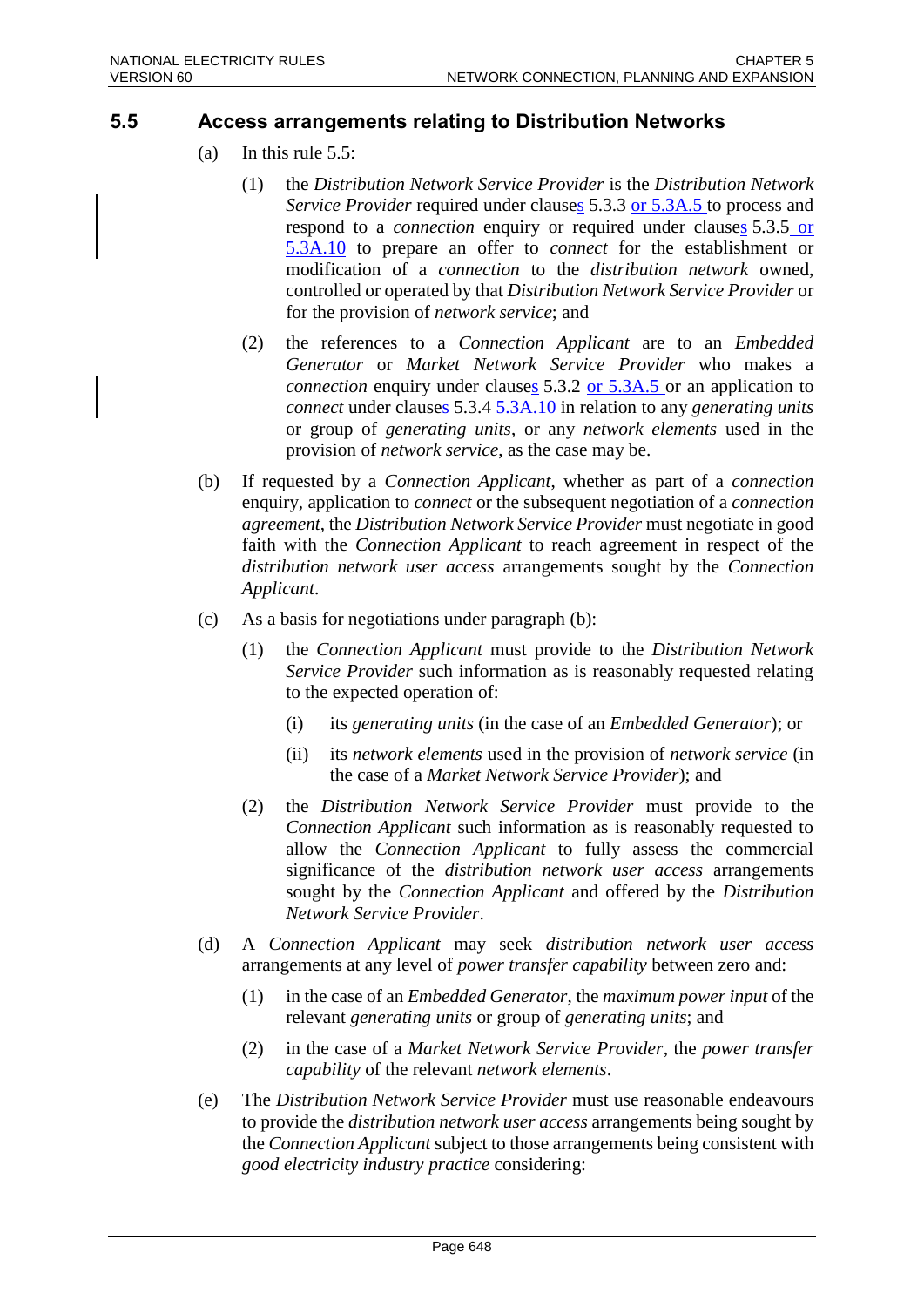## 5.5 Access arrangements relating to Distribution Networks

(a) In this rule 5.5:

(1) the *Distribution Network Service Provider* is the *Distribution Network Service Provider* required under clauses 5.3.3 or 5.3A.5 to process and respond to a *connection* enquiry or required under clauses 5.3.5 or 5.3A.10 to prepare an offer to *connect* for the establishment or modification of a *connection* to the *distribution network* owned, controlled or operated by that *Distribution Network Service Provider* or for the provision of *network service*; and

(2) the references to a *Connection Applicant* are to an *Embedded Generator* or *Market Network Service Provider* who makes a *connection* enquiry under clauses 5.3.2 or 5.3A.5 or an application to *connect* under clauses 5.3.4 5.3A.10 in relation to any *generating units* or group of *generating units*, or any *network elements* used in the provision of *network service*, as the case may be.

(b) If requested by a *Connection Applicant*, whether as part of a *connection* enquiry, application to *connect* or the subsequent negotiation of a *connection agreement*, the *Distribution Network Service Provider* must negotiate in good faith with the *Connection Applicant* to reach agreement in respect of the *distribution network user access* arrangements sought by the *Connection Applicant*.

(c) As a basis for negotiations under paragraph (b):

(1) the *Connection Applicant* must provide to the *Distribution Network Service Provider* such information as is reasonably requested relating to the expected operation of:

(i) its *generating units* (in the case of an *Embedded Generator*); or

(ii) its *network elements* used in the provision of *network service* (in the case of a *Market Network Service Provider*); and

(2) the *Distribution Network Service Provider* must provide to the *Connection Applicant* such information as is reasonably requested to allow the *Connection Applicant* to fully assess the commercial significance of the *distribution network user access* arrangements sought by the *Connection Applicant* and offered by the *Distribution Network Service Provider*.

(d) A *Connection Applicant* may seek *distribution network user access* arrangements at any level of *power transfer capability* between zero and:

(1) in the case of an *Embedded Generator*, the *maximum power input* of the relevant *generating units* or group of *generating units*; and

(2) in the case of a *Market Network Service Provider*, the *power transfer capability* of the relevant *network elements*.

(e) The *Distribution Network Service Provider* must use reasonable endeavours to provide the *distribution network user access* arrangements being sought by the *Connection Applicant* subject to those arrangements being consistent with *good electricity industry practice* considering: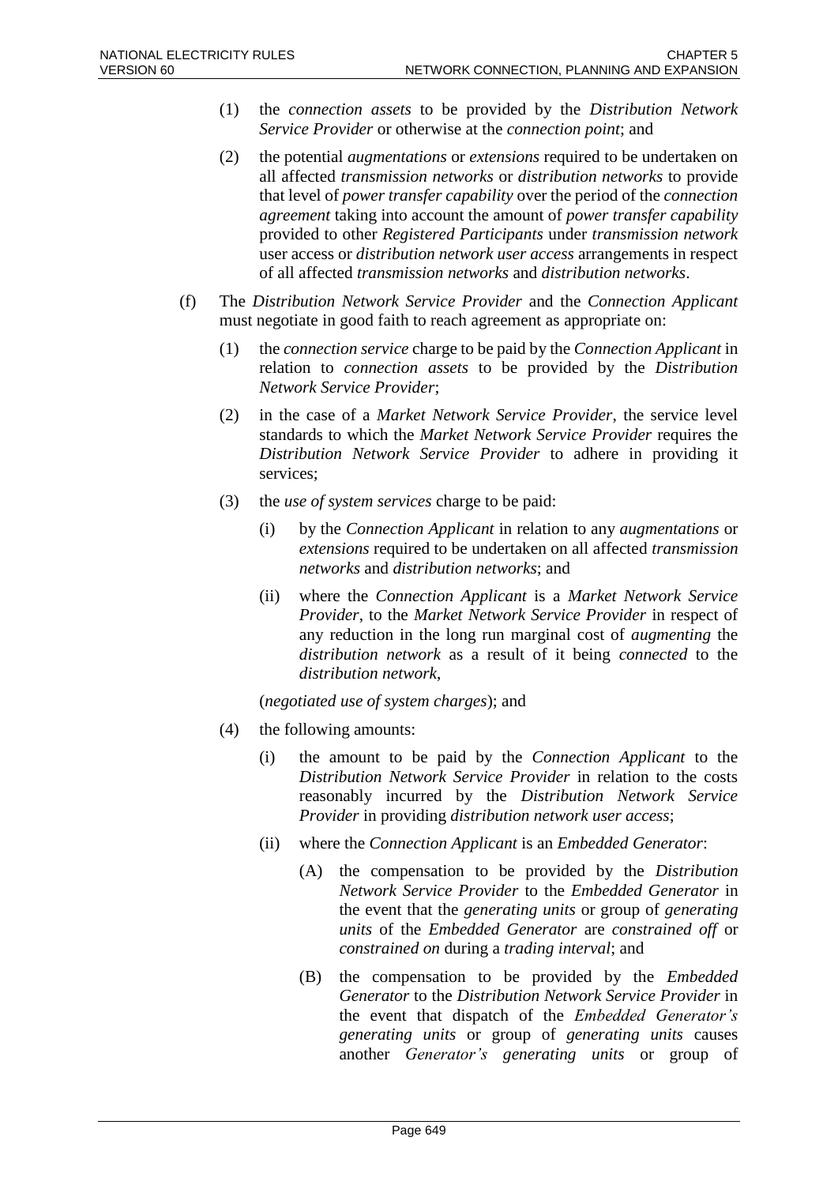(1) the *connection assets* to be provided by the *Distribution Network Service Provider* or otherwise at the *connection point*; and

(2) the potential *augmentations* or *extensions* required to be undertaken on all affected *transmission networks* or *distribution networks* to provide that level of *power transfer capability* over the period of the *connection agreement* taking into account the amount of *power transfer capability* provided to other *Registered Participants* under *transmission network* user access or *distribution network user access* arrangements in respect of all affected *transmission networks* and *distribution networks*.

(f) The *Distribution Network Service Provider* and the *Connection Applicant* must negotiate in good faith to reach agreement as appropriate on:

(1) the *connection service* charge to be paid by the *Connection Applicant* in relation to *connection assets* to be provided by the *Distribution Network Service Provider*;

(2) in the case of a *Market Network Service Provider*, the service level standards to which the *Market Network Service Provider* requires the *Distribution Network Service Provider* to adhere in providing it services;

(3) the *use of system services* charge to be paid:

(i) by the *Connection Applicant* in relation to any *augmentations* or *extensions* required to be undertaken on all affected *transmission networks* and *distribution networks*; and

(ii) where the *Connection Applicant* is a *Market Network Service Provider*, to the *Market Network Service Provider* in respect of any reduction in the long run marginal cost of *augmenting* the *distribution network* as a result of it being *connected* to the *distribution network*,

(*negotiated use of system charges*); and

(4) the following amounts:

(i) the amount to be paid by the *Connection Applicant* to the *Distribution Network Service Provider* in relation to the costs reasonably incurred by the *Distribution Network Service Provider* in providing *distribution network user access*;

(ii) where the *Connection Applicant* is an *Embedded Generator*:

(A) the compensation to be provided by the *Distribution Network Service Provider* to the *Embedded Generator* in the event that the *generating units* or group of *generating units* of the *Embedded Generator* are *constrained off* or *constrained on* during a *trading interval*; and

(B) the compensation to be provided by the *Embedded Generator* to the *Distribution Network Service Provider* in the event that dispatch of the *Embedded Generator's generating units* or group of *generating units* causes another *Generator's generating units* or group of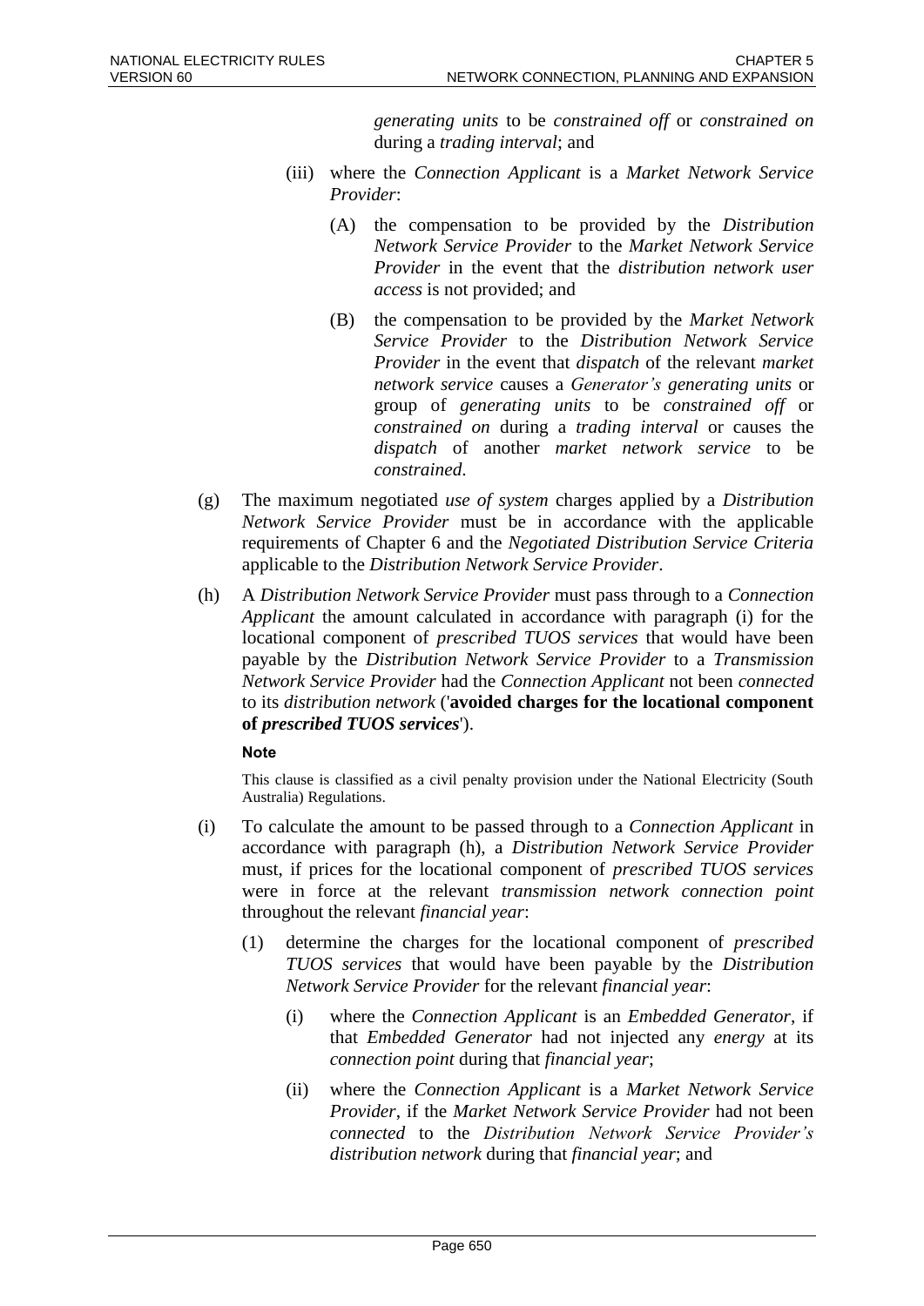*generating units* to be *constrained off* or *constrained on* during a *trading interval*; and

(iii) where the *Connection Applicant* is a *Market Network Service Provider*:

(A) the compensation to be provided by the *Distribution Network Service Provider* to the *Market Network Service Provider* in the event that the *distribution network user access* is not provided; and

(B) the compensation to be provided by the *Market Network Service Provider* to the *Distribution Network Service Provider* in the event that *dispatch* of the relevant *market network service* causes a *Generator's generating units* or group of *generating units* to be *constrained off* or *constrained on* during a *trading interval* or causes the *dispatch* of another *market network service* to be *constrained*.

(g) The maximum negotiated *use of system* charges applied by a *Distribution Network Service Provider* must be in accordance with the applicable requirements of Chapter 6 and the *Negotiated Distribution Service Criteria* applicable to the *Distribution Network Service Provider*.

(h) A *Distribution Network Service Provider* must pass through to a *Connection Applicant* the amount calculated in accordance with paragraph (i) for the locational component of *prescribed TUOS services* that would have been payable by the *Distribution Network Service Provider* to a *Transmission Network Service Provider* had the *Connection Applicant* not been *connected* to its *distribution network* ('**avoided charges for the locational component of *prescribed TUOS services***').

**Note**

This clause is classified as a civil penalty provision under the National Electricity (South Australia) Regulations.

(i) To calculate the amount to be passed through to a *Connection Applicant* in accordance with paragraph (h), a *Distribution Network Service Provider* must, if prices for the locational component of *prescribed TUOS services* were in force at the relevant *transmission network connection point* throughout the relevant *financial year*:

(1) determine the charges for the locational component of *prescribed TUOS services* that would have been payable by the *Distribution Network Service Provider* for the relevant *financial year*:

(i) where the *Connection Applicant* is an *Embedded Generator*, if that *Embedded Generator* had not injected any *energy* at its *connection point* during that *financial year*;

(ii) where the *Connection Applicant* is a *Market Network Service Provider*, if the *Market Network Service Provider* had not been *connected* to the *Distribution Network Service Provider's distribution network* during that *financial year*; and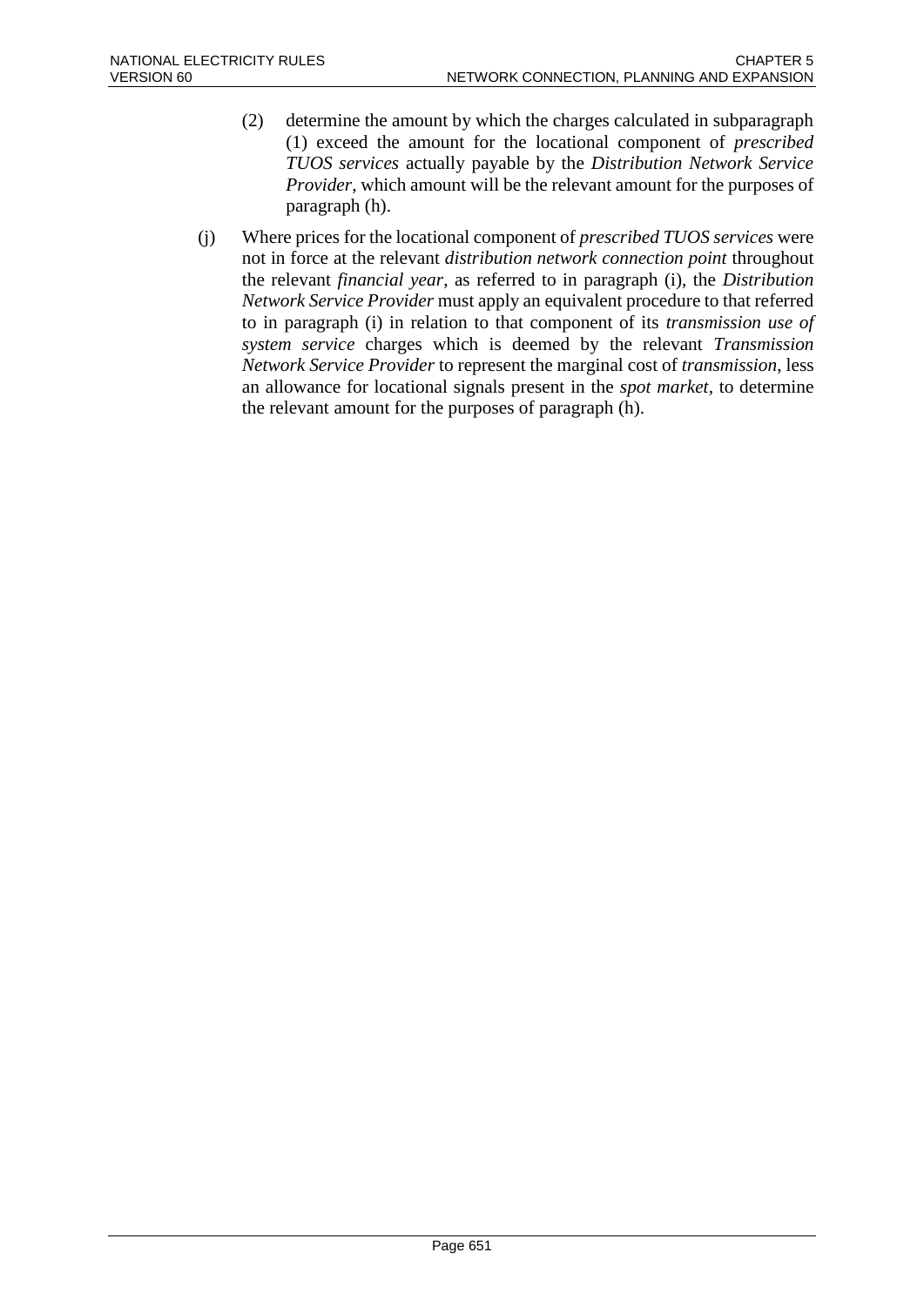(2) determine the amount by which the charges calculated in subparagraph (1) exceed the amount for the locational component of *prescribed TUOS services* actually payable by the *Distribution Network Service Provider*, which amount will be the relevant amount for the purposes of paragraph (h).

(j) Where prices for the locational component of *prescribed TUOS services* were not in force at the relevant *distribution network connection point* throughout the relevant *financial year*, as referred to in paragraph (i), the *Distribution Network Service Provider* must apply an equivalent procedure to that referred to in paragraph (i) in relation to that component of its *transmission use of system service* charges which is deemed by the relevant *Transmission Network Service Provider* to represent the marginal cost of *transmission*, less an allowance for locational signals present in the *spot market*, to determine the relevant amount for the purposes of paragraph (h).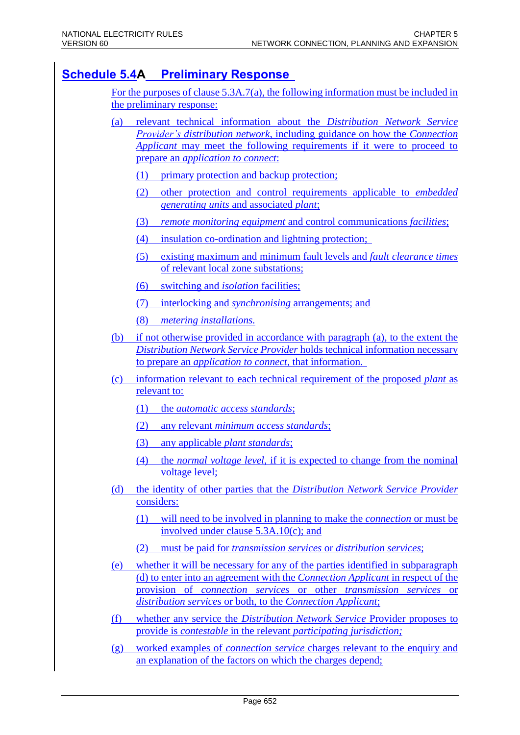# Schedule 5.4A Preliminary Response

For the purposes of clause 5.3A.7(a), the following information must be included in the preliminary response:

(a) relevant technical information about the *Distribution Network Service Provider's distribution network*, including guidance on how the *Connection Applicant* may meet the following requirements if it were to proceed to prepare an *application to connect*:

(1) primary protection and backup protection;

(2) other protection and control requirements applicable to *embedded generating units* and associated *plant*;

(3) *remote monitoring equipment* and control communications *facilities*;

(4) insulation co-ordination and lightning protection;

(5) existing maximum and minimum fault levels and *fault clearance times* of relevant local zone substations;

(6) switching and *isolation* facilities;

(7) interlocking and *synchronising* arrangements; and

(8) *metering installations*.

(b) if not otherwise provided in accordance with paragraph (a), to the extent the *Distribution Network Service Provider* holds technical information necessary to prepare an *application to connect*, that information.

(c) information relevant to each technical requirement of the proposed *plant* as relevant to:

(1) the *automatic access standards*;

(2) any relevant *minimum access standards*;

(3) any applicable *plant standards*;

(4) the *normal voltage level*, if it is expected to change from the nominal voltage level;

(d) the identity of other parties that the *Distribution Network Service Provider* considers:

(1) will need to be involved in planning to make the *connection* or must be involved under clause 5.3A.10(c); and

(2) must be paid for *transmission services* or *distribution services*;

(e) whether it will be necessary for any of the parties identified in subparagraph (d) to enter into an agreement with the *Connection Applicant* in respect of the provision of *connection services* or other *transmission services* or *distribution services* or both, to the *Connection Applicant*;

(f) whether any service the *Distribution Network Service* Provider proposes to provide is *contestable* in the relevant *participating jurisdiction;*

(g) worked examples of *connection service* charges relevant to the enquiry and an explanation of the factors on which the charges depend;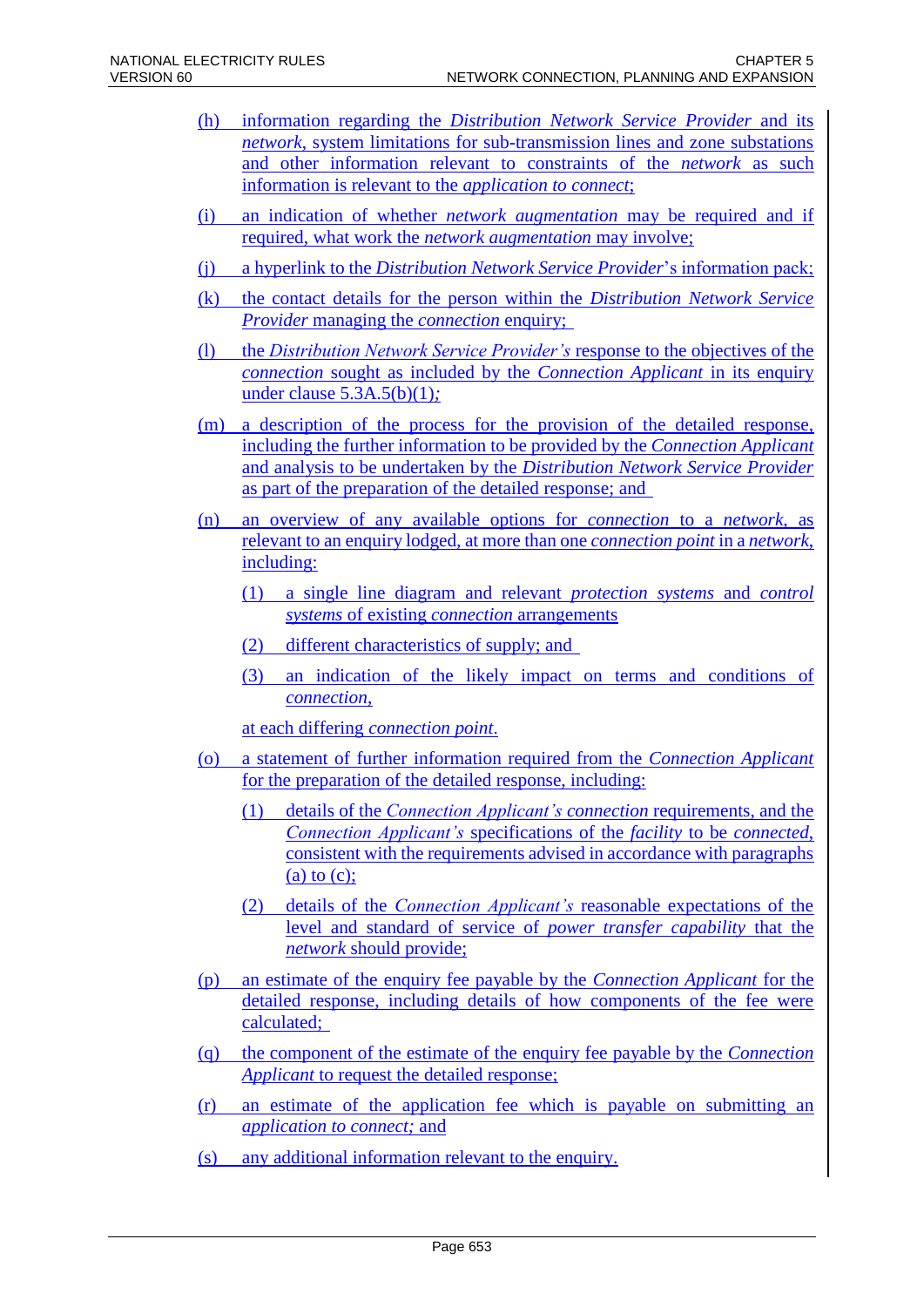(h) information regarding the *Distribution Network Service Provider* and its *network*, system limitations for sub-transmission lines and zone substations and other information relevant to constraints of the *network* as such information is relevant to the *application to connect*;

(i) an indication of whether *network augmentation* may be required and if required, what work the *network augmentation* may involve;

(j) a hyperlink to the *Distribution Network Service Provider*'s information pack;

(k) the contact details for the person within the *Distribution Network Service Provider* managing the *connection* enquiry;

(l) the *Distribution Network Service Provider's* response to the objectives of the *connection* sought as included by the *Connection Applicant* in its enquiry under clause 5.3A.5(b)(1);

(m) a description of the process for the provision of the detailed response, including the further information to be provided by the *Connection Applicant* and analysis to be undertaken by the *Distribution Network Service Provider* as part of the preparation of the detailed response; and

(n) an overview of any available options for *connection* to a *network*, as relevant to an enquiry lodged, at more than one *connection point* in a *network*, including:

    (1) a single line diagram and relevant *protection systems* and *control systems* of existing *connection* arrangements

    (2) different characteristics of supply; and

    (3) an indication of the likely impact on terms and conditions of *connection*,

    at each differing *connection point*.

(o) a statement of further information required from the *Connection Applicant* for the preparation of the detailed response, including:

    (1) details of the *Connection Applicant's connection* requirements, and the *Connection Applicant's* specifications of the *facility* to be *connected*, consistent with the requirements advised in accordance with paragraphs (a) to (c);

    (2) details of the *Connection Applicant's* reasonable expectations of the level and standard of service of *power transfer capability* that the *network* should provide;

(p) an estimate of the enquiry fee payable by the *Connection Applicant* for the detailed response, including details of how components of the fee were calculated;

(q) the component of the estimate of the enquiry fee payable by the *Connection Applicant* to request the detailed response;

(r) an estimate of the application fee which is payable on submitting an *application to connect;* and

(s) any additional information relevant to the enquiry.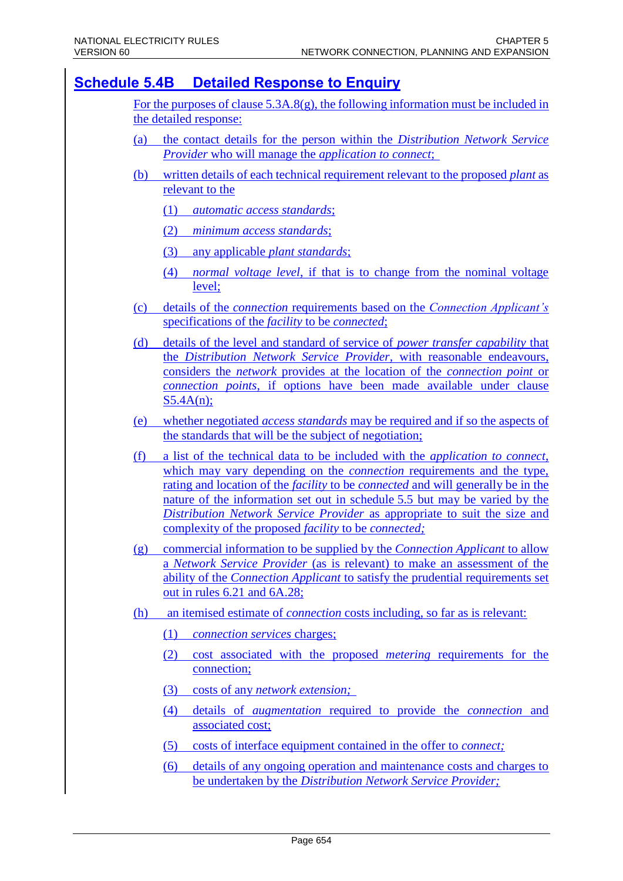# Schedule 5.4B Detailed Response to Enquiry

For the purposes of clause 5.3A.8(g), the following information must be included in the detailed response:

(a) the contact details for the person within the *Distribution Network Service Provider* who will manage the *application to connect*;

(b) written details of each technical requirement relevant to the proposed *plant* as relevant to the

(1) *automatic access standards*;

(2) *minimum access standards*;

(3) any applicable *plant standards*;

(4) *normal voltage level*, if that is to change from the nominal voltage level;

(c) details of the *connection* requirements based on the *Connection Applicant's* specifications of the *facility* to be *connected*;

(d) details of the level and standard of service of *power transfer capability* that the *Distribution Network Service Provider*, with reasonable endeavours, considers the *network* provides at the location of the *connection point* or *connection points*, if options have been made available under clause S5.4A(n);

(e) whether negotiated *access standards* may be required and if so the aspects of the standards that will be the subject of negotiation;

(f) a list of the technical data to be included with the *application to connect*, which may vary depending on the *connection* requirements and the type, rating and location of the *facility* to be *connected* and will generally be in the nature of the information set out in schedule 5.5 but may be varied by the *Distribution Network Service Provider* as appropriate to suit the size and complexity of the proposed *facility* to be *connected;*

(g) commercial information to be supplied by the *Connection Applicant* to allow a *Network Service Provider* (as is relevant) to make an assessment of the ability of the *Connection Applicant* to satisfy the prudential requirements set out in rules 6.21 and 6A.28;

(h) an itemised estimate of *connection* costs including, so far as is relevant:

(1) *connection services* charges;

(2) cost associated with the proposed *metering* requirements for the connection;

(3) costs of any *network extension;*

(4) details of *augmentation* required to provide the *connection* and associated cost;

(5) costs of interface equipment contained in the offer to *connect;*

(6) details of any ongoing operation and maintenance costs and charges to be undertaken by the *Distribution Network Service Provider;*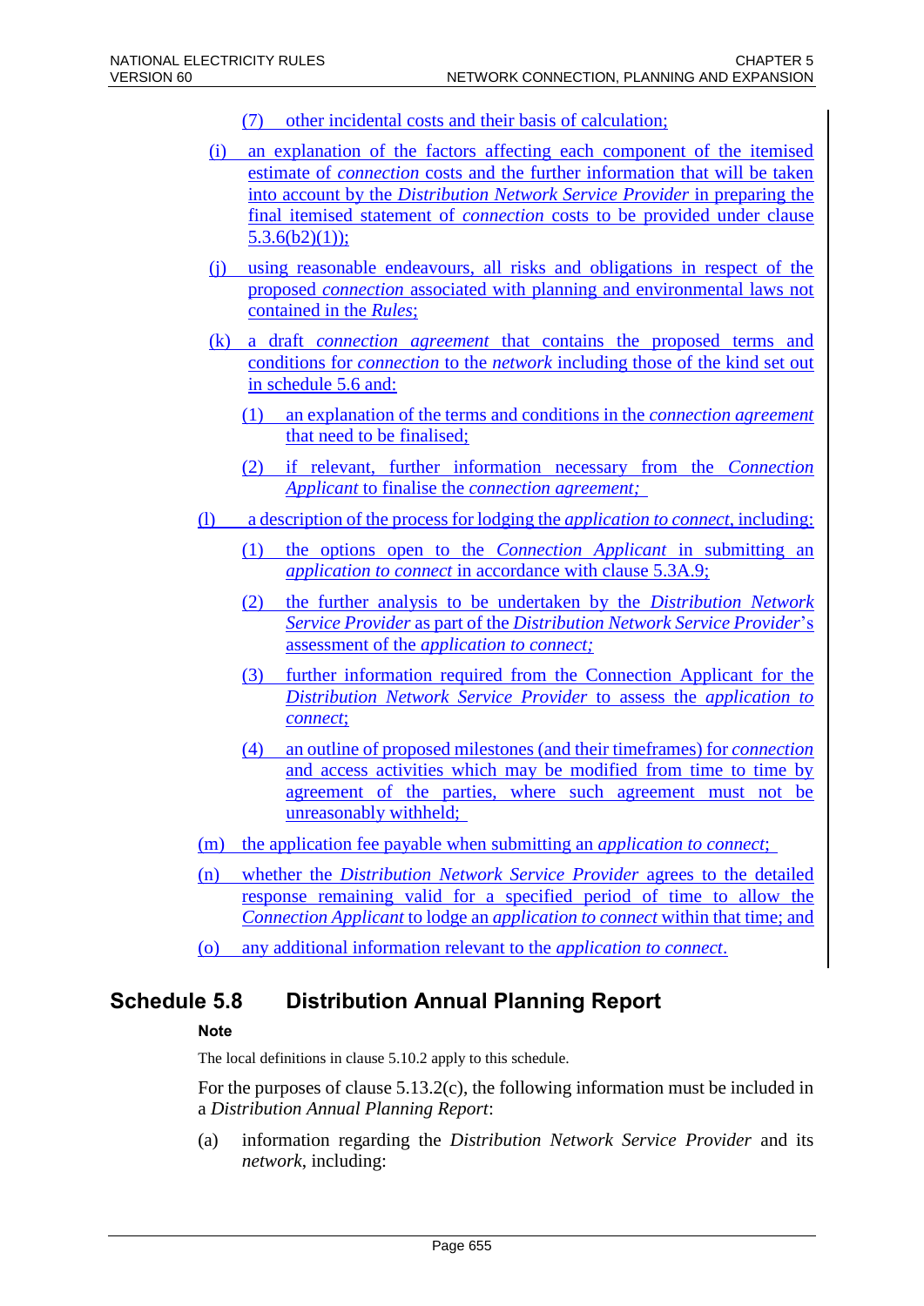(7) other incidental costs and their basis of calculation;

(i) an explanation of the factors affecting each component of the itemised estimate of *connection* costs and the further information that will be taken into account by the *Distribution Network Service Provider* in preparing the final itemised statement of *connection* costs to be provided under clause 5.3.6(b2)(1));

(j) using reasonable endeavours, all risks and obligations in respect of the proposed *connection* associated with planning and environmental laws not contained in the *Rules*;

(k) a draft *connection agreement* that contains the proposed terms and conditions for *connection* to the *network* including those of the kind set out in schedule 5.6 and:

(1) an explanation of the terms and conditions in the *connection agreement* that need to be finalised;

(2) if relevant, further information necessary from the *Connection Applicant* to finalise the *connection agreement;*

(l) a description of the process for lodging the *application to connect*, including:

(1) the options open to the *Connection Applicant* in submitting an *application to connect* in accordance with clause 5.3A.9;

(2) the further analysis to be undertaken by the *Distribution Network Service Provider* as part of the *Distribution Network Service Provider*'s assessment of the *application to connect;*

(3) further information required from the Connection Applicant for the *Distribution Network Service Provider* to assess the *application to connect*;

(4) an outline of proposed milestones (and their timeframes) for *connection* and access activities which may be modified from time to time by agreement of the parties, where such agreement must not be unreasonably withheld;

(m) the application fee payable when submitting an *application to connect*;

(n) whether the *Distribution Network Service Provider* agrees to the detailed response remaining valid for a specified period of time to allow the *Connection Applicant* to lodge an *application to connect* within that time; and

(o) any additional information relevant to the *application to connect*.

## Schedule 5.8 Distribution Annual Planning Report

**Note**

The local definitions in clause 5.10.2 apply to this schedule.

For the purposes of clause 5.13.2(c), the following information must be included in a *Distribution Annual Planning Report*:

(a) information regarding the *Distribution Network Service Provider* and its *network*, including: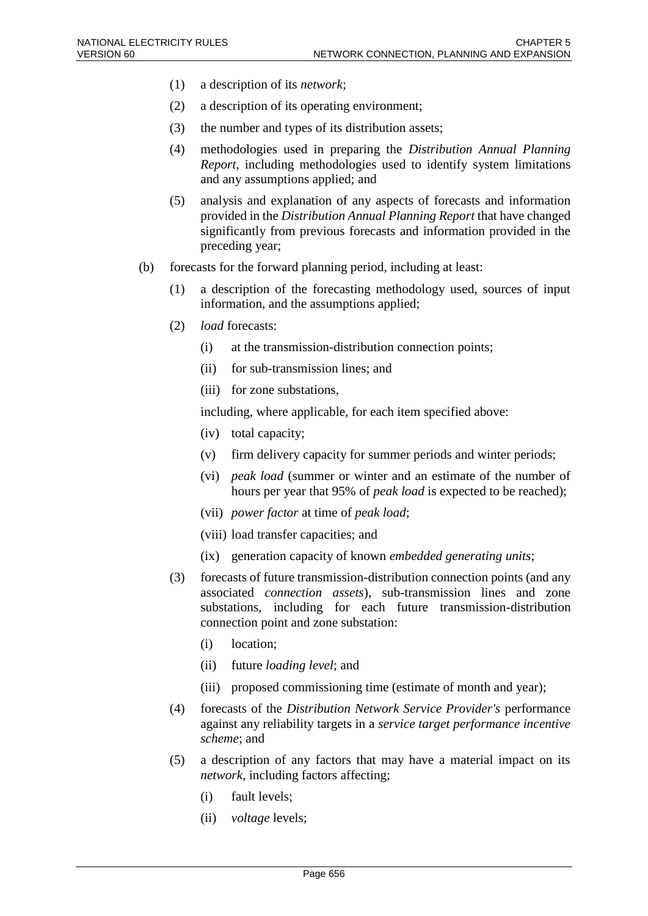(1) a description of its *network*;

(2) a description of its operating environment;

(3) the number and types of its distribution assets;

(4) methodologies used in preparing the *Distribution Annual Planning Report*, including methodologies used to identify system limitations and any assumptions applied; and

(5) analysis and explanation of any aspects of forecasts and information provided in the *Distribution Annual Planning Report* that have changed significantly from previous forecasts and information provided in the preceding year;

(b) forecasts for the forward planning period, including at least:

(1) a description of the forecasting methodology used, sources of input information, and the assumptions applied;

(2) *load* forecasts:

(i) at the transmission-distribution connection points;

(ii) for sub-transmission lines; and

(iii) for zone substations,

including, where applicable, for each item specified above:

(iv) total capacity;

(v) firm delivery capacity for summer periods and winter periods;

(vi) *peak load* (summer or winter and an estimate of the number of hours per year that 95% of *peak load* is expected to be reached);

(vii) *power factor* at time of *peak load*;

(viii) load transfer capacities; and

(ix) generation capacity of known *embedded generating units*;

(3) forecasts of future transmission-distribution connection points (and any associated *connection assets*), sub-transmission lines and zone substations, including for each future transmission-distribution connection point and zone substation:

(i) location;

(ii) future *loading level*; and

(iii) proposed commissioning time (estimate of month and year);

(4) forecasts of the *Distribution Network Service Provider's* performance against any reliability targets in a *service target performance incentive scheme*; and

(5) a description of any factors that may have a material impact on its *network*, including factors affecting;

(i) fault levels;

(ii) *voltage* levels;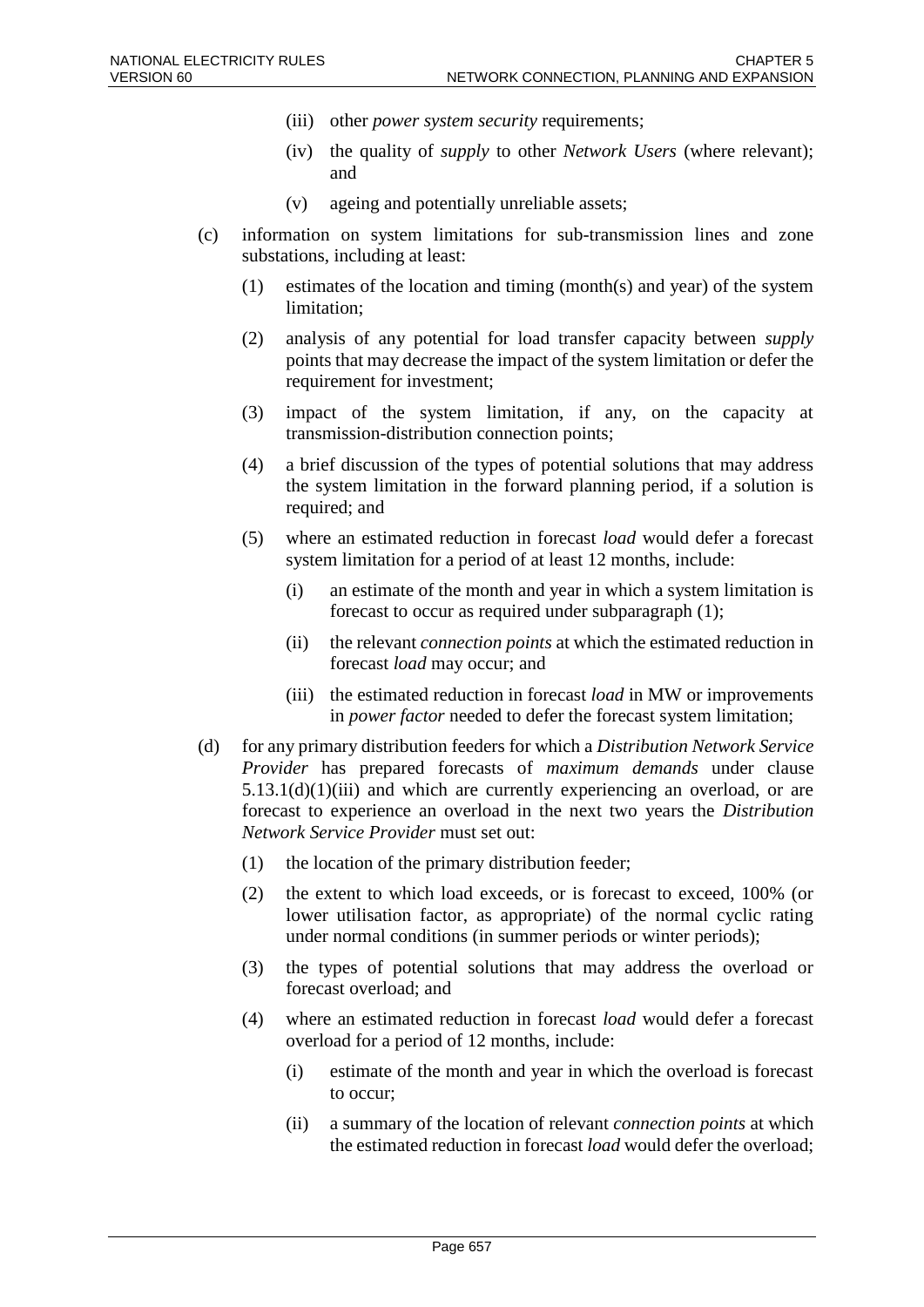- (iii) other *power system security* requirements;
- (iv) the quality of *supply* to other *Network Users* (where relevant); and
- (v) ageing and potentially unreliable assets;

(c) information on system limitations for sub-transmission lines and zone substations, including at least:

- (1) estimates of the location and timing (month(s) and year) of the system limitation;
- (2) analysis of any potential for load transfer capacity between *supply* points that may decrease the impact of the system limitation or defer the requirement for investment;
- (3) impact of the system limitation, if any, on the capacity at transmission-distribution connection points;
- (4) a brief discussion of the types of potential solutions that may address the system limitation in the forward planning period, if a solution is required; and
- (5) where an estimated reduction in forecast *load* would defer a forecast system limitation for a period of at least 12 months, include:
  - (i) an estimate of the month and year in which a system limitation is forecast to occur as required under subparagraph (1);
  - (ii) the relevant *connection points* at which the estimated reduction in forecast *load* may occur; and
  - (iii) the estimated reduction in forecast *load* in MW or improvements in *power factor* needed to defer the forecast system limitation;

(d) for any primary distribution feeders for which a *Distribution Network Service Provider* has prepared forecasts of *maximum demands* under clause 5.13.1(d)(1)(iii) and which are currently experiencing an overload, or are forecast to experience an overload in the next two years the *Distribution Network Service Provider* must set out:

- (1) the location of the primary distribution feeder;
- (2) the extent to which load exceeds, or is forecast to exceed, 100% (or lower utilisation factor, as appropriate) of the normal cyclic rating under normal conditions (in summer periods or winter periods);
- (3) the types of potential solutions that may address the overload or forecast overload; and
- (4) where an estimated reduction in forecast *load* would defer a forecast overload for a period of 12 months, include:
  - (i) estimate of the month and year in which the overload is forecast to occur;
  - (ii) a summary of the location of relevant *connection points* at which the estimated reduction in forecast *load* would defer the overload;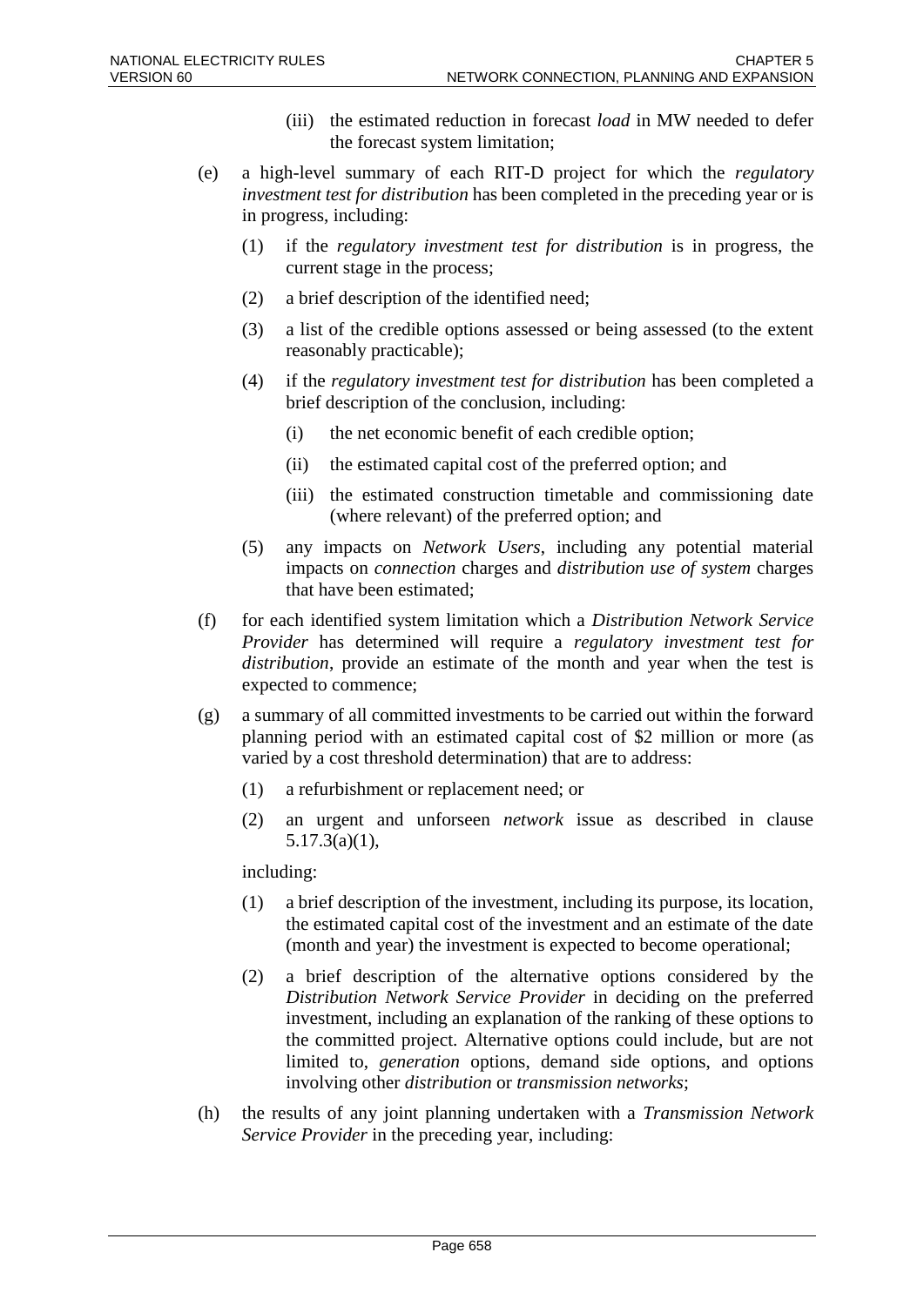(iii) the estimated reduction in forecast *load* in MW needed to defer the forecast system limitation;

(e) a high-level summary of each RIT-D project for which the *regulatory investment test for distribution* has been completed in the preceding year or is in progress, including:

(1) if the *regulatory investment test for distribution* is in progress, the current stage in the process;

(2) a brief description of the identified need;

(3) a list of the credible options assessed or being assessed (to the extent reasonably practicable);

(4) if the *regulatory investment test for distribution* has been completed a brief description of the conclusion, including:

(i) the net economic benefit of each credible option;

(ii) the estimated capital cost of the preferred option; and

(iii) the estimated construction timetable and commissioning date (where relevant) of the preferred option; and

(5) any impacts on *Network Users*, including any potential material impacts on *connection* charges and *distribution use of system* charges that have been estimated;

(f) for each identified system limitation which a *Distribution Network Service Provider* has determined will require a *regulatory investment test for distribution*, provide an estimate of the month and year when the test is expected to commence;

(g) a summary of all committed investments to be carried out within the forward planning period with an estimated capital cost of $2 million or more (as varied by a cost threshold determination) that are to address:

(1) a refurbishment or replacement need; or

(2) an urgent and unforseen *network* issue as described in clause 5.17.3(a)(1),

including:

(1) a brief description of the investment, including its purpose, its location, the estimated capital cost of the investment and an estimate of the date (month and year) the investment is expected to become operational;

(2) a brief description of the alternative options considered by the *Distribution Network Service Provider* in deciding on the preferred investment, including an explanation of the ranking of these options to the committed project. Alternative options could include, but are not limited to, *generation* options, demand side options, and options involving other *distribution* or *transmission networks*;

(h) the results of any joint planning undertaken with a *Transmission Network Service Provider* in the preceding year, including: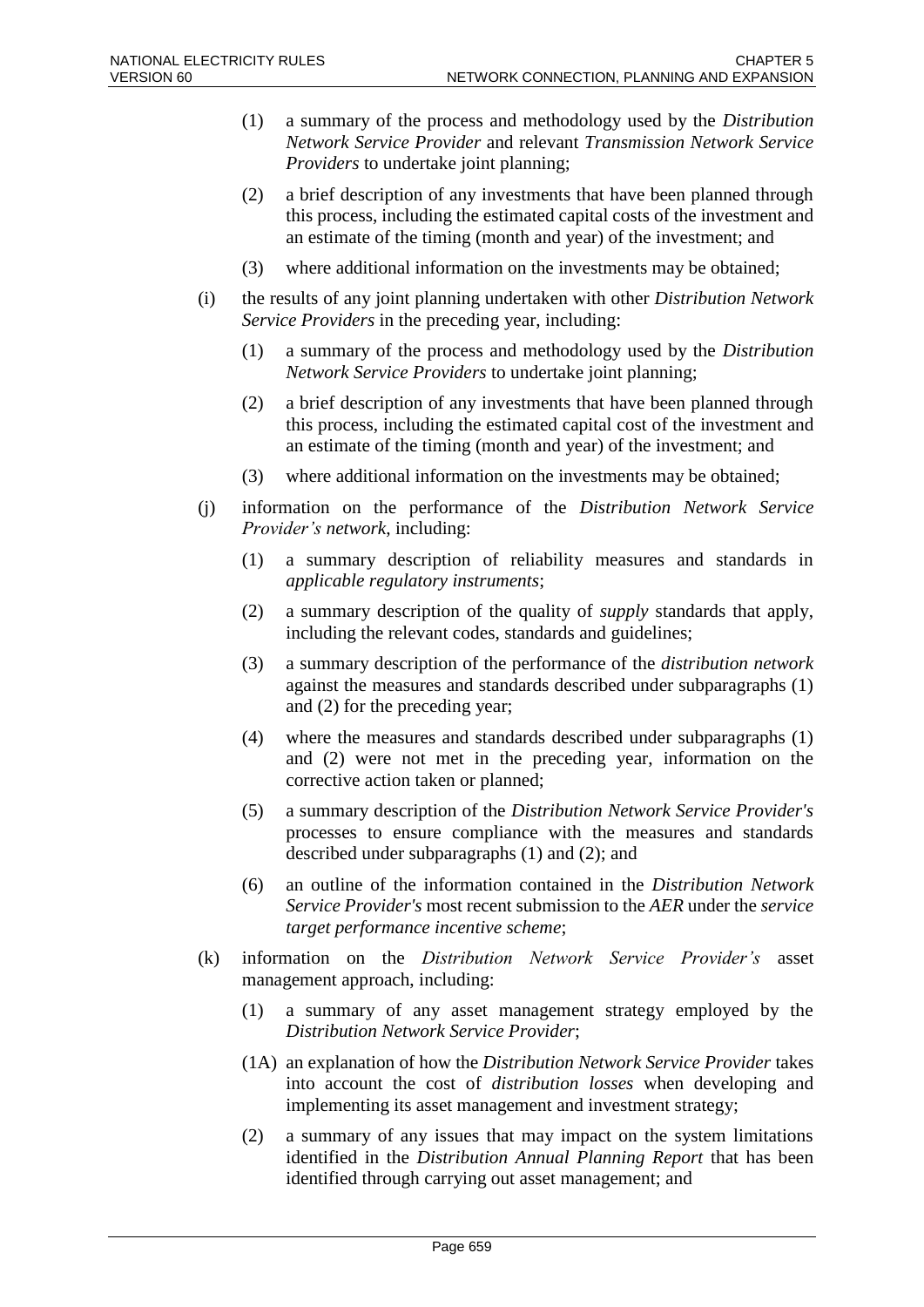(1) a summary of the process and methodology used by the *Distribution Network Service Provider* and relevant *Transmission Network Service Providers* to undertake joint planning;

(2) a brief description of any investments that have been planned through this process, including the estimated capital costs of the investment and an estimate of the timing (month and year) of the investment; and

(3) where additional information on the investments may be obtained;

(i) the results of any joint planning undertaken with other *Distribution Network Service Providers* in the preceding year, including:

(1) a summary of the process and methodology used by the *Distribution Network Service Providers* to undertake joint planning;

(2) a brief description of any investments that have been planned through this process, including the estimated capital cost of the investment and an estimate of the timing (month and year) of the investment; and

(3) where additional information on the investments may be obtained;

(j) information on the performance of the *Distribution Network Service Provider's network*, including:

(1) a summary description of reliability measures and standards in *applicable regulatory instruments*;

(2) a summary description of the quality of *supply* standards that apply, including the relevant codes, standards and guidelines;

(3) a summary description of the performance of the *distribution network* against the measures and standards described under subparagraphs (1) and (2) for the preceding year;

(4) where the measures and standards described under subparagraphs (1) and (2) were not met in the preceding year, information on the corrective action taken or planned;

(5) a summary description of the *Distribution Network Service Provider's* processes to ensure compliance with the measures and standards described under subparagraphs (1) and (2); and

(6) an outline of the information contained in the *Distribution Network Service Provider's* most recent submission to the *AER* under the *service target performance incentive scheme*;

(k) information on the *Distribution Network Service Provider's* asset management approach, including:

(1) a summary of any asset management strategy employed by the *Distribution Network Service Provider*;

(1A) an explanation of how the *Distribution Network Service Provider* takes into account the cost of *distribution losses* when developing and implementing its asset management and investment strategy;

(2) a summary of any issues that may impact on the system limitations identified in the *Distribution Annual Planning Report* that has been identified through carrying out asset management; and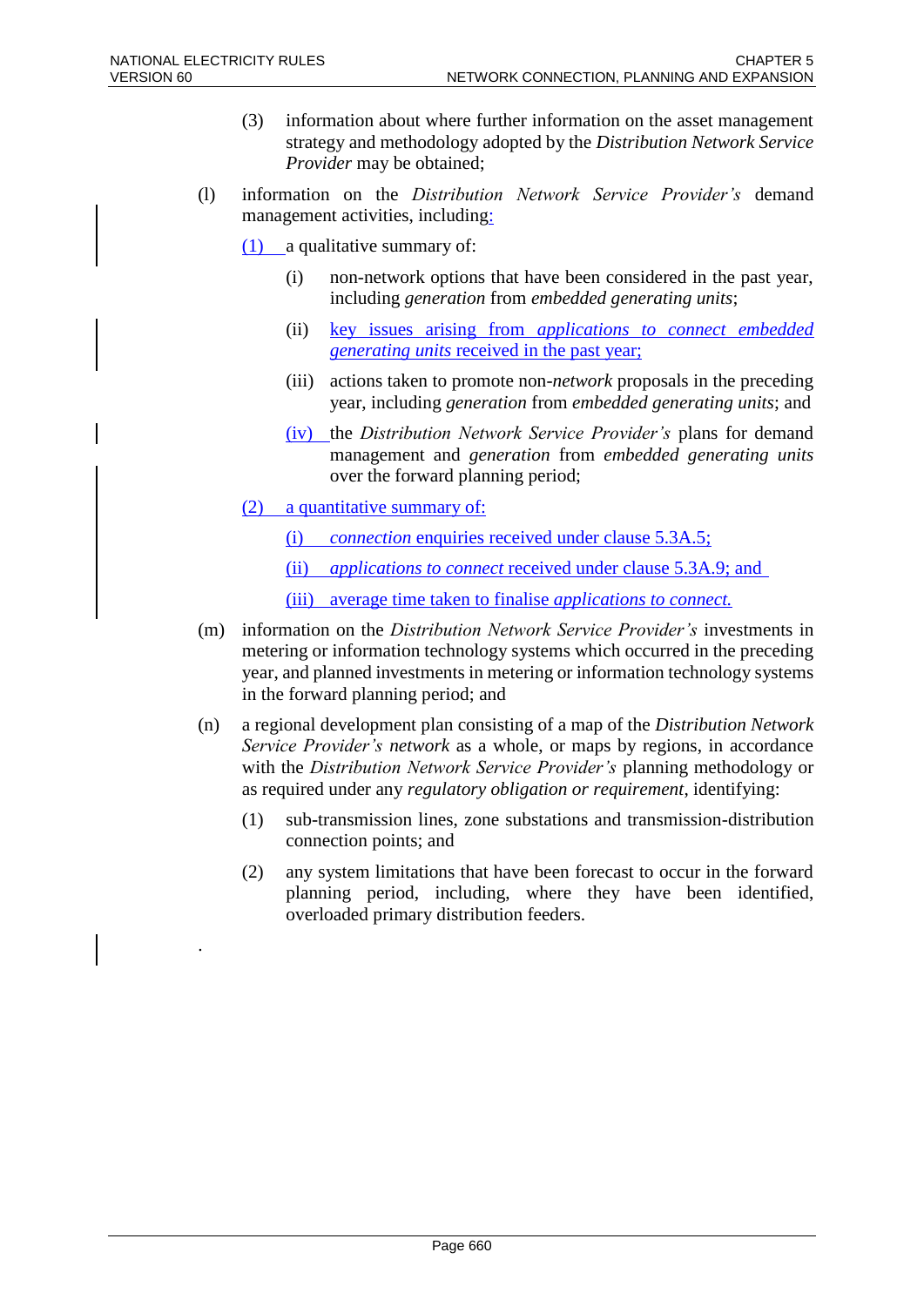(3) information about where further information on the asset management strategy and methodology adopted by the *Distribution Network Service Provider* may be obtained;

(l) information on the *Distribution Network Service Provider's* demand management activities, including:

(1) a qualitative summary of:

(i) non-network options that have been considered in the past year, including *generation* from *embedded generating units*;

(ii) key issues arising from *applications to connect embedded generating units* received in the past year;

(iii) actions taken to promote non-*network* proposals in the preceding year, including *generation* from *embedded generating units*; and

(iv) the *Distribution Network Service Provider's* plans for demand management and *generation* from *embedded generating units* over the forward planning period;

(2) a quantitative summary of:

(i) *connection* enquiries received under clause 5.3A.5;

(ii) *applications to connect* received under clause 5.3A.9; and

(iii) average time taken to finalise *applications to connect.*

(m) information on the *Distribution Network Service Provider's* investments in metering or information technology systems which occurred in the preceding year, and planned investments in metering or information technology systems in the forward planning period; and

(n) a regional development plan consisting of a map of the *Distribution Network Service Provider's network* as a whole, or maps by regions, in accordance with the *Distribution Network Service Provider's* planning methodology or as required under any *regulatory obligation or requirement*, identifying:

(1) sub-transmission lines, zone substations and transmission-distribution connection points; and

(2) any system limitations that have been forecast to occur in the forward planning period, including, where they have been identified, overloaded primary distribution feeders.

.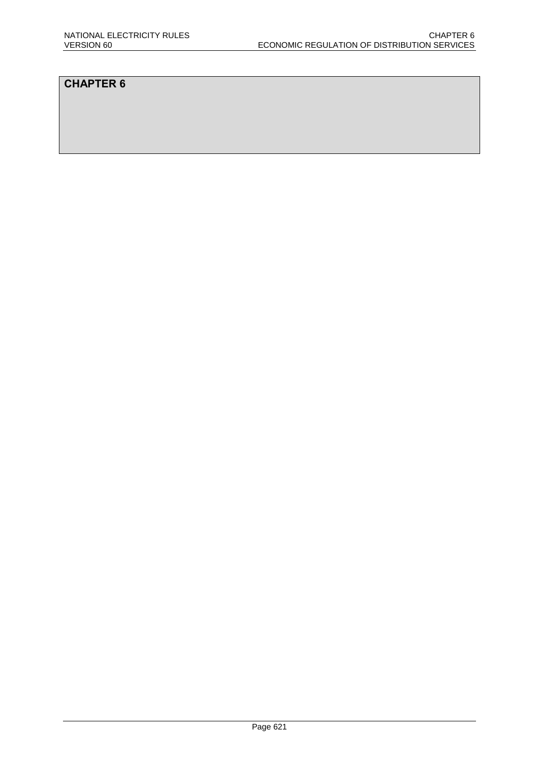# CHAPTER 6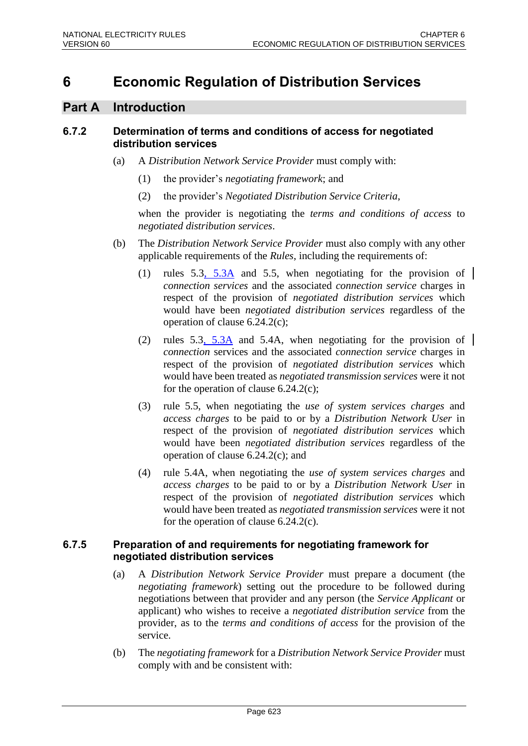# 6 Economic Regulation of Distribution Services

## Part A Introduction

### 6.7.2 Determination of terms and conditions of access for negotiated distribution services

(a) A *Distribution Network Service Provider* must comply with:

(1) the provider's *negotiating framework*; and

(2) the provider's *Negotiated Distribution Service Criteria*,

when the provider is negotiating the *terms and conditions of access* to *negotiated distribution services*.

(b) The *Distribution Network Service Provider* must also comply with any other applicable requirements of the *Rules*, including the requirements of:

(1) rules 5.3, 5.3A and 5.5, when negotiating for the provision of *connection services* and the associated *connection service* charges in respect of the provision of *negotiated distribution services* which would have been *negotiated distribution services* regardless of the operation of clause 6.24.2(c);

(2) rules 5.3, 5.3A and 5.4A, when negotiating for the provision of *connection* services and the associated *connection service* charges in respect of the provision of *negotiated distribution services* which would have been treated as *negotiated transmission services* were it not for the operation of clause 6.24.2(c);

(3) rule 5.5, when negotiating the *use of system services charges* and *access charges* to be paid to or by a *Distribution Network User* in respect of the provision of *negotiated distribution services* which would have been *negotiated distribution services* regardless of the operation of clause 6.24.2(c); and

(4) rule 5.4A, when negotiating the *use of system services charges* and *access charges* to be paid to or by a *Distribution Network User* in respect of the provision of *negotiated distribution services* which would have been treated as *negotiated transmission services* were it not for the operation of clause 6.24.2(c).

### 6.7.5 Preparation of and requirements for negotiating framework for negotiated distribution services

(a) A *Distribution Network Service Provider* must prepare a document (the *negotiating framework*) setting out the procedure to be followed during negotiations between that provider and any person (the *Service Applicant* or applicant) who wishes to receive a *negotiated distribution service* from the provider, as to the *terms and conditions of access* for the provision of the service.

(b) The *negotiating framework* for a *Distribution Network Service Provider* must comply with and be consistent with: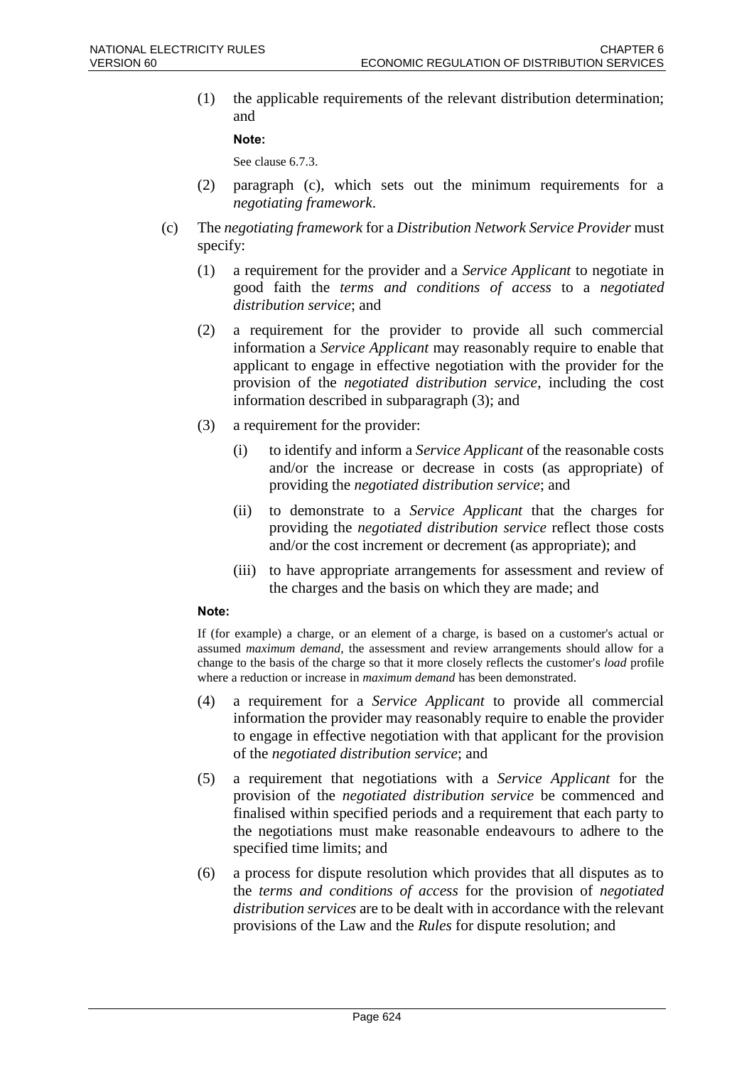(1) the applicable requirements of the relevant distribution determination; and

**Note:**

See clause 6.7.3.

(2) paragraph (c), which sets out the minimum requirements for a *negotiating framework*.

(c) The *negotiating framework* for a *Distribution Network Service Provider* must specify:

(1) a requirement for the provider and a *Service Applicant* to negotiate in good faith the *terms and conditions of access* to a *negotiated distribution service*; and

(2) a requirement for the provider to provide all such commercial information a *Service Applicant* may reasonably require to enable that applicant to engage in effective negotiation with the provider for the provision of the *negotiated distribution service*, including the cost information described in subparagraph (3); and

(3) a requirement for the provider:

(i) to identify and inform a *Service Applicant* of the reasonable costs and/or the increase or decrease in costs (as appropriate) of providing the *negotiated distribution service*; and

(ii) to demonstrate to a *Service Applicant* that the charges for providing the *negotiated distribution service* reflect those costs and/or the cost increment or decrement (as appropriate); and

(iii) to have appropriate arrangements for assessment and review of the charges and the basis on which they are made; and

**Note:**

If (for example) a charge, or an element of a charge, is based on a customer's actual or assumed *maximum demand*, the assessment and review arrangements should allow for a change to the basis of the charge so that it more closely reflects the customer's *load* profile where a reduction or increase in *maximum demand* has been demonstrated.

(4) a requirement for a *Service Applicant* to provide all commercial information the provider may reasonably require to enable the provider to engage in effective negotiation with that applicant for the provision of the *negotiated distribution service*; and

(5) a requirement that negotiations with a *Service Applicant* for the provision of the *negotiated distribution service* be commenced and finalised within specified periods and a requirement that each party to the negotiations must make reasonable endeavours to adhere to the specified time limits; and

(6) a process for dispute resolution which provides that all disputes as to the *terms and conditions of access* for the provision of *negotiated distribution services* are to be dealt with in accordance with the relevant provisions of the Law and the *Rules* for dispute resolution; and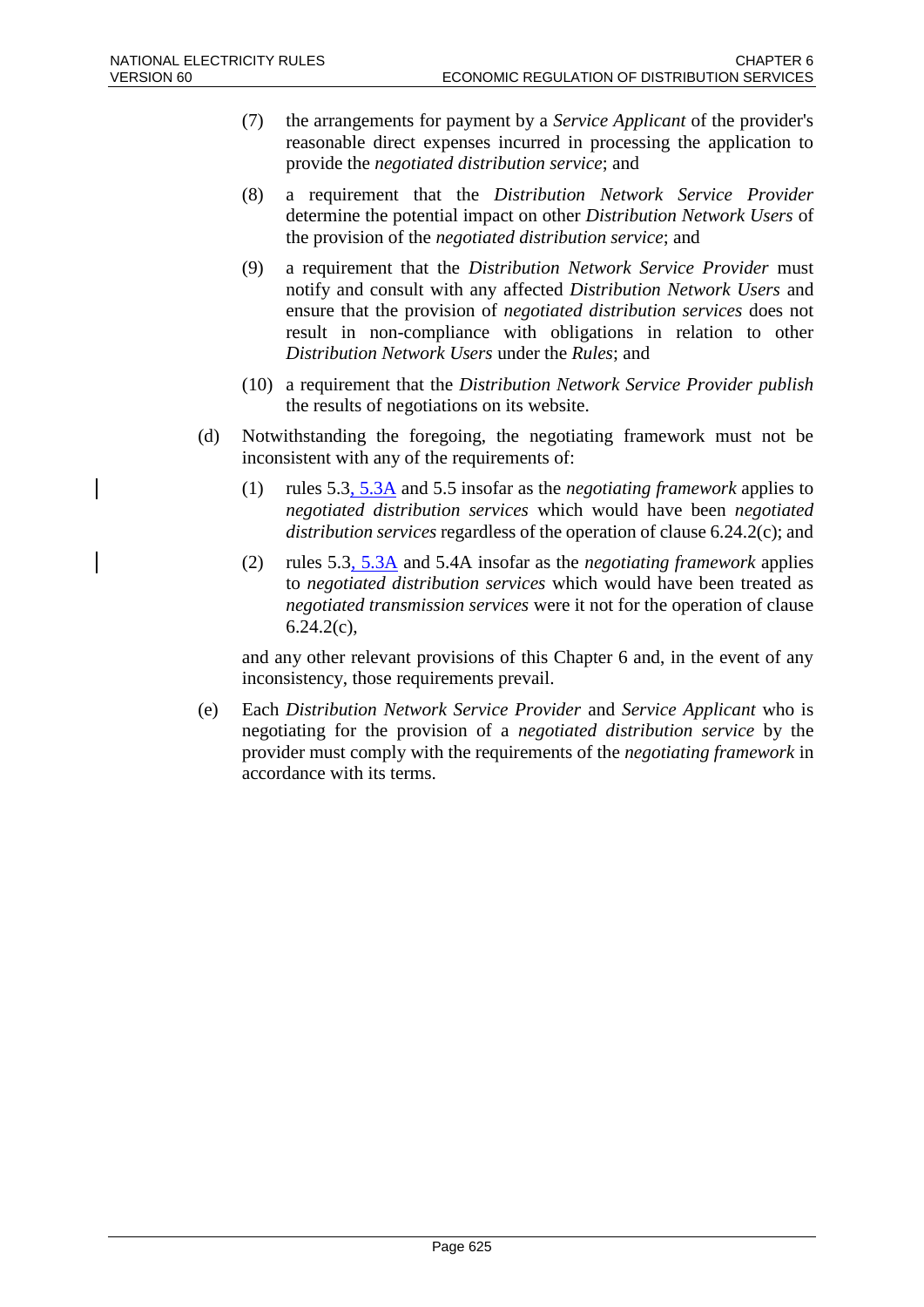(7) the arrangements for payment by a *Service Applicant* of the provider's reasonable direct expenses incurred in processing the application to provide the *negotiated distribution service*; and

(8) a requirement that the *Distribution Network Service Provider* determine the potential impact on other *Distribution Network Users* of the provision of the *negotiated distribution service*; and

(9) a requirement that the *Distribution Network Service Provider* must notify and consult with any affected *Distribution Network Users* and ensure that the provision of *negotiated distribution services* does not result in non-compliance with obligations in relation to other *Distribution Network Users* under the *Rules*; and

(10) a requirement that the *Distribution Network Service Provider publish* the results of negotiations on its website.

(d) Notwithstanding the foregoing, the negotiating framework must not be inconsistent with any of the requirements of:

(1) rules 5.3, 5.3A and 5.5 insofar as the *negotiating framework* applies to *negotiated distribution services* which would have been *negotiated distribution services* regardless of the operation of clause 6.24.2(c); and

(2) rules 5.3, 5.3A and 5.4A insofar as the *negotiating framework* applies to *negotiated distribution services* which would have been treated as *negotiated transmission services* were it not for the operation of clause 6.24.2(c),

and any other relevant provisions of this Chapter 6 and, in the event of any inconsistency, those requirements prevail.

(e) Each *Distribution Network Service Provider* and *Service Applicant* who is negotiating for the provision of a *negotiated distribution service* by the provider must comply with the requirements of the *negotiating framework* in accordance with its terms.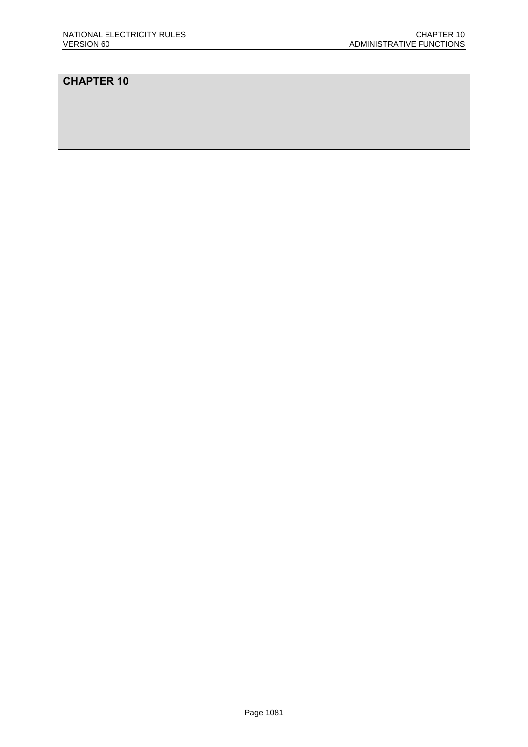# CHAPTER 10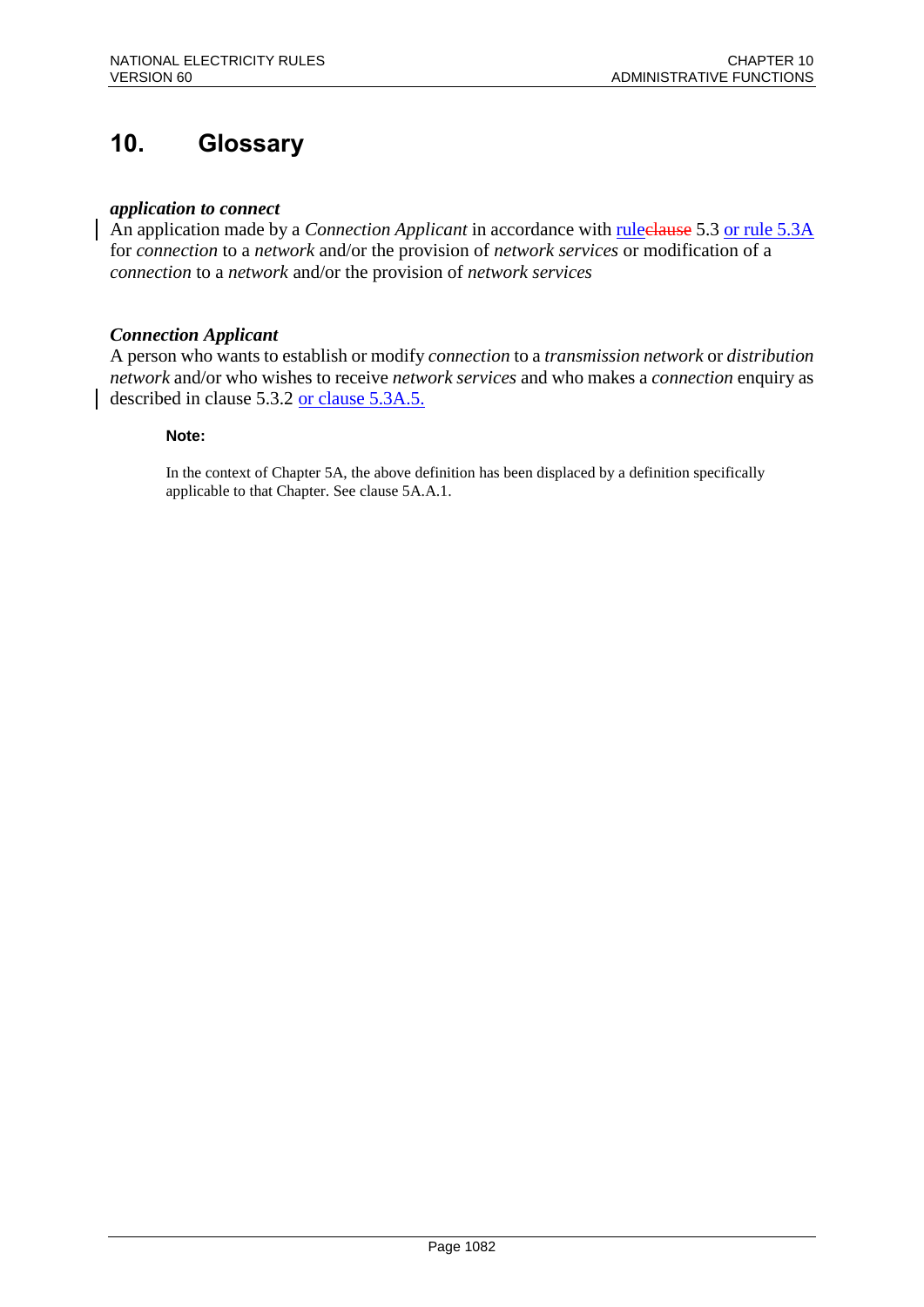# 10. Glossary

***application to connect***

An application made by a *Connection Applicant* in accordance with ruleclause 5.3 or rule 5.3A for *connection* to a *network* and/or the provision of *network services* or modification of a *connection* to a *network* and/or the provision of *network services*

***Connection Applicant***

A person who wants to establish or modify *connection* to a *transmission network* or *distribution network* and/or who wishes to receive *network services* and who makes a *connection* enquiry as described in clause 5.3.2 or clause 5.3A.5.

**Note:**

In the context of Chapter 5A, the above definition has been displaced by a definition specifically applicable to that Chapter. See clause 5A.A.1.